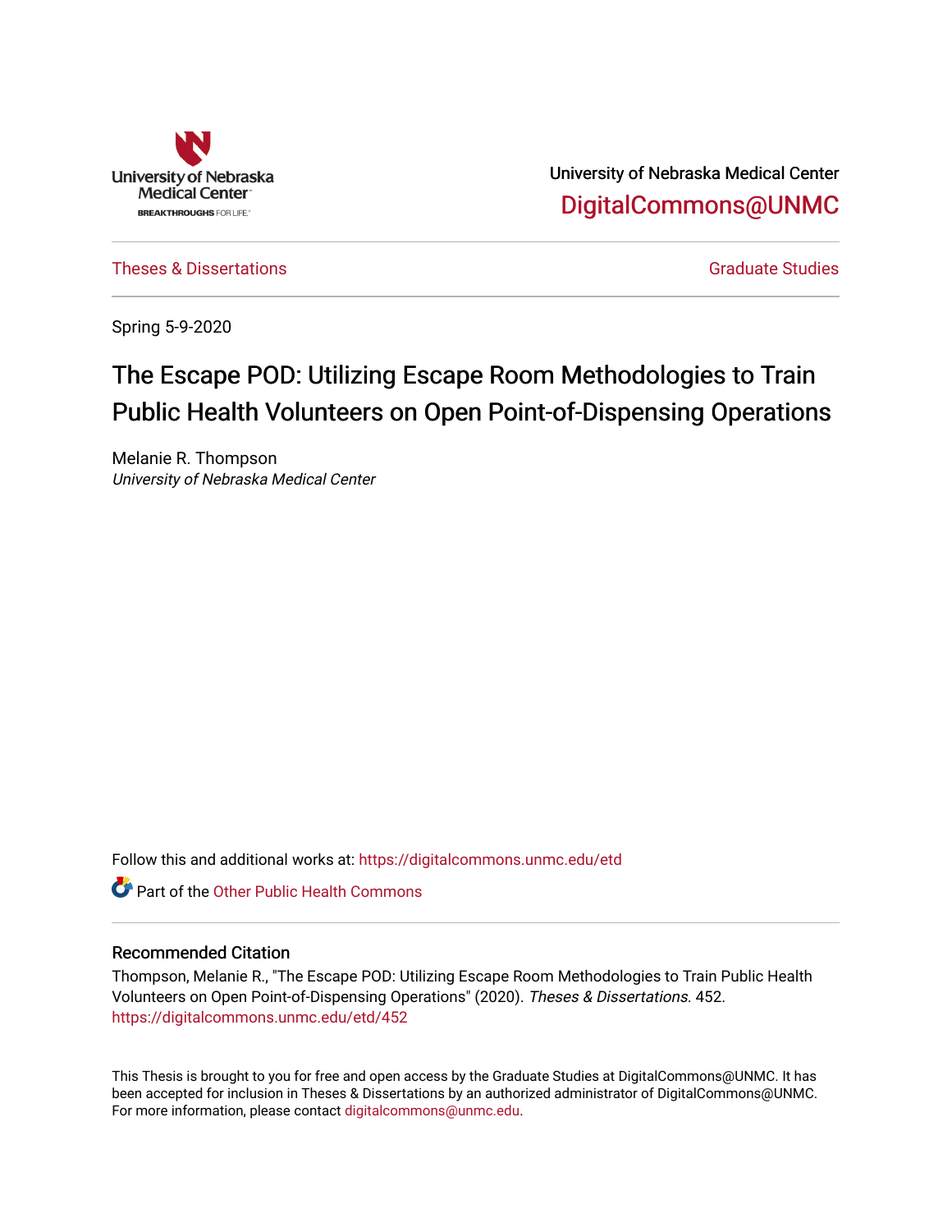University of Nebraska Medical Center

BREAKTHROUGHS FOR LIFE.

University of Nebraska Medical Center

DigitalCommons@UNMC

Theses & Dissertations

Graduate Studies

Spring 5-9-2020

# The Escape POD: Utilizing Escape Room Methodologies to Train Public Health Volunteers on Open Point-of-Dispensing Operations

Melanie R. Thompson
*University of Nebraska Medical Center*

Follow this and additional works at: https://digitalcommons.unmc.edu/etd

Part of the Other Public Health Commons

## Recommended Citation

Thompson, Melanie R., "The Escape POD: Utilizing Escape Room Methodologies to Train Public Health Volunteers on Open Point-of-Dispensing Operations" (2020). *Theses & Dissertations*. 452.
https://digitalcommons.unmc.edu/etd/452

This Thesis is brought to you for free and open access by the Graduate Studies at DigitalCommons@UNMC. It has been accepted for inclusion in Theses & Dissertations by an authorized administrator of DigitalCommons@UNMC. For more information, please contact digitalcommons@unmc.edu.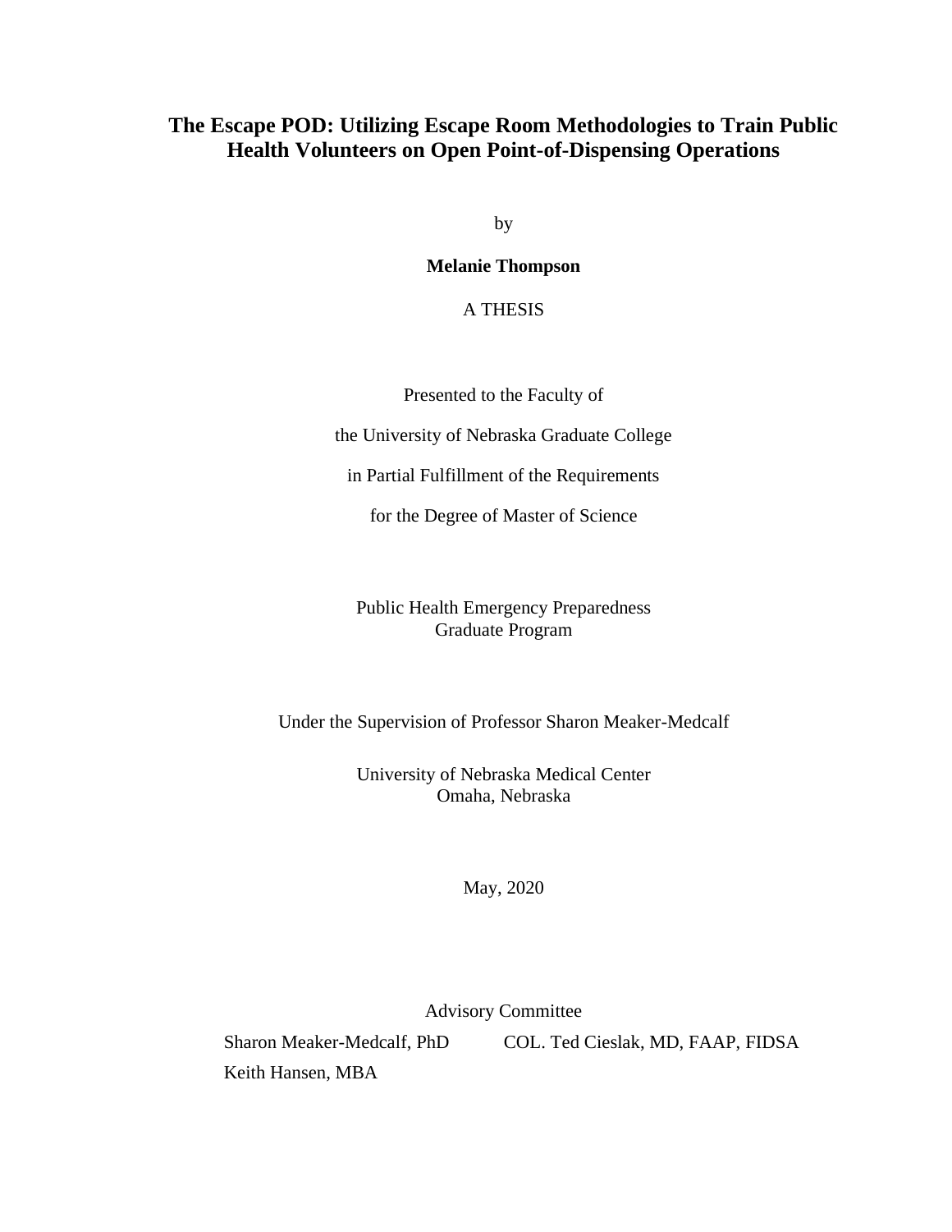# The Escape POD: Utilizing Escape Room Methodologies to Train Public Health Volunteers on Open Point-of-Dispensing Operations

by

**Melanie Thompson**

A THESIS

Presented to the Faculty of

the University of Nebraska Graduate College

in Partial Fulfillment of the Requirements

for the Degree of Master of Science

Public Health Emergency Preparedness
Graduate Program

Under the Supervision of Professor Sharon Meaker-Medcalf

University of Nebraska Medical Center
Omaha, Nebraska

May, 2020

Advisory Committee

Sharon Meaker-Medcalf, PhD

COL. Ted Cieslak, MD, FAAP, FIDSA

Keith Hansen, MBA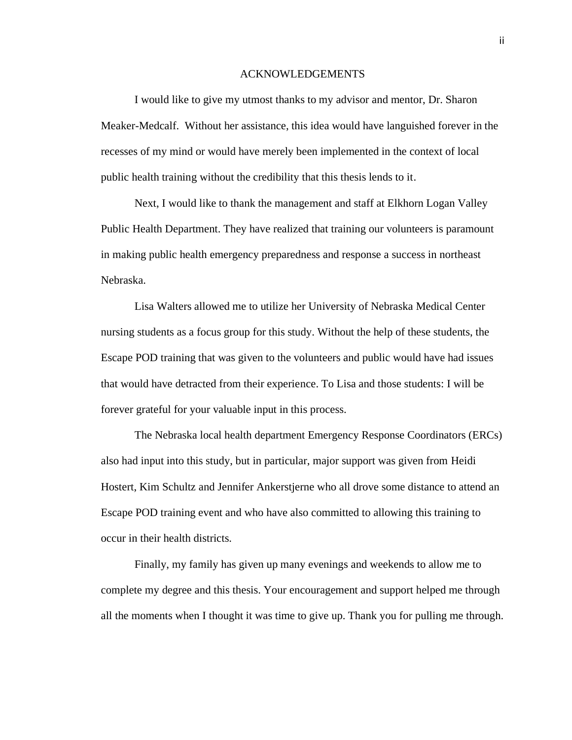# ACKNOWLEDGEMENTS

I would like to give my utmost thanks to my advisor and mentor, Dr. Sharon Meaker-Medcalf. Without her assistance, this idea would have languished forever in the recesses of my mind or would have merely been implemented in the context of local public health training without the credibility that this thesis lends to it.

Next, I would like to thank the management and staff at Elkhorn Logan Valley Public Health Department. They have realized that training our volunteers is paramount in making public health emergency preparedness and response a success in northeast Nebraska.

Lisa Walters allowed me to utilize her University of Nebraska Medical Center nursing students as a focus group for this study. Without the help of these students, the Escape POD training that was given to the volunteers and public would have had issues that would have detracted from their experience. To Lisa and those students: I will be forever grateful for your valuable input in this process.

The Nebraska local health department Emergency Response Coordinators (ERCs) also had input into this study, but in particular, major support was given from Heidi Hostert, Kim Schultz and Jennifer Ankerstjerne who all drove some distance to attend an Escape POD training event and who have also committed to allowing this training to occur in their health districts.

Finally, my family has given up many evenings and weekends to allow me to complete my degree and this thesis. Your encouragement and support helped me through all the moments when I thought it was time to give up. Thank you for pulling me through.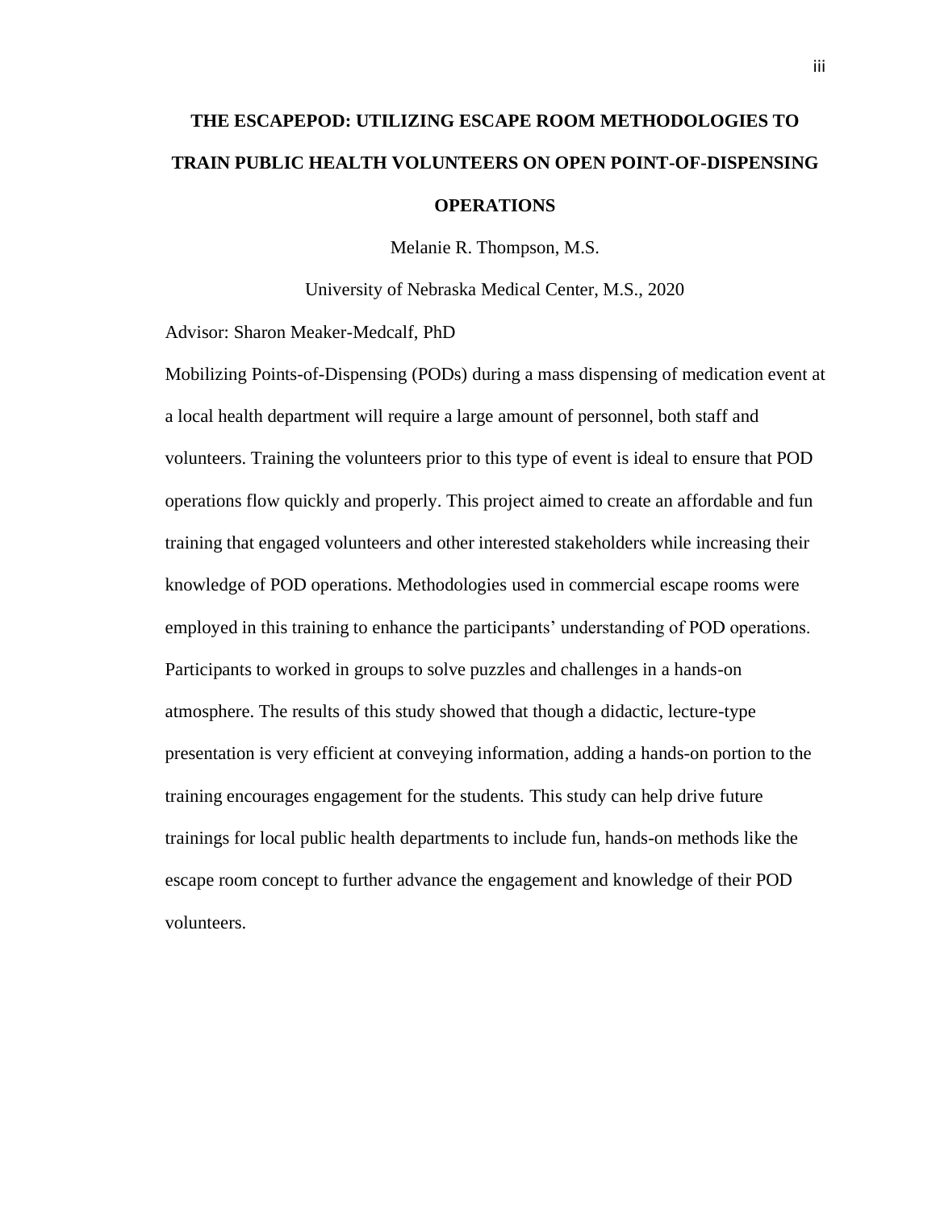# THE ESCAPEPOD: UTILIZING ESCAPE ROOM METHODOLOGIES TO TRAIN PUBLIC HEALTH VOLUNTEERS ON OPEN POINT-OF-DISPENSING OPERATIONS

Melanie R. Thompson, M.S.

University of Nebraska Medical Center, M.S., 2020

Advisor: Sharon Meaker-Medcalf, PhD

Mobilizing Points-of-Dispensing (PODs) during a mass dispensing of medication event at a local health department will require a large amount of personnel, both staff and volunteers. Training the volunteers prior to this type of event is ideal to ensure that POD operations flow quickly and properly. This project aimed to create an affordable and fun training that engaged volunteers and other interested stakeholders while increasing their knowledge of POD operations. Methodologies used in commercial escape rooms were employed in this training to enhance the participants' understanding of POD operations. Participants to worked in groups to solve puzzles and challenges in a hands-on atmosphere. The results of this study showed that though a didactic, lecture-type presentation is very efficient at conveying information, adding a hands-on portion to the training encourages engagement for the students. This study can help drive future trainings for local public health departments to include fun, hands-on methods like the escape room concept to further advance the engagement and knowledge of their POD volunteers.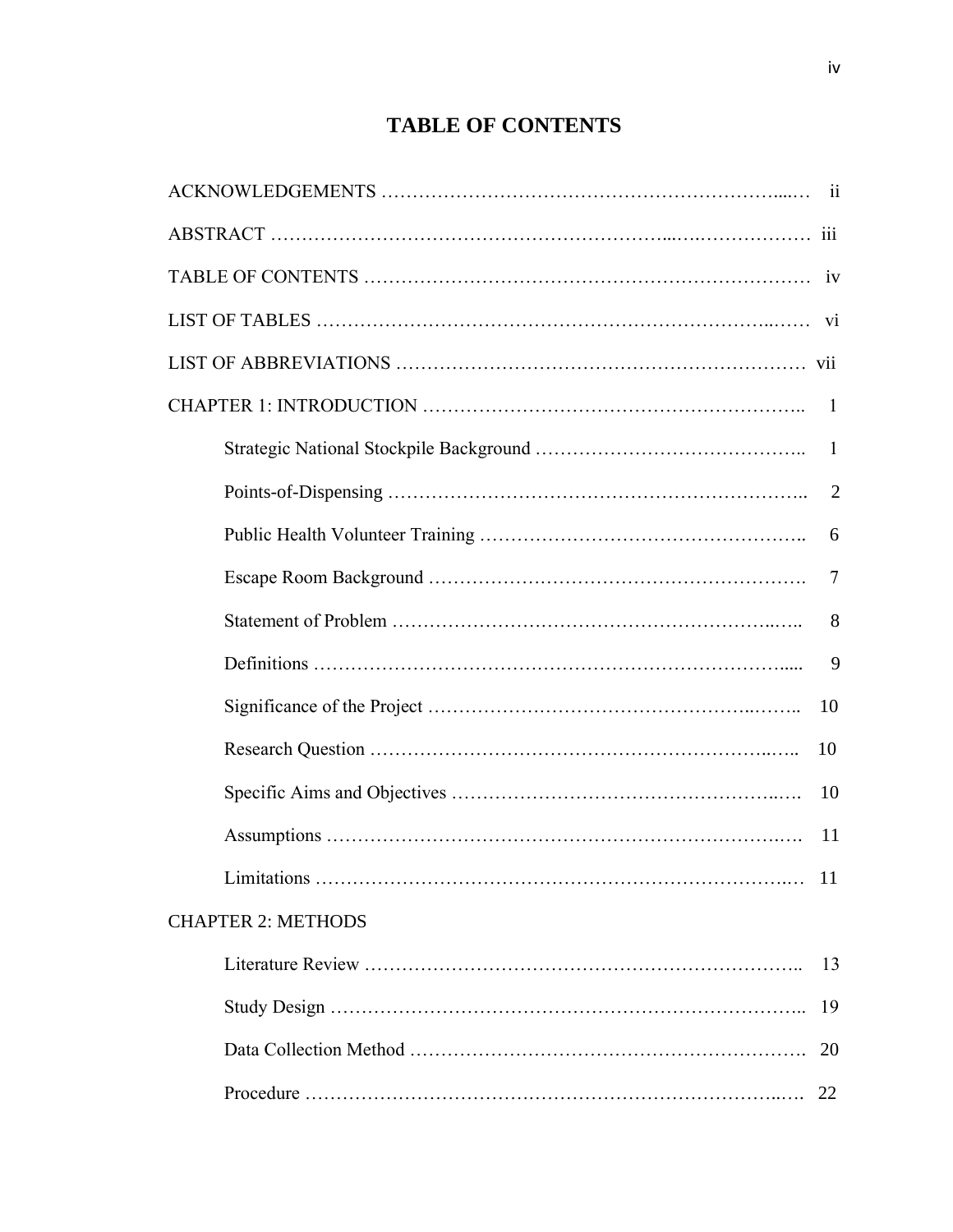# TABLE OF CONTENTS

ACKNOWLEDGEMENTS ..................................................................... ii

ABSTRACT ..................................................................... iii

TABLE OF CONTENTS ..................................................................... iv

LIST OF TABLES ..................................................................... vi

LIST OF ABBREVIATIONS ..................................................................... vii

CHAPTER 1: INTRODUCTION ..................................................................... 1

- Strategic National Stockpile Background ..................................................................... 1
- Points-of-Dispensing ..................................................................... 2
- Public Health Volunteer Training ..................................................................... 6
- Escape Room Background ..................................................................... 7
- Statement of Problem ..................................................................... 8
- Definitions ..................................................................... 9
- Significance of the Project ..................................................................... 10
- Research Question ..................................................................... 10
- Specific Aims and Objectives ..................................................................... 10
- Assumptions ..................................................................... 11
- Limitations ..................................................................... 11

CHAPTER 2: METHODS

- Literature Review ..................................................................... 13
- Study Design ..................................................................... 19
- Data Collection Method ..................................................................... 20
- Procedure ..................................................................... 22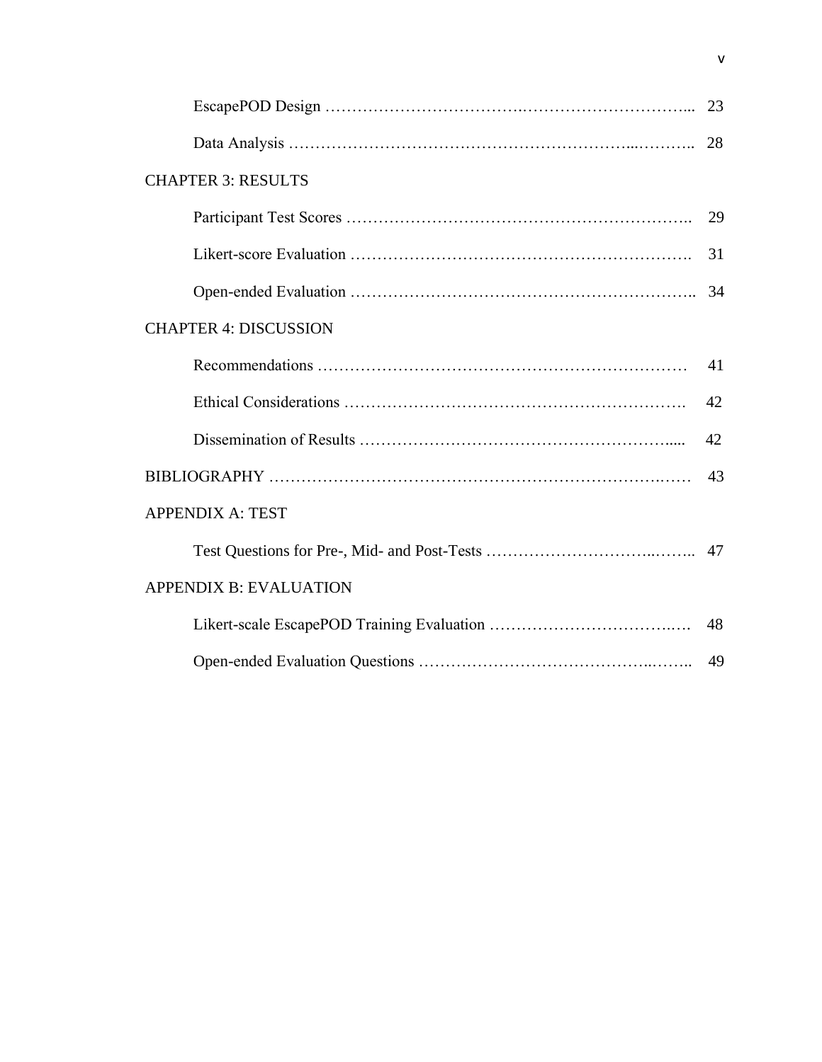EscapePOD Design ........................................................................ 23

Data Analysis ............................................................................. 28

CHAPTER 3: RESULTS

Participant Test Scores ................................................................ 29

Likert-score Evaluation ................................................................ 31

Open-ended Evaluation ................................................................ 34

CHAPTER 4: DISCUSSION

Recommendations ....................................................................... 41

Ethical Considerations ................................................................. 42

Dissemination of Results ............................................................. 42

BIBLIOGRAPHY .............................................................................. 43

APPENDIX A: TEST

Test Questions for Pre-, Mid- and Post-Tests ................................... 47

APPENDIX B: EVALUATION

Likert-scale EscapePOD Training Evaluation .................................... 48

Open-ended Evaluation Questions ................................................... 49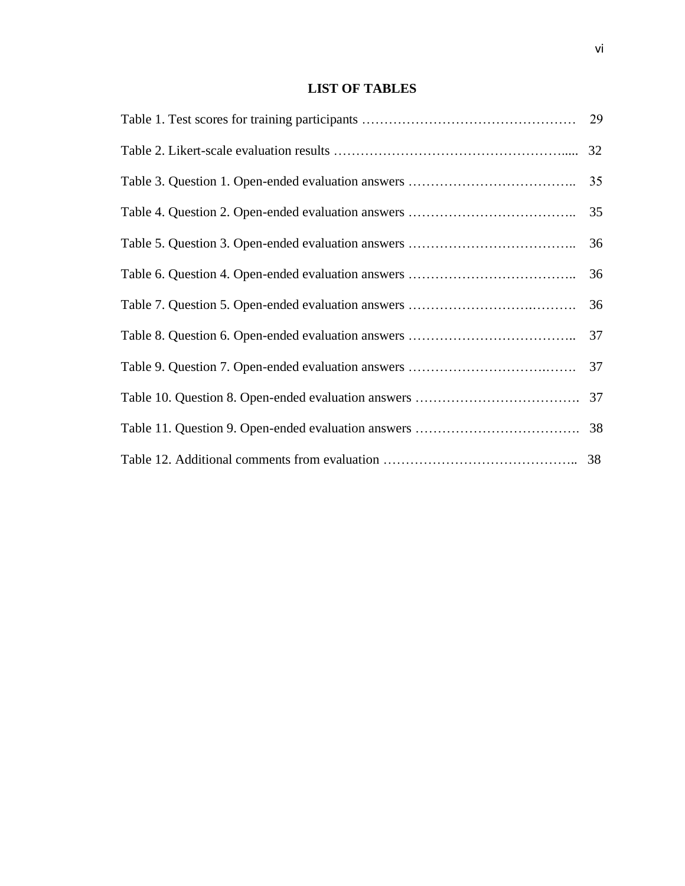## LIST OF TABLES

Table 1. Test scores for training participants ………………………………………… 29

Table 2. Likert-scale evaluation results …………………………………………….... 32

Table 3. Question 1. Open-ended evaluation answers ……………………………….. 35

Table 4. Question 2. Open-ended evaluation answers ……………………………….. 35

Table 5. Question 3. Open-ended evaluation answers ……………………………….. 36

Table 6. Question 4. Open-ended evaluation answers ……………………………….. 36

Table 7. Question 5. Open-ended evaluation answers ……………………….………. 36

Table 8. Question 6. Open-ended evaluation answers ……………………………….. 37

Table 9. Question 7. Open-ended evaluation answers …………………………….……. 37

Table 10. Question 8. Open-ended evaluation answers ………………………………. 37

Table 11. Question 9. Open-ended evaluation answers ………………………………. 38

Table 12. Additional comments from evaluation …………………………………….. 38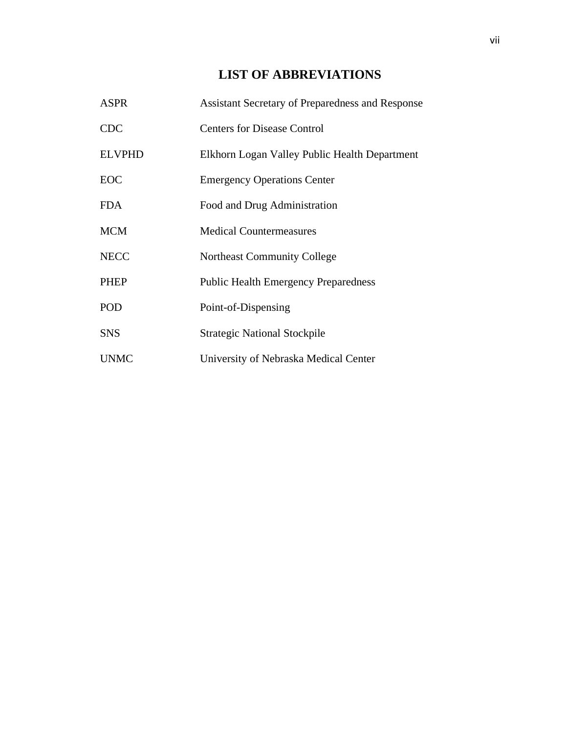# LIST OF ABBREVIATIONS

| | |
|---|---|
| ASPR | Assistant Secretary of Preparedness and Response |
| CDC | Centers for Disease Control |
| ELVPHD | Elkhorn Logan Valley Public Health Department |
| EOC | Emergency Operations Center |
| FDA | Food and Drug Administration |
| MCM | Medical Countermeasures |
| NECC | Northeast Community College |
| PHEP | Public Health Emergency Preparedness |
| POD | Point-of-Dispensing |
| SNS | Strategic National Stockpile |
| UNMC | University of Nebraska Medical Center |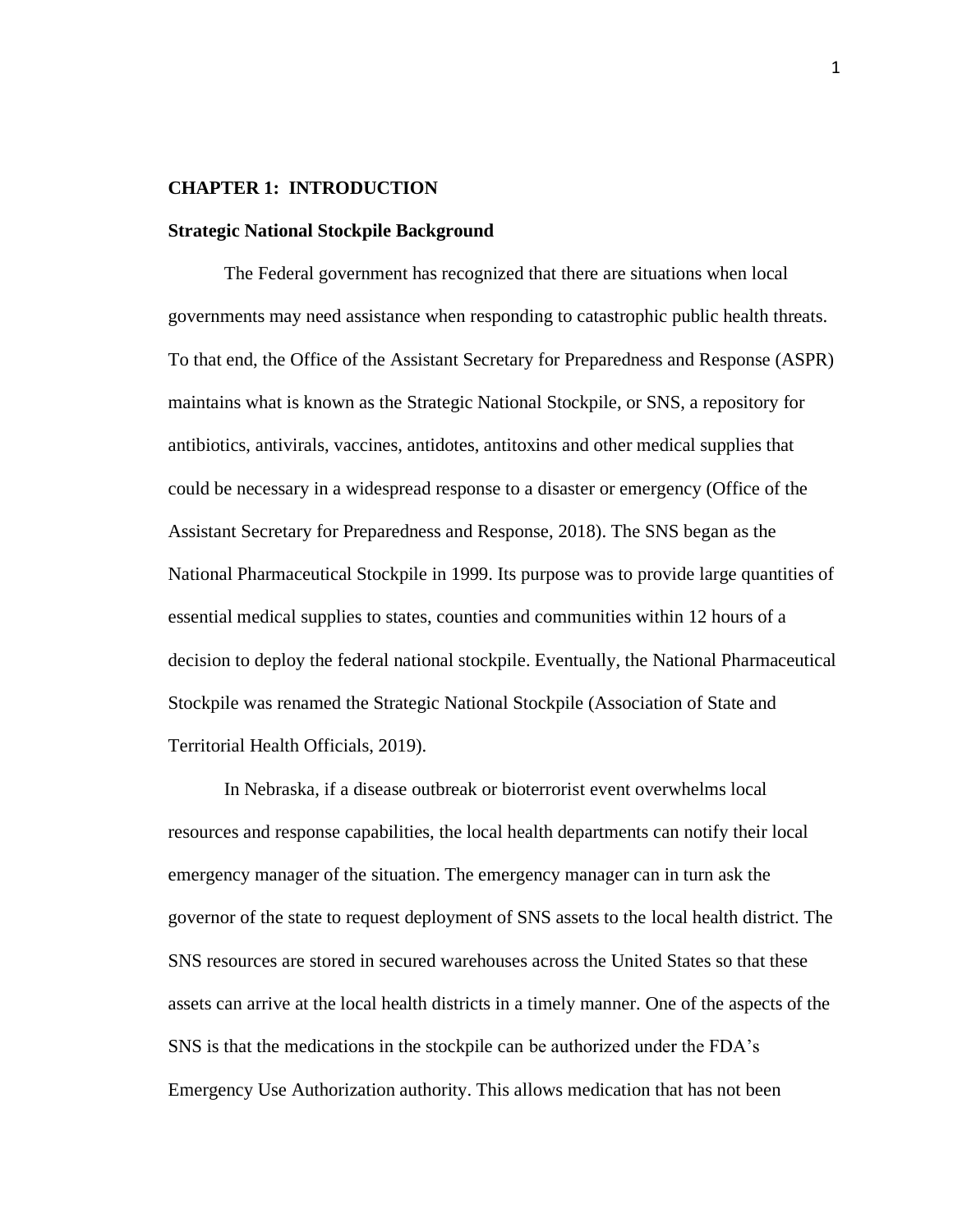# CHAPTER 1: INTRODUCTION

## Strategic National Stockpile Background

The Federal government has recognized that there are situations when local governments may need assistance when responding to catastrophic public health threats. To that end, the Office of the Assistant Secretary for Preparedness and Response (ASPR) maintains what is known as the Strategic National Stockpile, or SNS, a repository for antibiotics, antivirals, vaccines, antidotes, antitoxins and other medical supplies that could be necessary in a widespread response to a disaster or emergency (Office of the Assistant Secretary for Preparedness and Response, 2018). The SNS began as the National Pharmaceutical Stockpile in 1999. Its purpose was to provide large quantities of essential medical supplies to states, counties and communities within 12 hours of a decision to deploy the federal national stockpile. Eventually, the National Pharmaceutical Stockpile was renamed the Strategic National Stockpile (Association of State and Territorial Health Officials, 2019).

In Nebraska, if a disease outbreak or bioterrorist event overwhelms local resources and response capabilities, the local health departments can notify their local emergency manager of the situation. The emergency manager can in turn ask the governor of the state to request deployment of SNS assets to the local health district. The SNS resources are stored in secured warehouses across the United States so that these assets can arrive at the local health districts in a timely manner. One of the aspects of the SNS is that the medications in the stockpile can be authorized under the FDA's Emergency Use Authorization authority. This allows medication that has not been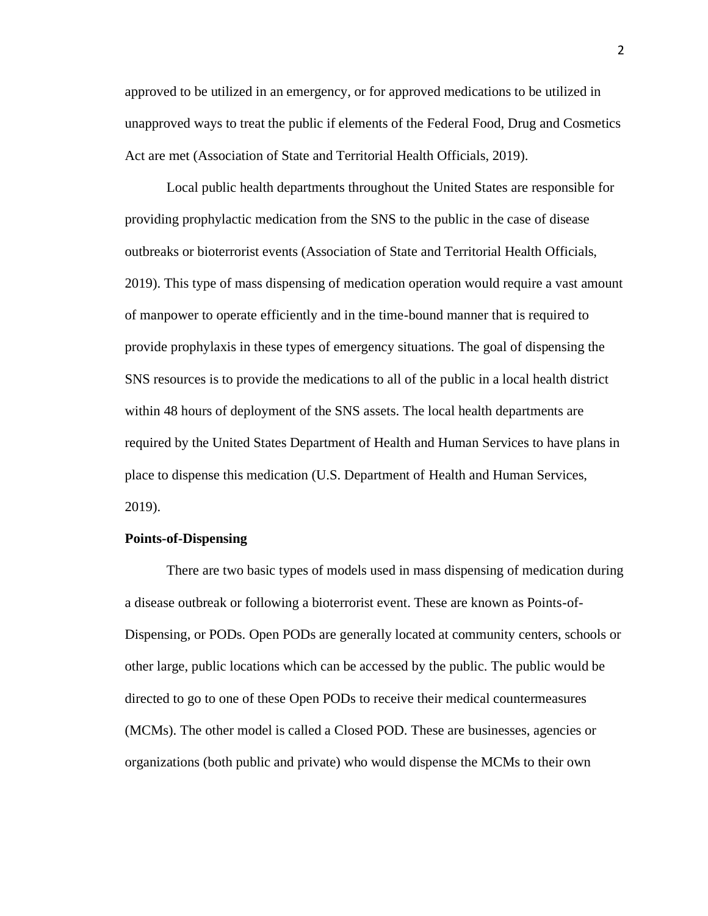approved to be utilized in an emergency, or for approved medications to be utilized in unapproved ways to treat the public if elements of the Federal Food, Drug and Cosmetics Act are met (Association of State and Territorial Health Officials, 2019).

Local public health departments throughout the United States are responsible for providing prophylactic medication from the SNS to the public in the case of disease outbreaks or bioterrorist events (Association of State and Territorial Health Officials, 2019). This type of mass dispensing of medication operation would require a vast amount of manpower to operate efficiently and in the time-bound manner that is required to provide prophylaxis in these types of emergency situations. The goal of dispensing the SNS resources is to provide the medications to all of the public in a local health district within 48 hours of deployment of the SNS assets. The local health departments are required by the United States Department of Health and Human Services to have plans in place to dispense this medication (U.S. Department of Health and Human Services, 2019).

**Points-of-Dispensing**

There are two basic types of models used in mass dispensing of medication during a disease outbreak or following a bioterrorist event. These are known as Points-of-Dispensing, or PODs. Open PODs are generally located at community centers, schools or other large, public locations which can be accessed by the public. The public would be directed to go to one of these Open PODs to receive their medical countermeasures (MCMs). The other model is called a Closed POD. These are businesses, agencies or organizations (both public and private) who would dispense the MCMs to their own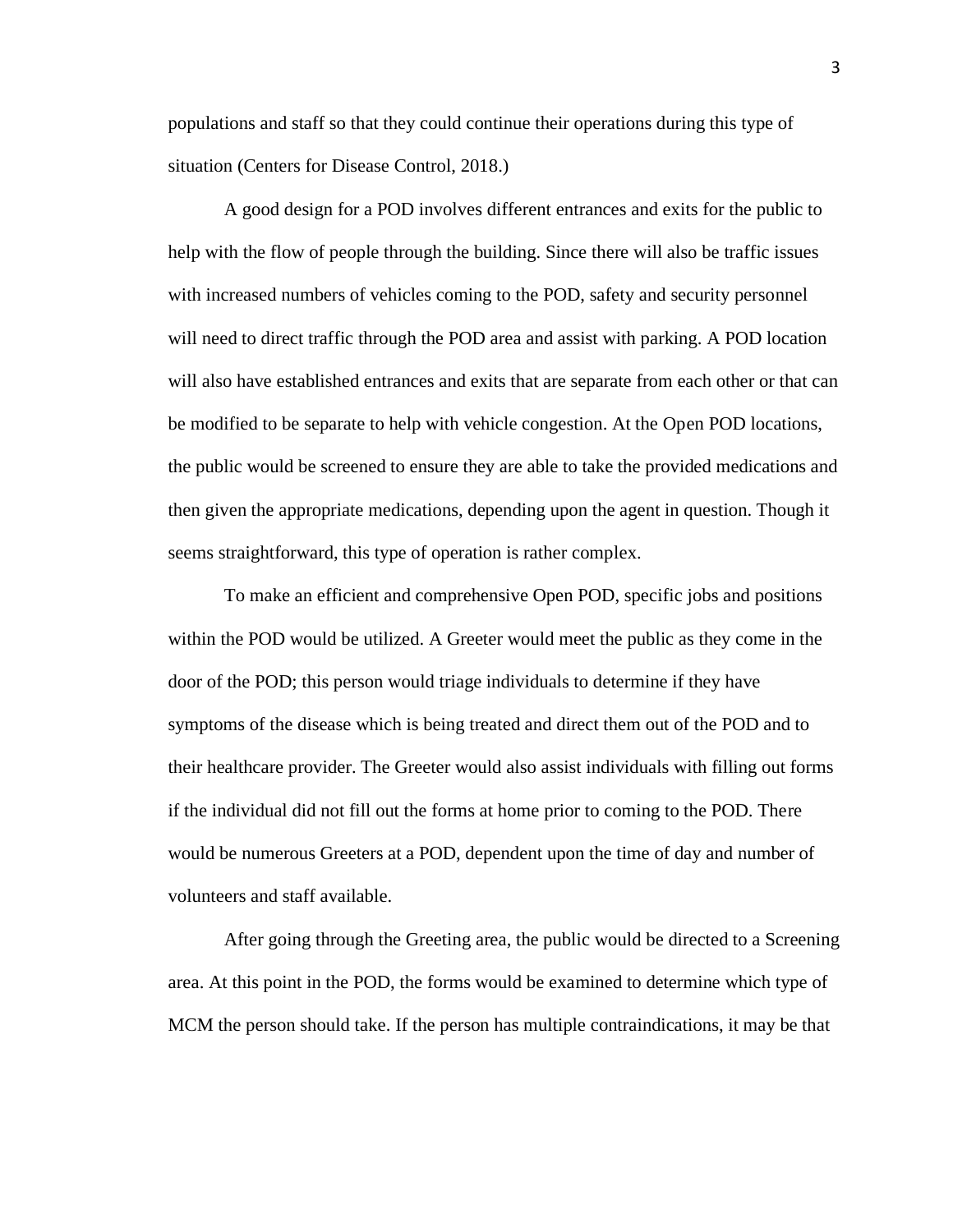populations and staff so that they could continue their operations during this type of situation (Centers for Disease Control, 2018.)

A good design for a POD involves different entrances and exits for the public to help with the flow of people through the building. Since there will also be traffic issues with increased numbers of vehicles coming to the POD, safety and security personnel will need to direct traffic through the POD area and assist with parking. A POD location will also have established entrances and exits that are separate from each other or that can be modified to be separate to help with vehicle congestion. At the Open POD locations, the public would be screened to ensure they are able to take the provided medications and then given the appropriate medications, depending upon the agent in question. Though it seems straightforward, this type of operation is rather complex.

To make an efficient and comprehensive Open POD, specific jobs and positions within the POD would be utilized. A Greeter would meet the public as they come in the door of the POD; this person would triage individuals to determine if they have symptoms of the disease which is being treated and direct them out of the POD and to their healthcare provider. The Greeter would also assist individuals with filling out forms if the individual did not fill out the forms at home prior to coming to the POD. There would be numerous Greeters at a POD, dependent upon the time of day and number of volunteers and staff available.

After going through the Greeting area, the public would be directed to a Screening area. At this point in the POD, the forms would be examined to determine which type of MCM the person should take. If the person has multiple contraindications, it may be that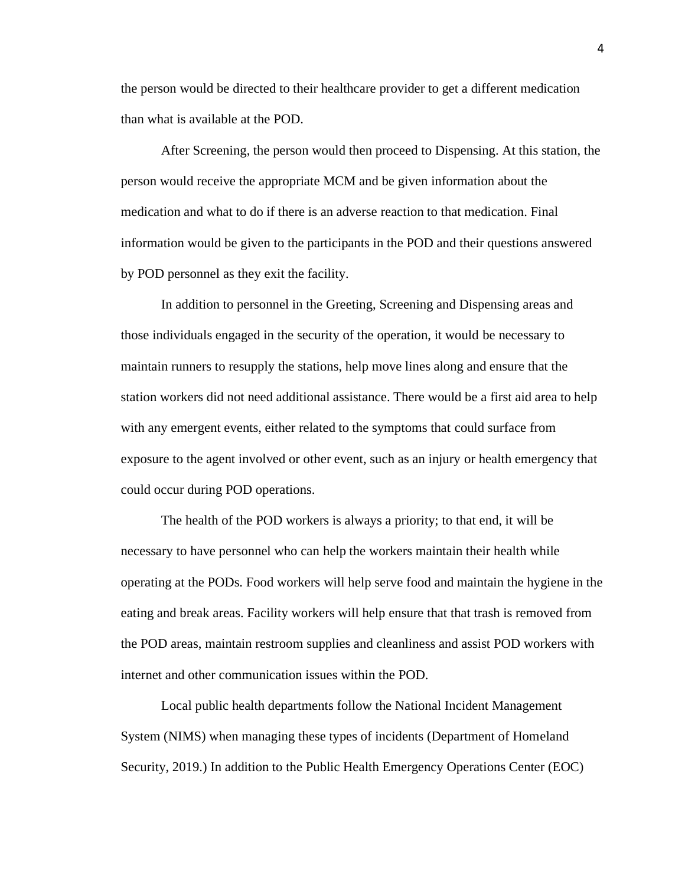the person would be directed to their healthcare provider to get a different medication than what is available at the POD.

After Screening, the person would then proceed to Dispensing. At this station, the person would receive the appropriate MCM and be given information about the medication and what to do if there is an adverse reaction to that medication. Final information would be given to the participants in the POD and their questions answered by POD personnel as they exit the facility.

In addition to personnel in the Greeting, Screening and Dispensing areas and those individuals engaged in the security of the operation, it would be necessary to maintain runners to resupply the stations, help move lines along and ensure that the station workers did not need additional assistance. There would be a first aid area to help with any emergent events, either related to the symptoms that could surface from exposure to the agent involved or other event, such as an injury or health emergency that could occur during POD operations.

The health of the POD workers is always a priority; to that end, it will be necessary to have personnel who can help the workers maintain their health while operating at the PODs. Food workers will help serve food and maintain the hygiene in the eating and break areas. Facility workers will help ensure that that trash is removed from the POD areas, maintain restroom supplies and cleanliness and assist POD workers with internet and other communication issues within the POD.

Local public health departments follow the National Incident Management System (NIMS) when managing these types of incidents (Department of Homeland Security, 2019.) In addition to the Public Health Emergency Operations Center (EOC)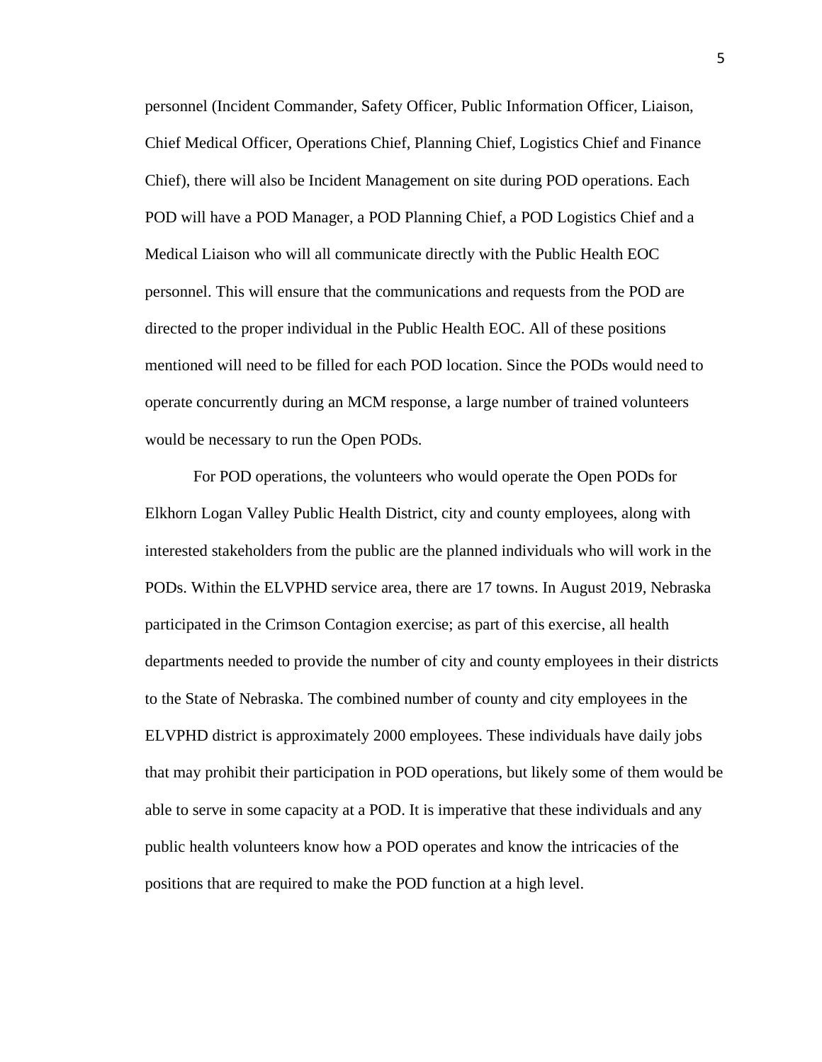personnel (Incident Commander, Safety Officer, Public Information Officer, Liaison, Chief Medical Officer, Operations Chief, Planning Chief, Logistics Chief and Finance Chief), there will also be Incident Management on site during POD operations. Each POD will have a POD Manager, a POD Planning Chief, a POD Logistics Chief and a Medical Liaison who will all communicate directly with the Public Health EOC personnel. This will ensure that the communications and requests from the POD are directed to the proper individual in the Public Health EOC. All of these positions mentioned will need to be filled for each POD location. Since the PODs would need to operate concurrently during an MCM response, a large number of trained volunteers would be necessary to run the Open PODs.

For POD operations, the volunteers who would operate the Open PODs for Elkhorn Logan Valley Public Health District, city and county employees, along with interested stakeholders from the public are the planned individuals who will work in the PODs. Within the ELVPHD service area, there are 17 towns. In August 2019, Nebraska participated in the Crimson Contagion exercise; as part of this exercise, all health departments needed to provide the number of city and county employees in their districts to the State of Nebraska. The combined number of county and city employees in the ELVPHD district is approximately 2000 employees. These individuals have daily jobs that may prohibit their participation in POD operations, but likely some of them would be able to serve in some capacity at a POD. It is imperative that these individuals and any public health volunteers know how a POD operates and know the intricacies of the positions that are required to make the POD function at a high level.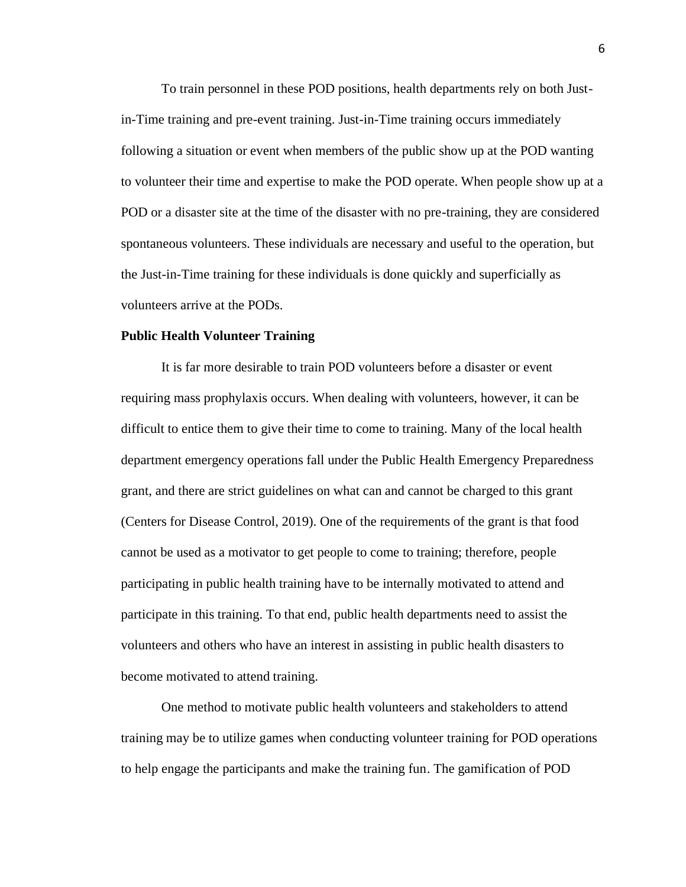To train personnel in these POD positions, health departments rely on both Just-in-Time training and pre-event training. Just-in-Time training occurs immediately following a situation or event when members of the public show up at the POD wanting to volunteer their time and expertise to make the POD operate. When people show up at a POD or a disaster site at the time of the disaster with no pre-training, they are considered spontaneous volunteers. These individuals are necessary and useful to the operation, but the Just-in-Time training for these individuals is done quickly and superficially as volunteers arrive at the PODs.

**Public Health Volunteer Training**

It is far more desirable to train POD volunteers before a disaster or event requiring mass prophylaxis occurs. When dealing with volunteers, however, it can be difficult to entice them to give their time to come to training. Many of the local health department emergency operations fall under the Public Health Emergency Preparedness grant, and there are strict guidelines on what can and cannot be charged to this grant (Centers for Disease Control, 2019). One of the requirements of the grant is that food cannot be used as a motivator to get people to come to training; therefore, people participating in public health training have to be internally motivated to attend and participate in this training. To that end, public health departments need to assist the volunteers and others who have an interest in assisting in public health disasters to become motivated to attend training.

One method to motivate public health volunteers and stakeholders to attend training may be to utilize games when conducting volunteer training for POD operations to help engage the participants and make the training fun. The gamification of POD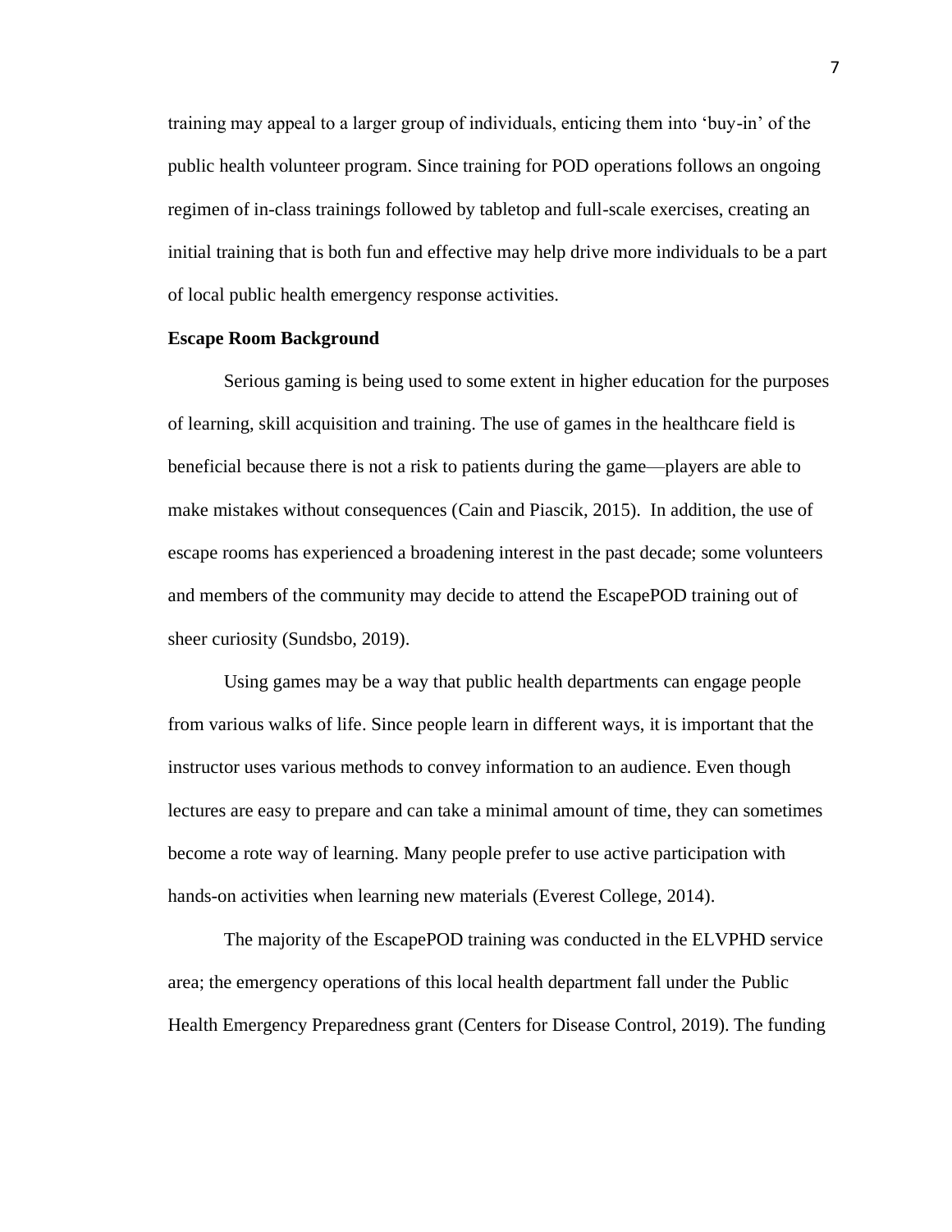training may appeal to a larger group of individuals, enticing them into 'buy-in' of the public health volunteer program. Since training for POD operations follows an ongoing regimen of in-class trainings followed by tabletop and full-scale exercises, creating an initial training that is both fun and effective may help drive more individuals to be a part of local public health emergency response activities.

**Escape Room Background**

Serious gaming is being used to some extent in higher education for the purposes of learning, skill acquisition and training. The use of games in the healthcare field is beneficial because there is not a risk to patients during the game—players are able to make mistakes without consequences (Cain and Piascik, 2015). In addition, the use of escape rooms has experienced a broadening interest in the past decade; some volunteers and members of the community may decide to attend the EscapePOD training out of sheer curiosity (Sundsbo, 2019).

Using games may be a way that public health departments can engage people from various walks of life. Since people learn in different ways, it is important that the instructor uses various methods to convey information to an audience. Even though lectures are easy to prepare and can take a minimal amount of time, they can sometimes become a rote way of learning. Many people prefer to use active participation with hands-on activities when learning new materials (Everest College, 2014).

The majority of the EscapePOD training was conducted in the ELVPHD service area; the emergency operations of this local health department fall under the Public Health Emergency Preparedness grant (Centers for Disease Control, 2019). The funding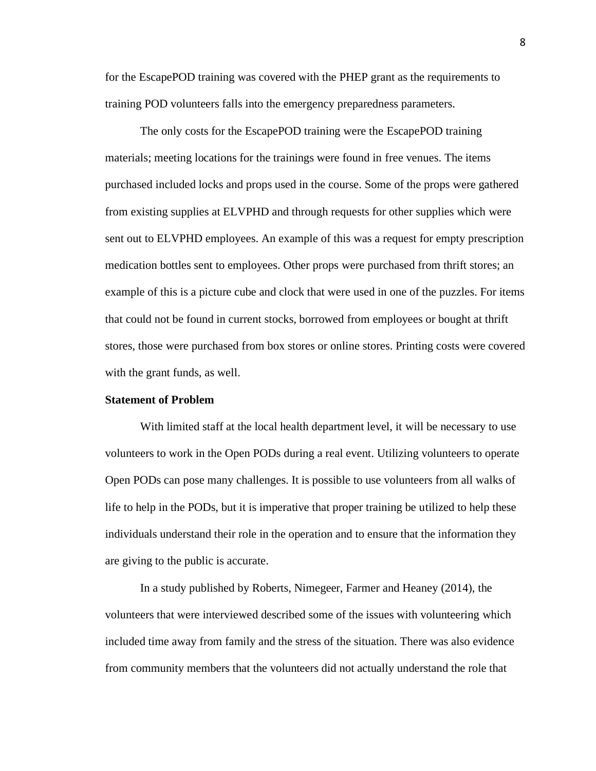for the EscapePOD training was covered with the PHEP grant as the requirements to training POD volunteers falls into the emergency preparedness parameters.

The only costs for the EscapePOD training were the EscapePOD training materials; meeting locations for the trainings were found in free venues. The items purchased included locks and props used in the course. Some of the props were gathered from existing supplies at ELVPHD and through requests for other supplies which were sent out to ELVPHD employees. An example of this was a request for empty prescription medication bottles sent to employees. Other props were purchased from thrift stores; an example of this is a picture cube and clock that were used in one of the puzzles. For items that could not be found in current stocks, borrowed from employees or bought at thrift stores, those were purchased from box stores or online stores. Printing costs were covered with the grant funds, as well.

**Statement of Problem**

With limited staff at the local health department level, it will be necessary to use volunteers to work in the Open PODs during a real event. Utilizing volunteers to operate Open PODs can pose many challenges. It is possible to use volunteers from all walks of life to help in the PODs, but it is imperative that proper training be utilized to help these individuals understand their role in the operation and to ensure that the information they are giving to the public is accurate.

In a study published by Roberts, Nimegeer, Farmer and Heaney (2014), the volunteers that were interviewed described some of the issues with volunteering which included time away from family and the stress of the situation. There was also evidence from community members that the volunteers did not actually understand the role that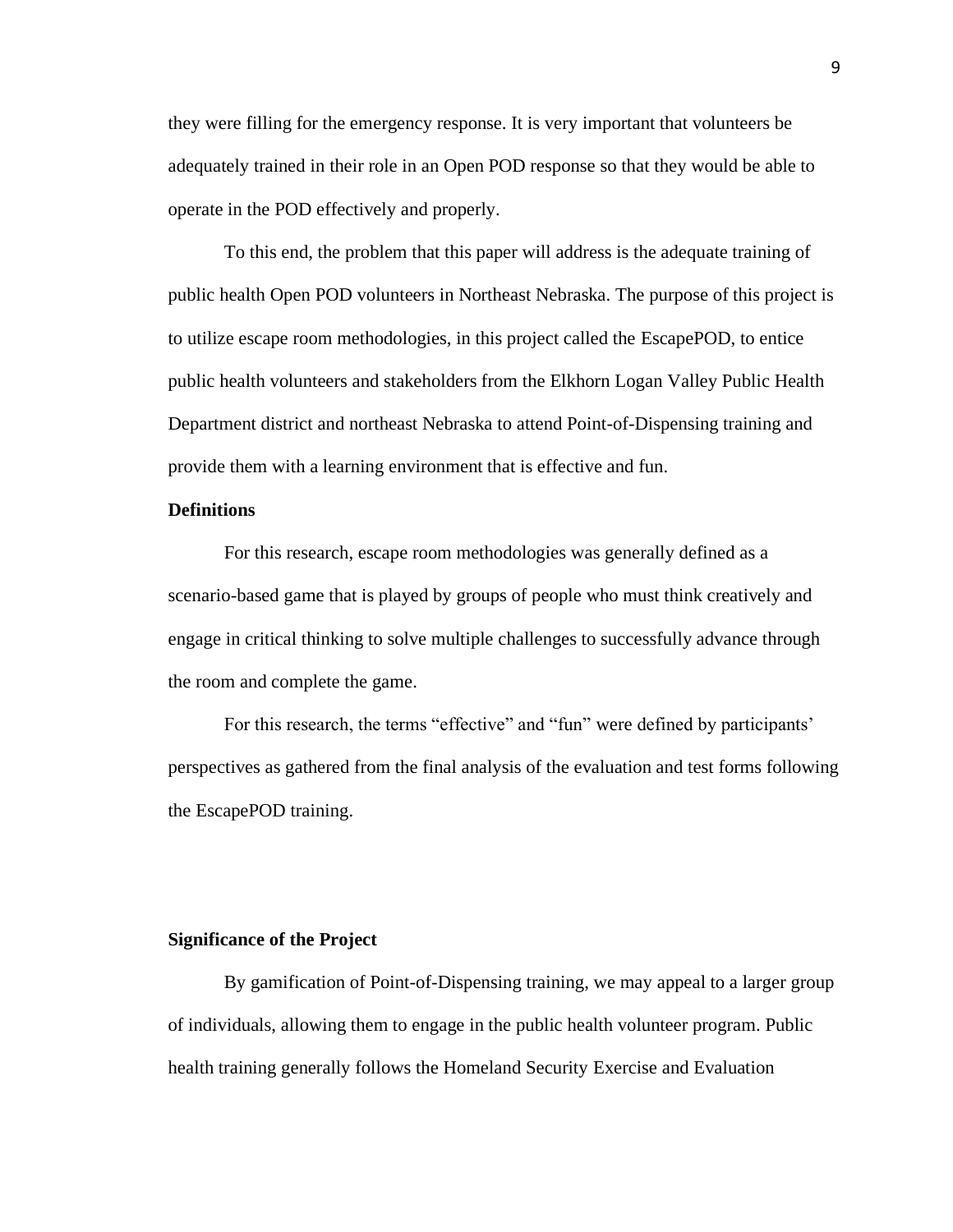they were filling for the emergency response. It is very important that volunteers be adequately trained in their role in an Open POD response so that they would be able to operate in the POD effectively and properly.

To this end, the problem that this paper will address is the adequate training of public health Open POD volunteers in Northeast Nebraska. The purpose of this project is to utilize escape room methodologies, in this project called the EscapePOD, to entice public health volunteers and stakeholders from the Elkhorn Logan Valley Public Health Department district and northeast Nebraska to attend Point-of-Dispensing training and provide them with a learning environment that is effective and fun.

**Definitions**

For this research, escape room methodologies was generally defined as a scenario-based game that is played by groups of people who must think creatively and engage in critical thinking to solve multiple challenges to successfully advance through the room and complete the game.

For this research, the terms "effective" and "fun" were defined by participants' perspectives as gathered from the final analysis of the evaluation and test forms following the EscapePOD training.

**Significance of the Project**

By gamification of Point-of-Dispensing training, we may appeal to a larger group of individuals, allowing them to engage in the public health volunteer program. Public health training generally follows the Homeland Security Exercise and Evaluation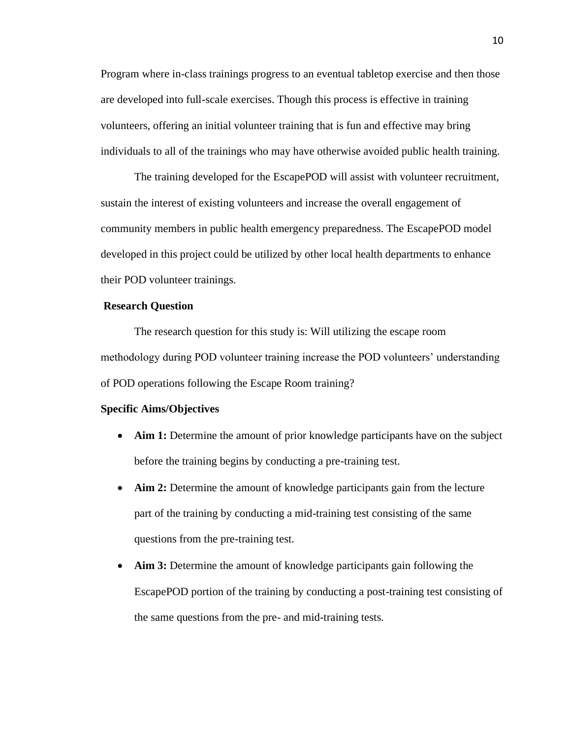Program where in-class trainings progress to an eventual tabletop exercise and then those are developed into full-scale exercises. Though this process is effective in training volunteers, offering an initial volunteer training that is fun and effective may bring individuals to all of the trainings who may have otherwise avoided public health training.

The training developed for the EscapePOD will assist with volunteer recruitment, sustain the interest of existing volunteers and increase the overall engagement of community members in public health emergency preparedness. The EscapePOD model developed in this project could be utilized by other local health departments to enhance their POD volunteer trainings.

**Research Question**

The research question for this study is: Will utilizing the escape room methodology during POD volunteer training increase the POD volunteers' understanding of POD operations following the Escape Room training?

**Specific Aims/Objectives**

- **Aim 1:** Determine the amount of prior knowledge participants have on the subject before the training begins by conducting a pre-training test.
- **Aim 2:** Determine the amount of knowledge participants gain from the lecture part of the training by conducting a mid-training test consisting of the same questions from the pre-training test.
- **Aim 3:** Determine the amount of knowledge participants gain following the EscapePOD portion of the training by conducting a post-training test consisting of the same questions from the pre- and mid-training tests.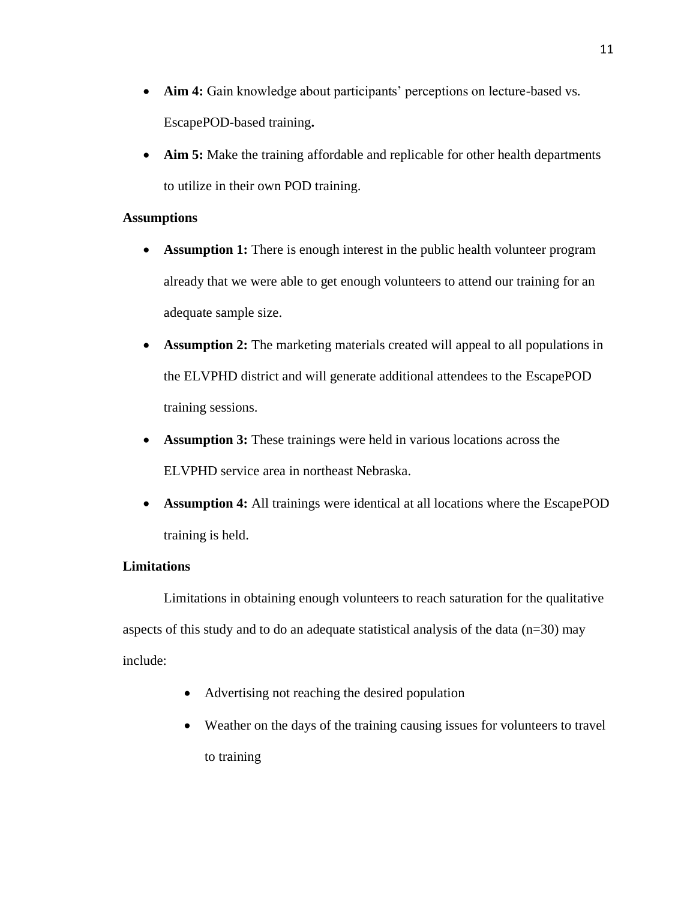- **Aim 4:** Gain knowledge about participants' perceptions on lecture-based vs. EscapePOD-based training**.**
- **Aim 5:** Make the training affordable and replicable for other health departments to utilize in their own POD training.

### Assumptions

- **Assumption 1:** There is enough interest in the public health volunteer program already that we were able to get enough volunteers to attend our training for an adequate sample size.
- **Assumption 2:** The marketing materials created will appeal to all populations in the ELVPHD district and will generate additional attendees to the EscapePOD training sessions.
- **Assumption 3:** These trainings were held in various locations across the ELVPHD service area in northeast Nebraska.
- **Assumption 4:** All trainings were identical at all locations where the EscapePOD training is held.

### Limitations

Limitations in obtaining enough volunteers to reach saturation for the qualitative aspects of this study and to do an adequate statistical analysis of the data (n=30) may include:

- Advertising not reaching the desired population
- Weather on the days of the training causing issues for volunteers to travel to training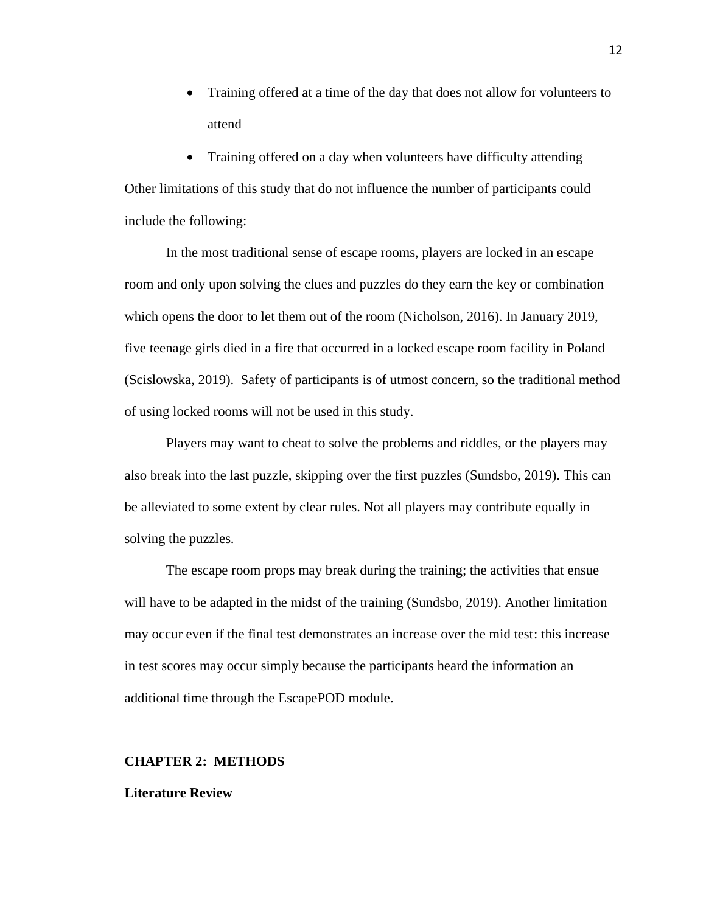- Training offered at a time of the day that does not allow for volunteers to attend
- Training offered on a day when volunteers have difficulty attending

Other limitations of this study that do not influence the number of participants could include the following:

In the most traditional sense of escape rooms, players are locked in an escape room and only upon solving the clues and puzzles do they earn the key or combination which opens the door to let them out of the room (Nicholson, 2016). In January 2019, five teenage girls died in a fire that occurred in a locked escape room facility in Poland (Scislowska, 2019). Safety of participants is of utmost concern, so the traditional method of using locked rooms will not be used in this study.

Players may want to cheat to solve the problems and riddles, or the players may also break into the last puzzle, skipping over the first puzzles (Sundsbo, 2019). This can be alleviated to some extent by clear rules. Not all players may contribute equally in solving the puzzles.

The escape room props may break during the training; the activities that ensue will have to be adapted in the midst of the training (Sundsbo, 2019). Another limitation may occur even if the final test demonstrates an increase over the mid test: this increase in test scores may occur simply because the participants heard the information an additional time through the EscapePOD module.

## CHAPTER 2: METHODS

### Literature Review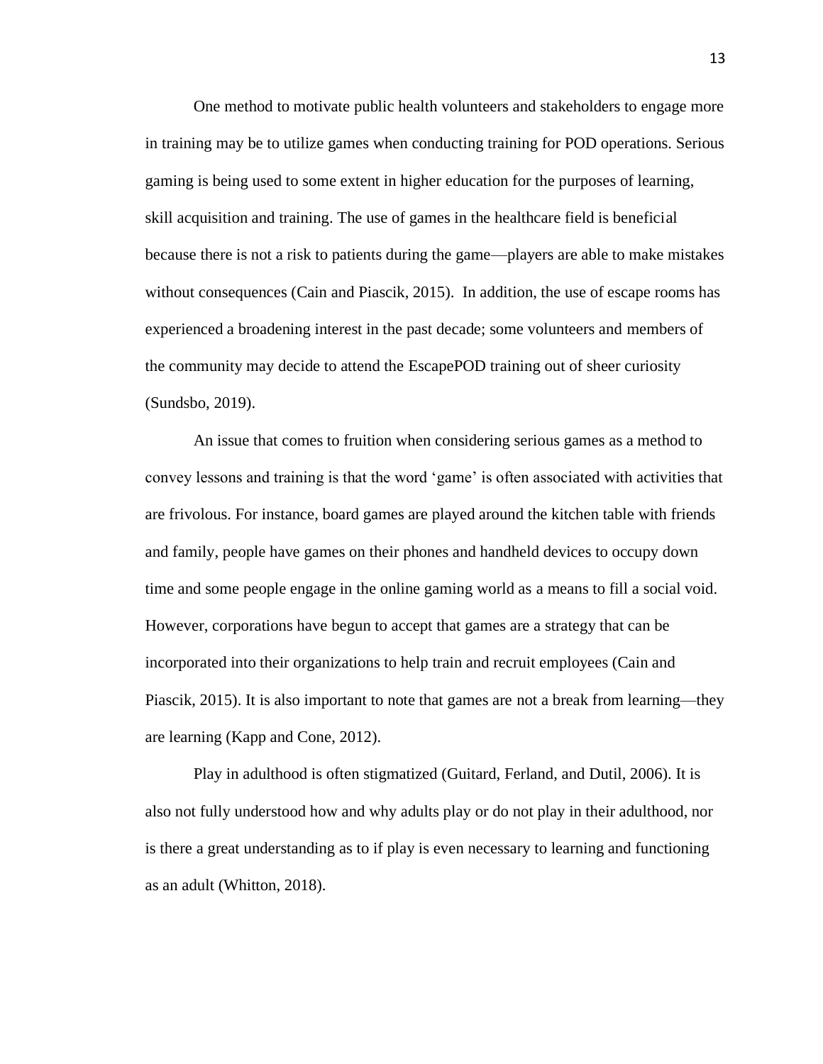One method to motivate public health volunteers and stakeholders to engage more in training may be to utilize games when conducting training for POD operations. Serious gaming is being used to some extent in higher education for the purposes of learning, skill acquisition and training. The use of games in the healthcare field is beneficial because there is not a risk to patients during the game—players are able to make mistakes without consequences (Cain and Piascik, 2015). In addition, the use of escape rooms has experienced a broadening interest in the past decade; some volunteers and members of the community may decide to attend the EscapePOD training out of sheer curiosity (Sundsbo, 2019).

An issue that comes to fruition when considering serious games as a method to convey lessons and training is that the word 'game' is often associated with activities that are frivolous. For instance, board games are played around the kitchen table with friends and family, people have games on their phones and handheld devices to occupy down time and some people engage in the online gaming world as a means to fill a social void. However, corporations have begun to accept that games are a strategy that can be incorporated into their organizations to help train and recruit employees (Cain and Piascik, 2015). It is also important to note that games are not a break from learning—they are learning (Kapp and Cone, 2012).

Play in adulthood is often stigmatized (Guitard, Ferland, and Dutil, 2006). It is also not fully understood how and why adults play or do not play in their adulthood, nor is there a great understanding as to if play is even necessary to learning and functioning as an adult (Whitton, 2018).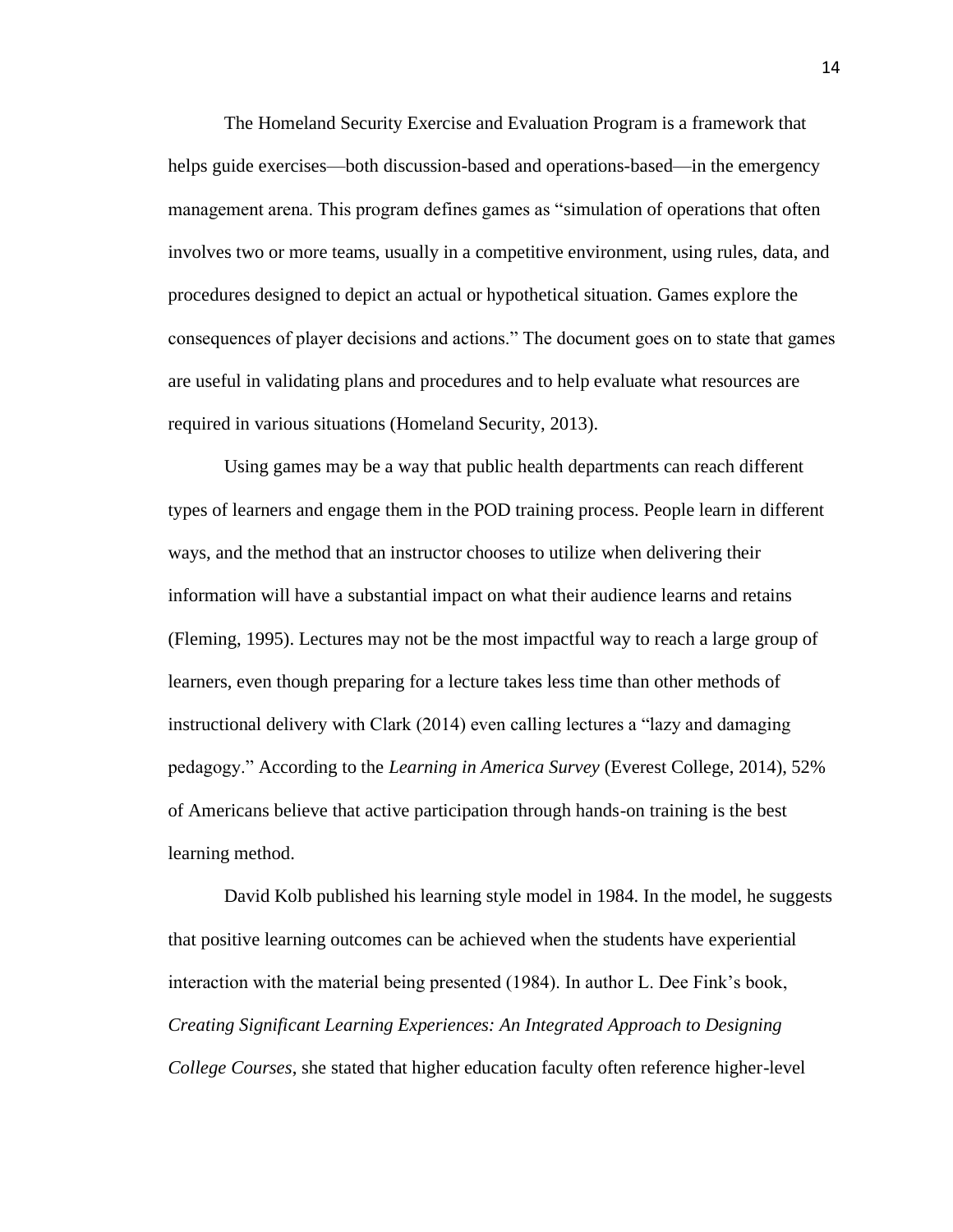The Homeland Security Exercise and Evaluation Program is a framework that helps guide exercises—both discussion-based and operations-based—in the emergency management arena. This program defines games as "simulation of operations that often involves two or more teams, usually in a competitive environment, using rules, data, and procedures designed to depict an actual or hypothetical situation. Games explore the consequences of player decisions and actions." The document goes on to state that games are useful in validating plans and procedures and to help evaluate what resources are required in various situations (Homeland Security, 2013).

Using games may be a way that public health departments can reach different types of learners and engage them in the POD training process. People learn in different ways, and the method that an instructor chooses to utilize when delivering their information will have a substantial impact on what their audience learns and retains (Fleming, 1995). Lectures may not be the most impactful way to reach a large group of learners, even though preparing for a lecture takes less time than other methods of instructional delivery with Clark (2014) even calling lectures a "lazy and damaging pedagogy." According to the *Learning in America Survey* (Everest College, 2014), 52% of Americans believe that active participation through hands-on training is the best learning method.

David Kolb published his learning style model in 1984. In the model, he suggests that positive learning outcomes can be achieved when the students have experiential interaction with the material being presented (1984). In author L. Dee Fink's book, *Creating Significant Learning Experiences: An Integrated Approach to Designing College Courses*, she stated that higher education faculty often reference higher-level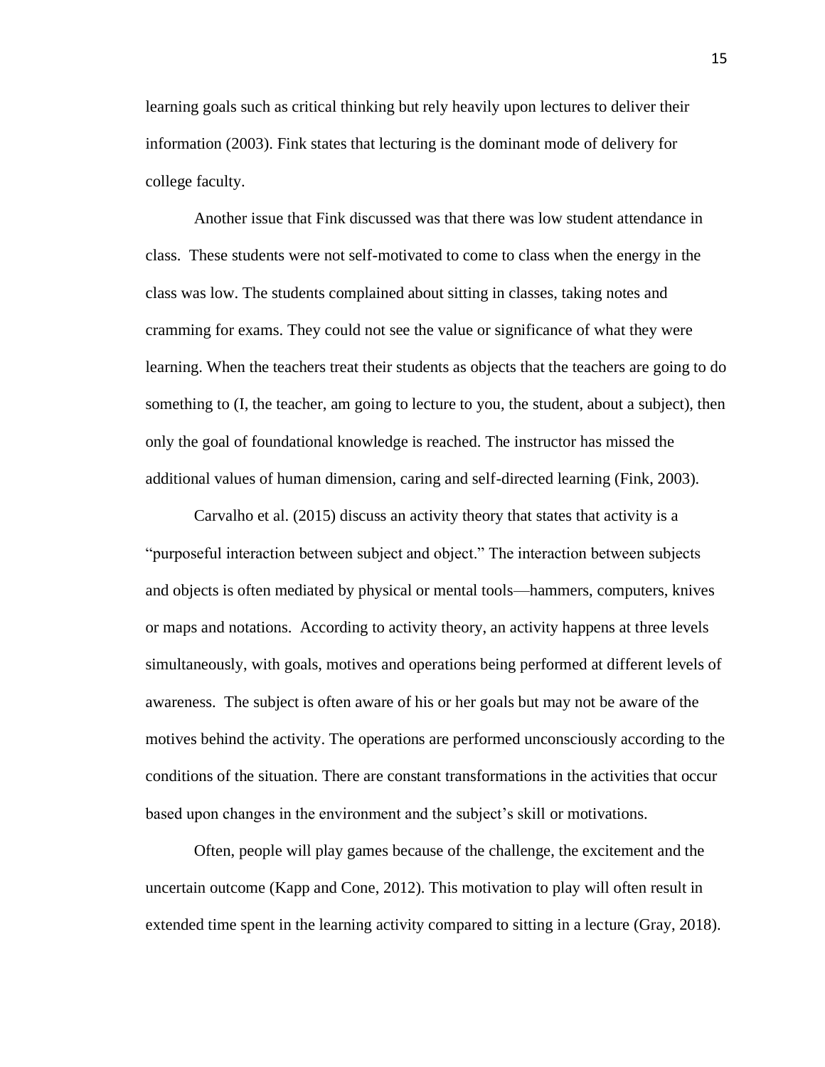learning goals such as critical thinking but rely heavily upon lectures to deliver their information (2003). Fink states that lecturing is the dominant mode of delivery for college faculty.

Another issue that Fink discussed was that there was low student attendance in class. These students were not self-motivated to come to class when the energy in the class was low. The students complained about sitting in classes, taking notes and cramming for exams. They could not see the value or significance of what they were learning. When the teachers treat their students as objects that the teachers are going to do something to (I, the teacher, am going to lecture to you, the student, about a subject), then only the goal of foundational knowledge is reached. The instructor has missed the additional values of human dimension, caring and self-directed learning (Fink, 2003).

Carvalho et al. (2015) discuss an activity theory that states that activity is a "purposeful interaction between subject and object." The interaction between subjects and objects is often mediated by physical or mental tools—hammers, computers, knives or maps and notations. According to activity theory, an activity happens at three levels simultaneously, with goals, motives and operations being performed at different levels of awareness. The subject is often aware of his or her goals but may not be aware of the motives behind the activity. The operations are performed unconsciously according to the conditions of the situation. There are constant transformations in the activities that occur based upon changes in the environment and the subject's skill or motivations.

Often, people will play games because of the challenge, the excitement and the uncertain outcome (Kapp and Cone, 2012). This motivation to play will often result in extended time spent in the learning activity compared to sitting in a lecture (Gray, 2018).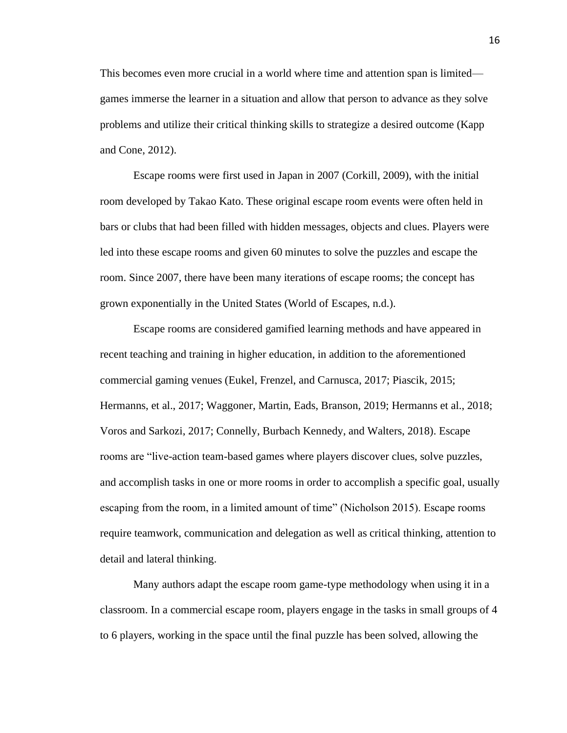This becomes even more crucial in a world where time and attention span is limited—games immerse the learner in a situation and allow that person to advance as they solve problems and utilize their critical thinking skills to strategize a desired outcome (Kapp and Cone, 2012).

Escape rooms were first used in Japan in 2007 (Corkill, 2009), with the initial room developed by Takao Kato. These original escape room events were often held in bars or clubs that had been filled with hidden messages, objects and clues. Players were led into these escape rooms and given 60 minutes to solve the puzzles and escape the room. Since 2007, there have been many iterations of escape rooms; the concept has grown exponentially in the United States (World of Escapes, n.d.).

Escape rooms are considered gamified learning methods and have appeared in recent teaching and training in higher education, in addition to the aforementioned commercial gaming venues (Eukel, Frenzel, and Carnusca, 2017; Piascik, 2015; Hermanns, et al., 2017; Waggoner, Martin, Eads, Branson, 2019; Hermanns et al., 2018; Voros and Sarkozi, 2017; Connelly, Burbach Kennedy, and Walters, 2018). Escape rooms are "live-action team-based games where players discover clues, solve puzzles, and accomplish tasks in one or more rooms in order to accomplish a specific goal, usually escaping from the room, in a limited amount of time" (Nicholson 2015). Escape rooms require teamwork, communication and delegation as well as critical thinking, attention to detail and lateral thinking.

Many authors adapt the escape room game-type methodology when using it in a classroom. In a commercial escape room, players engage in the tasks in small groups of 4 to 6 players, working in the space until the final puzzle has been solved, allowing the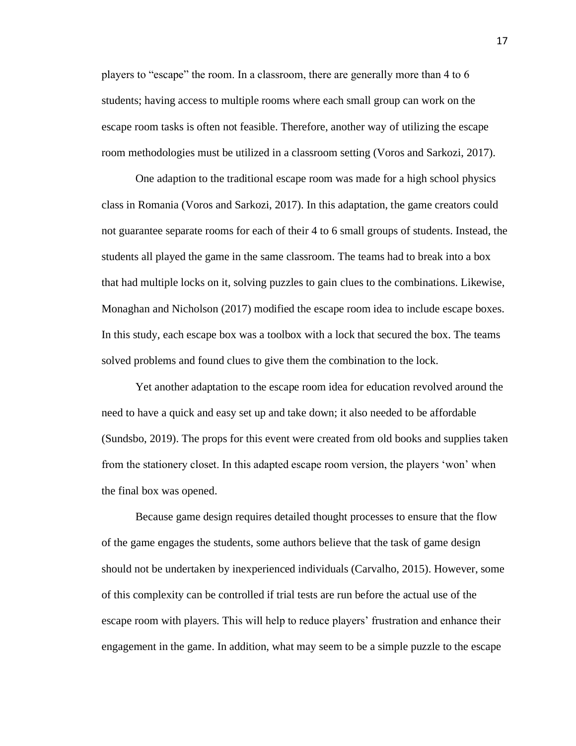players to "escape" the room. In a classroom, there are generally more than 4 to 6 students; having access to multiple rooms where each small group can work on the escape room tasks is often not feasible. Therefore, another way of utilizing the escape room methodologies must be utilized in a classroom setting (Voros and Sarkozi, 2017).

One adaption to the traditional escape room was made for a high school physics class in Romania (Voros and Sarkozi, 2017). In this adaptation, the game creators could not guarantee separate rooms for each of their 4 to 6 small groups of students. Instead, the students all played the game in the same classroom. The teams had to break into a box that had multiple locks on it, solving puzzles to gain clues to the combinations. Likewise, Monaghan and Nicholson (2017) modified the escape room idea to include escape boxes. In this study, each escape box was a toolbox with a lock that secured the box. The teams solved problems and found clues to give them the combination to the lock.

Yet another adaptation to the escape room idea for education revolved around the need to have a quick and easy set up and take down; it also needed to be affordable (Sundsbo, 2019). The props for this event were created from old books and supplies taken from the stationery closet. In this adapted escape room version, the players 'won' when the final box was opened.

Because game design requires detailed thought processes to ensure that the flow of the game engages the students, some authors believe that the task of game design should not be undertaken by inexperienced individuals (Carvalho, 2015). However, some of this complexity can be controlled if trial tests are run before the actual use of the escape room with players. This will help to reduce players' frustration and enhance their engagement in the game. In addition, what may seem to be a simple puzzle to the escape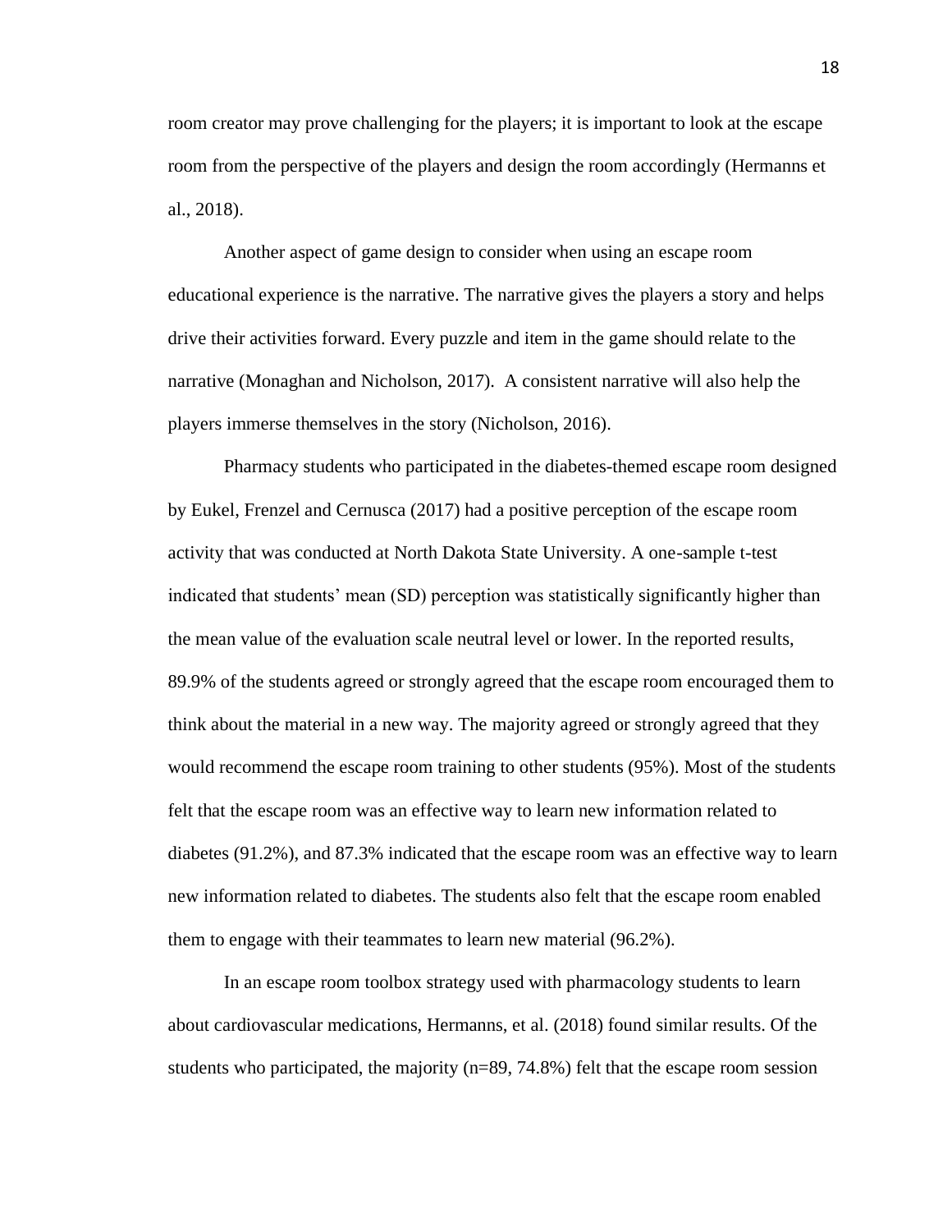room creator may prove challenging for the players; it is important to look at the escape room from the perspective of the players and design the room accordingly (Hermanns et al., 2018).

Another aspect of game design to consider when using an escape room educational experience is the narrative. The narrative gives the players a story and helps drive their activities forward. Every puzzle and item in the game should relate to the narrative (Monaghan and Nicholson, 2017). A consistent narrative will also help the players immerse themselves in the story (Nicholson, 2016).

Pharmacy students who participated in the diabetes-themed escape room designed by Eukel, Frenzel and Cernusca (2017) had a positive perception of the escape room activity that was conducted at North Dakota State University. A one-sample t-test indicated that students' mean (SD) perception was statistically significantly higher than the mean value of the evaluation scale neutral level or lower. In the reported results, 89.9% of the students agreed or strongly agreed that the escape room encouraged them to think about the material in a new way. The majority agreed or strongly agreed that they would recommend the escape room training to other students (95%). Most of the students felt that the escape room was an effective way to learn new information related to diabetes (91.2%), and 87.3% indicated that the escape room was an effective way to learn new information related to diabetes. The students also felt that the escape room enabled them to engage with their teammates to learn new material (96.2%).

In an escape room toolbox strategy used with pharmacology students to learn about cardiovascular medications, Hermanns, et al. (2018) found similar results. Of the students who participated, the majority (n=89, 74.8%) felt that the escape room session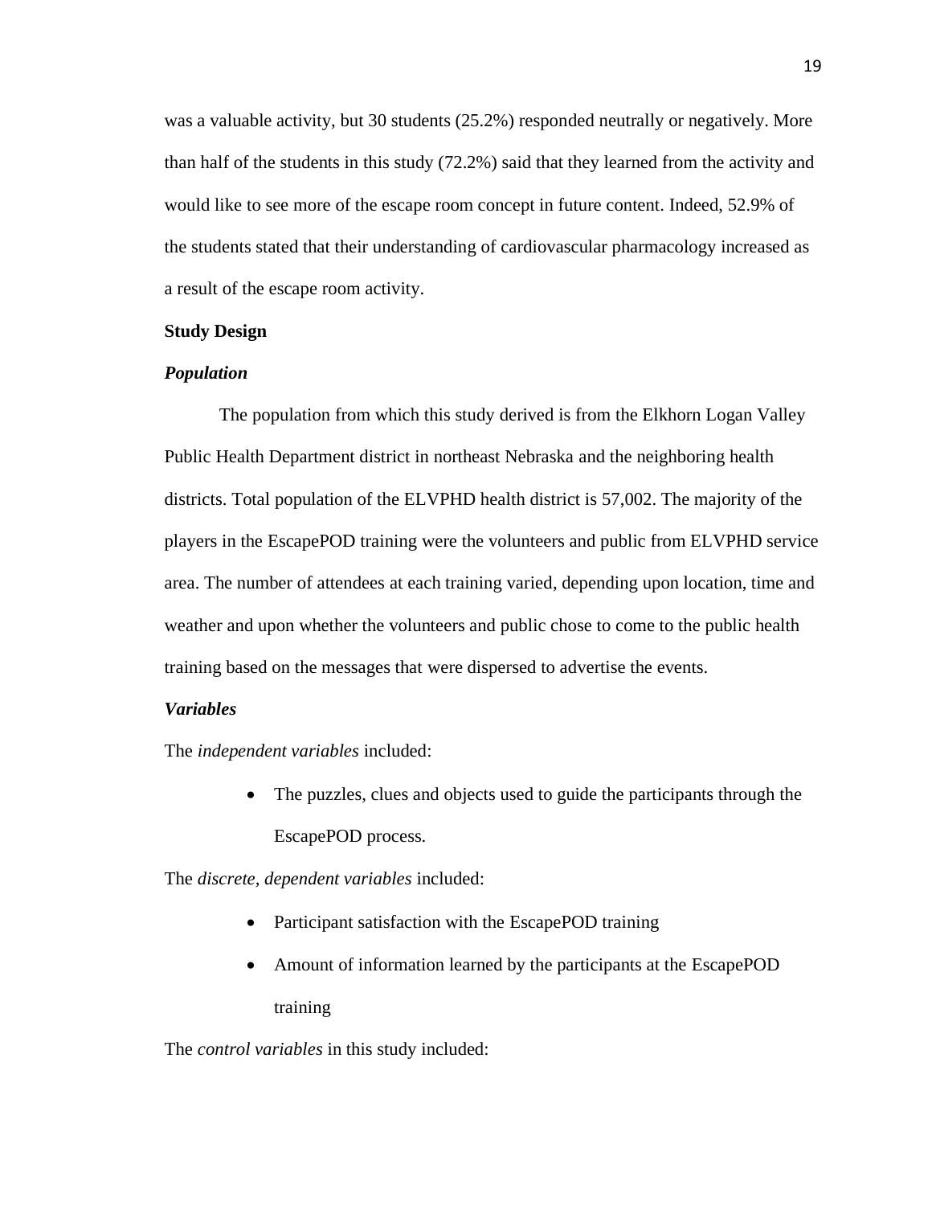was a valuable activity, but 30 students (25.2%) responded neutrally or negatively. More than half of the students in this study (72.2%) said that they learned from the activity and would like to see more of the escape room concept in future content. Indeed, 52.9% of the students stated that their understanding of cardiovascular pharmacology increased as a result of the escape room activity.

**Study Design**

***Population***

The population from which this study derived is from the Elkhorn Logan Valley Public Health Department district in northeast Nebraska and the neighboring health districts. Total population of the ELVPHD health district is 57,002. The majority of the players in the EscapePOD training were the volunteers and public from ELVPHD service area. The number of attendees at each training varied, depending upon location, time and weather and upon whether the volunteers and public chose to come to the public health training based on the messages that were dispersed to advertise the events.

***Variables***

The *independent variables* included:

- The puzzles, clues and objects used to guide the participants through the EscapePOD process.

The *discrete, dependent variables* included:

- Participant satisfaction with the EscapePOD training
- Amount of information learned by the participants at the EscapePOD training

The *control variables* in this study included: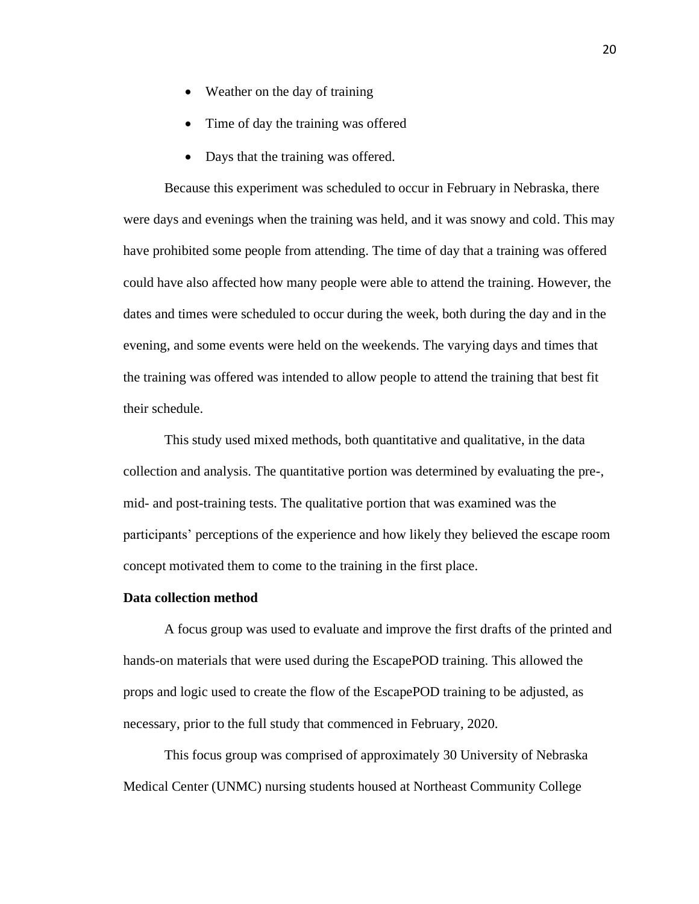- Weather on the day of training
- Time of day the training was offered
- Days that the training was offered.

Because this experiment was scheduled to occur in February in Nebraska, there were days and evenings when the training was held, and it was snowy and cold. This may have prohibited some people from attending. The time of day that a training was offered could have also affected how many people were able to attend the training. However, the dates and times were scheduled to occur during the week, both during the day and in the evening, and some events were held on the weekends. The varying days and times that the training was offered was intended to allow people to attend the training that best fit their schedule.

This study used mixed methods, both quantitative and qualitative, in the data collection and analysis. The quantitative portion was determined by evaluating the pre-, mid- and post-training tests. The qualitative portion that was examined was the participants' perceptions of the experience and how likely they believed the escape room concept motivated them to come to the training in the first place.

**Data collection method**

A focus group was used to evaluate and improve the first drafts of the printed and hands-on materials that were used during the EscapePOD training. This allowed the props and logic used to create the flow of the EscapePOD training to be adjusted, as necessary, prior to the full study that commenced in February, 2020.

This focus group was comprised of approximately 30 University of Nebraska Medical Center (UNMC) nursing students housed at Northeast Community College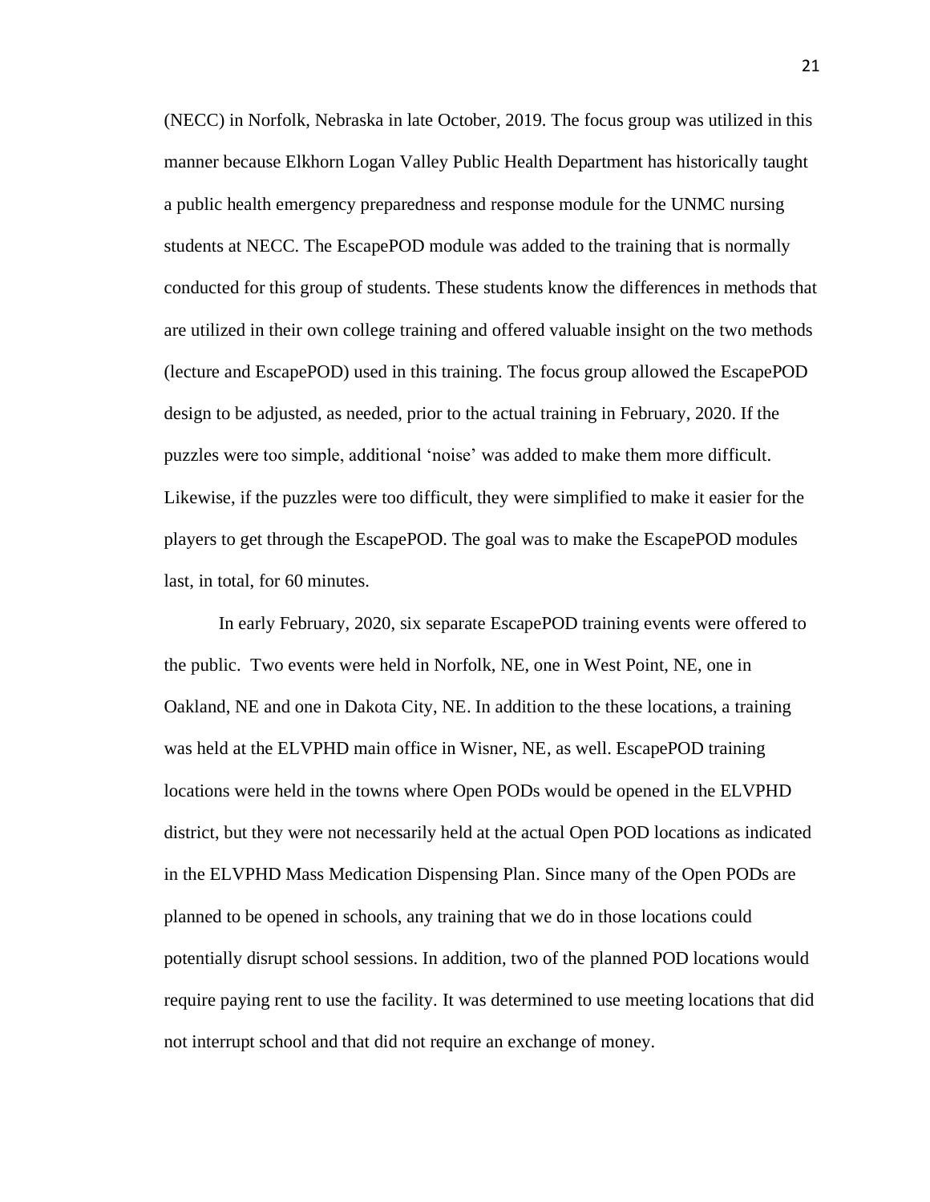(NECC) in Norfolk, Nebraska in late October, 2019. The focus group was utilized in this manner because Elkhorn Logan Valley Public Health Department has historically taught a public health emergency preparedness and response module for the UNMC nursing students at NECC. The EscapePOD module was added to the training that is normally conducted for this group of students. These students know the differences in methods that are utilized in their own college training and offered valuable insight on the two methods (lecture and EscapePOD) used in this training. The focus group allowed the EscapePOD design to be adjusted, as needed, prior to the actual training in February, 2020. If the puzzles were too simple, additional 'noise' was added to make them more difficult. Likewise, if the puzzles were too difficult, they were simplified to make it easier for the players to get through the EscapePOD. The goal was to make the EscapePOD modules last, in total, for 60 minutes.

In early February, 2020, six separate EscapePOD training events were offered to the public. Two events were held in Norfolk, NE, one in West Point, NE, one in Oakland, NE and one in Dakota City, NE. In addition to the these locations, a training was held at the ELVPHD main office in Wisner, NE, as well. EscapePOD training locations were held in the towns where Open PODs would be opened in the ELVPHD district, but they were not necessarily held at the actual Open POD locations as indicated in the ELVPHD Mass Medication Dispensing Plan. Since many of the Open PODs are planned to be opened in schools, any training that we do in those locations could potentially disrupt school sessions. In addition, two of the planned POD locations would require paying rent to use the facility. It was determined to use meeting locations that did not interrupt school and that did not require an exchange of money.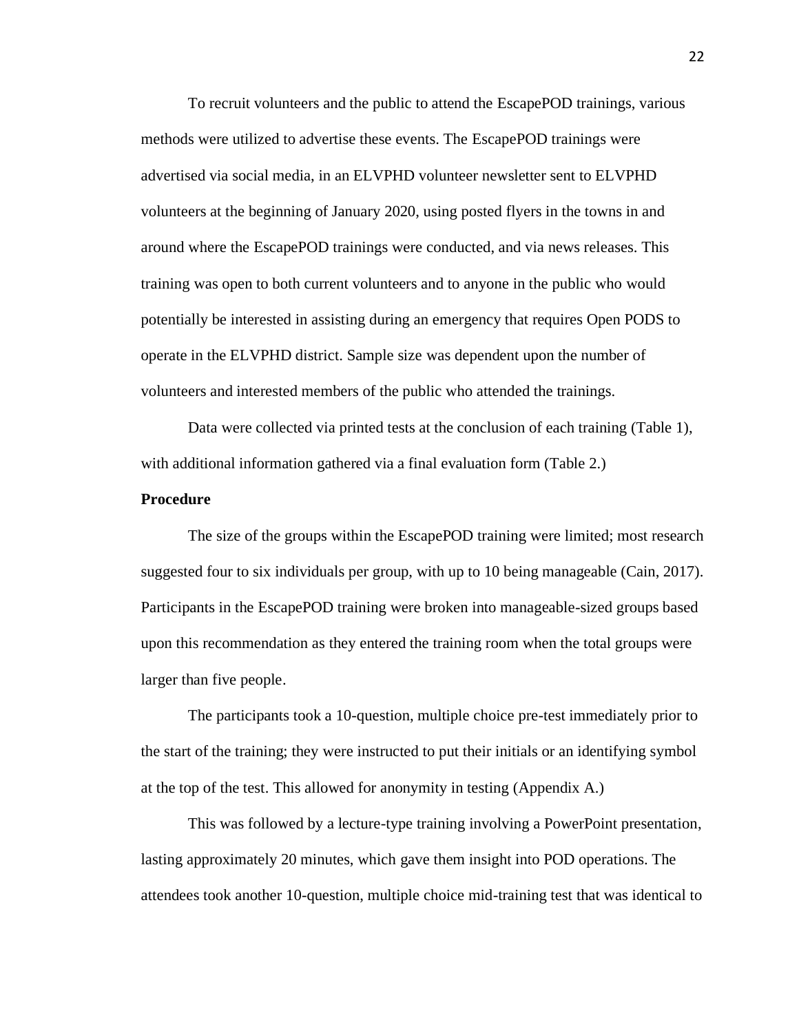To recruit volunteers and the public to attend the EscapePOD trainings, various methods were utilized to advertise these events. The EscapePOD trainings were advertised via social media, in an ELVPHD volunteer newsletter sent to ELVPHD volunteers at the beginning of January 2020, using posted flyers in the towns in and around where the EscapePOD trainings were conducted, and via news releases. This training was open to both current volunteers and to anyone in the public who would potentially be interested in assisting during an emergency that requires Open PODS to operate in the ELVPHD district. Sample size was dependent upon the number of volunteers and interested members of the public who attended the trainings.

Data were collected via printed tests at the conclusion of each training (Table 1), with additional information gathered via a final evaluation form (Table 2.)

**Procedure**

The size of the groups within the EscapePOD training were limited; most research suggested four to six individuals per group, with up to 10 being manageable (Cain, 2017). Participants in the EscapePOD training were broken into manageable-sized groups based upon this recommendation as they entered the training room when the total groups were larger than five people.

The participants took a 10-question, multiple choice pre-test immediately prior to the start of the training; they were instructed to put their initials or an identifying symbol at the top of the test. This allowed for anonymity in testing (Appendix A.)

This was followed by a lecture-type training involving a PowerPoint presentation, lasting approximately 20 minutes, which gave them insight into POD operations. The attendees took another 10-question, multiple choice mid-training test that was identical to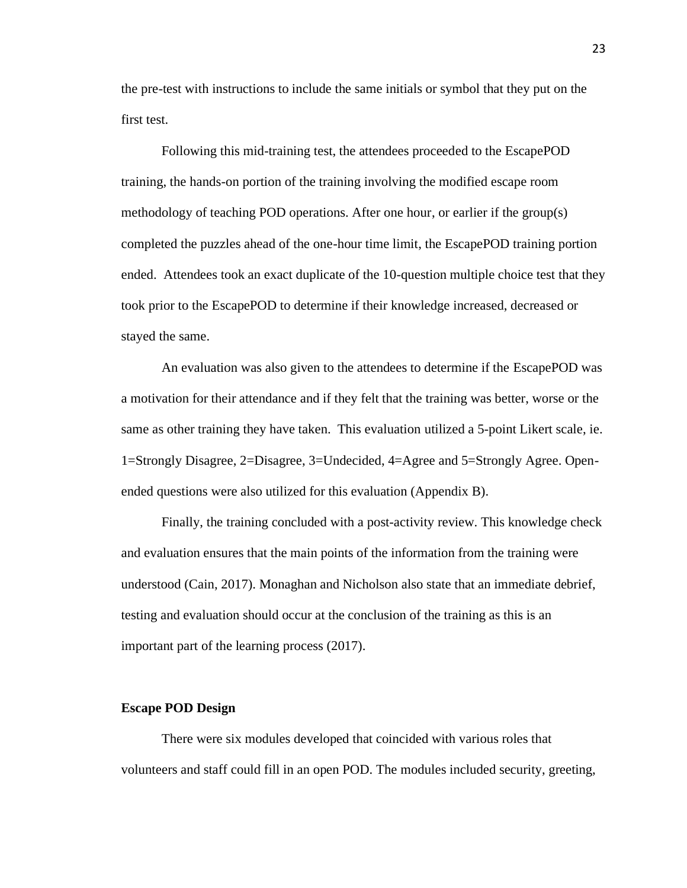the pre-test with instructions to include the same initials or symbol that they put on the first test.

Following this mid-training test, the attendees proceeded to the EscapePOD training, the hands-on portion of the training involving the modified escape room methodology of teaching POD operations. After one hour, or earlier if the group(s) completed the puzzles ahead of the one-hour time limit, the EscapePOD training portion ended. Attendees took an exact duplicate of the 10-question multiple choice test that they took prior to the EscapePOD to determine if their knowledge increased, decreased or stayed the same.

An evaluation was also given to the attendees to determine if the EscapePOD was a motivation for their attendance and if they felt that the training was better, worse or the same as other training they have taken. This evaluation utilized a 5-point Likert scale, ie. 1=Strongly Disagree, 2=Disagree, 3=Undecided, 4=Agree and 5=Strongly Agree. Open-ended questions were also utilized for this evaluation (Appendix B).

Finally, the training concluded with a post-activity review. This knowledge check and evaluation ensures that the main points of the information from the training were understood (Cain, 2017). Monaghan and Nicholson also state that an immediate debrief, testing and evaluation should occur at the conclusion of the training as this is an important part of the learning process (2017).

**Escape POD Design**

There were six modules developed that coincided with various roles that volunteers and staff could fill in an open POD. The modules included security, greeting,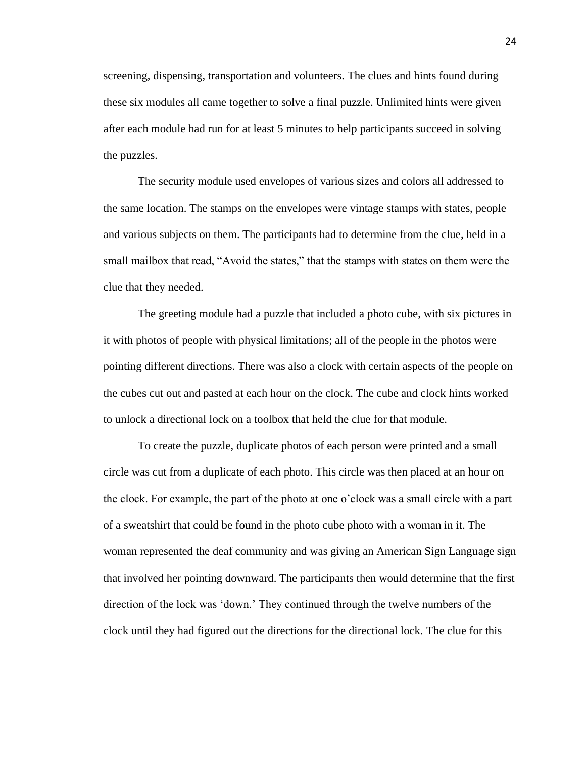screening, dispensing, transportation and volunteers. The clues and hints found during these six modules all came together to solve a final puzzle. Unlimited hints were given after each module had run for at least 5 minutes to help participants succeed in solving the puzzles.

The security module used envelopes of various sizes and colors all addressed to the same location. The stamps on the envelopes were vintage stamps with states, people and various subjects on them. The participants had to determine from the clue, held in a small mailbox that read, "Avoid the states," that the stamps with states on them were the clue that they needed.

The greeting module had a puzzle that included a photo cube, with six pictures in it with photos of people with physical limitations; all of the people in the photos were pointing different directions. There was also a clock with certain aspects of the people on the cubes cut out and pasted at each hour on the clock. The cube and clock hints worked to unlock a directional lock on a toolbox that held the clue for that module.

To create the puzzle, duplicate photos of each person were printed and a small circle was cut from a duplicate of each photo. This circle was then placed at an hour on the clock. For example, the part of the photo at one o'clock was a small circle with a part of a sweatshirt that could be found in the photo cube photo with a woman in it. The woman represented the deaf community and was giving an American Sign Language sign that involved her pointing downward. The participants then would determine that the first direction of the lock was 'down.' They continued through the twelve numbers of the clock until they had figured out the directions for the directional lock. The clue for this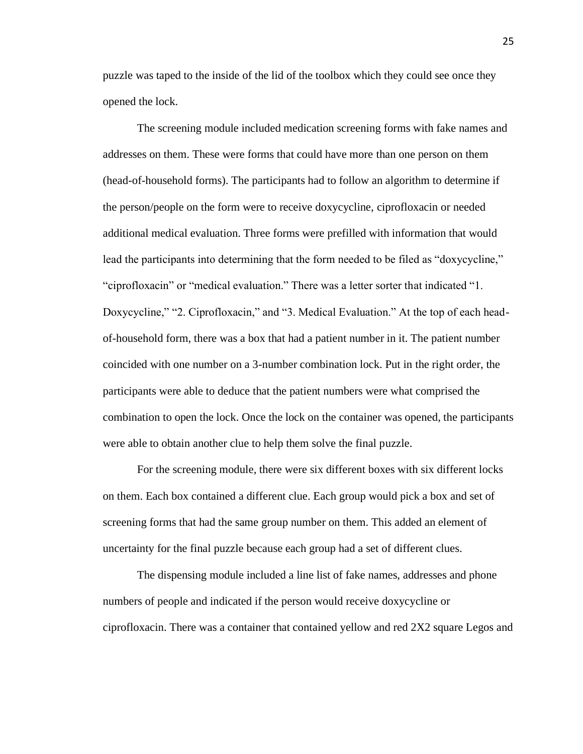puzzle was taped to the inside of the lid of the toolbox which they could see once they opened the lock.

The screening module included medication screening forms with fake names and addresses on them. These were forms that could have more than one person on them (head-of-household forms). The participants had to follow an algorithm to determine if the person/people on the form were to receive doxycycline, ciprofloxacin or needed additional medical evaluation. Three forms were prefilled with information that would lead the participants into determining that the form needed to be filed as "doxycycline," "ciprofloxacin" or "medical evaluation." There was a letter sorter that indicated "1. Doxycycline," "2. Ciprofloxacin," and "3. Medical Evaluation." At the top of each head-of-household form, there was a box that had a patient number in it. The patient number coincided with one number on a 3-number combination lock. Put in the right order, the participants were able to deduce that the patient numbers were what comprised the combination to open the lock. Once the lock on the container was opened, the participants were able to obtain another clue to help them solve the final puzzle.

For the screening module, there were six different boxes with six different locks on them. Each box contained a different clue. Each group would pick a box and set of screening forms that had the same group number on them. This added an element of uncertainty for the final puzzle because each group had a set of different clues.

The dispensing module included a line list of fake names, addresses and phone numbers of people and indicated if the person would receive doxycycline or ciprofloxacin. There was a container that contained yellow and red 2X2 square Legos and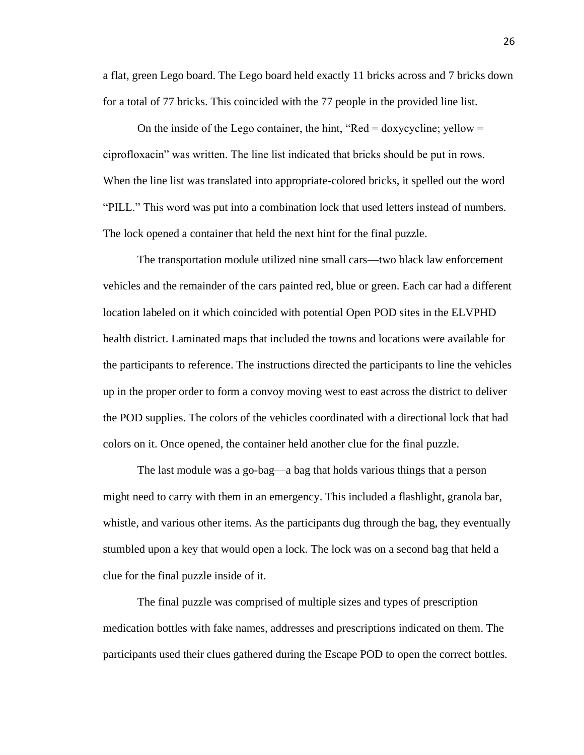a flat, green Lego board. The Lego board held exactly 11 bricks across and 7 bricks down for a total of 77 bricks. This coincided with the 77 people in the provided line list.

On the inside of the Lego container, the hint, "Red = doxycycline; yellow = ciprofloxacin" was written. The line list indicated that bricks should be put in rows. When the line list was translated into appropriate-colored bricks, it spelled out the word "PILL." This word was put into a combination lock that used letters instead of numbers. The lock opened a container that held the next hint for the final puzzle.

The transportation module utilized nine small cars—two black law enforcement vehicles and the remainder of the cars painted red, blue or green. Each car had a different location labeled on it which coincided with potential Open POD sites in the ELVPHD health district. Laminated maps that included the towns and locations were available for the participants to reference. The instructions directed the participants to line the vehicles up in the proper order to form a convoy moving west to east across the district to deliver the POD supplies. The colors of the vehicles coordinated with a directional lock that had colors on it. Once opened, the container held another clue for the final puzzle.

The last module was a go-bag—a bag that holds various things that a person might need to carry with them in an emergency. This included a flashlight, granola bar, whistle, and various other items. As the participants dug through the bag, they eventually stumbled upon a key that would open a lock. The lock was on a second bag that held a clue for the final puzzle inside of it.

The final puzzle was comprised of multiple sizes and types of prescription medication bottles with fake names, addresses and prescriptions indicated on them. The participants used their clues gathered during the Escape POD to open the correct bottles.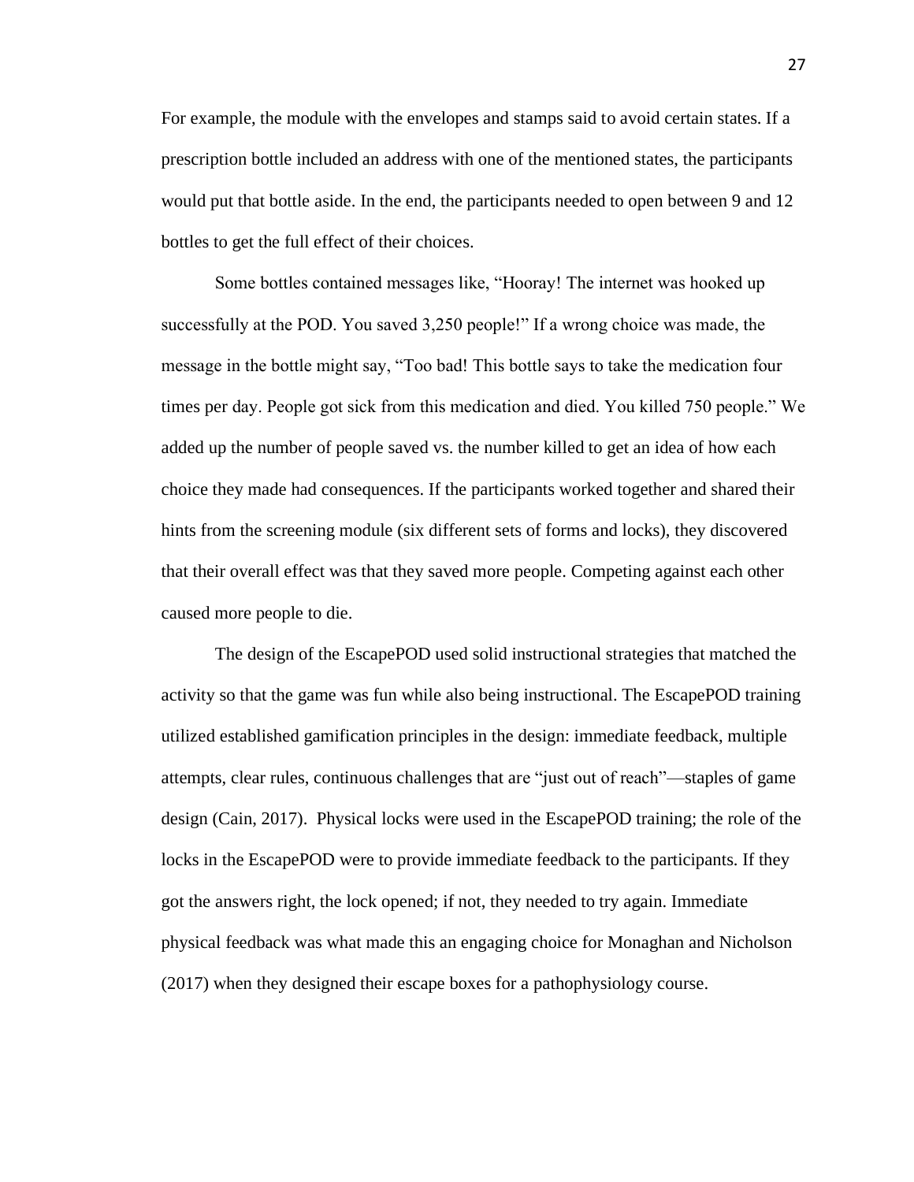For example, the module with the envelopes and stamps said to avoid certain states. If a prescription bottle included an address with one of the mentioned states, the participants would put that bottle aside. In the end, the participants needed to open between 9 and 12 bottles to get the full effect of their choices.

Some bottles contained messages like, "Hooray! The internet was hooked up successfully at the POD. You saved 3,250 people!" If a wrong choice was made, the message in the bottle might say, "Too bad! This bottle says to take the medication four times per day. People got sick from this medication and died. You killed 750 people." We added up the number of people saved vs. the number killed to get an idea of how each choice they made had consequences. If the participants worked together and shared their hints from the screening module (six different sets of forms and locks), they discovered that their overall effect was that they saved more people. Competing against each other caused more people to die.

The design of the EscapePOD used solid instructional strategies that matched the activity so that the game was fun while also being instructional. The EscapePOD training utilized established gamification principles in the design: immediate feedback, multiple attempts, clear rules, continuous challenges that are "just out of reach"—staples of game design (Cain, 2017). Physical locks were used in the EscapePOD training; the role of the locks in the EscapePOD were to provide immediate feedback to the participants. If they got the answers right, the lock opened; if not, they needed to try again. Immediate physical feedback was what made this an engaging choice for Monaghan and Nicholson (2017) when they designed their escape boxes for a pathophysiology course.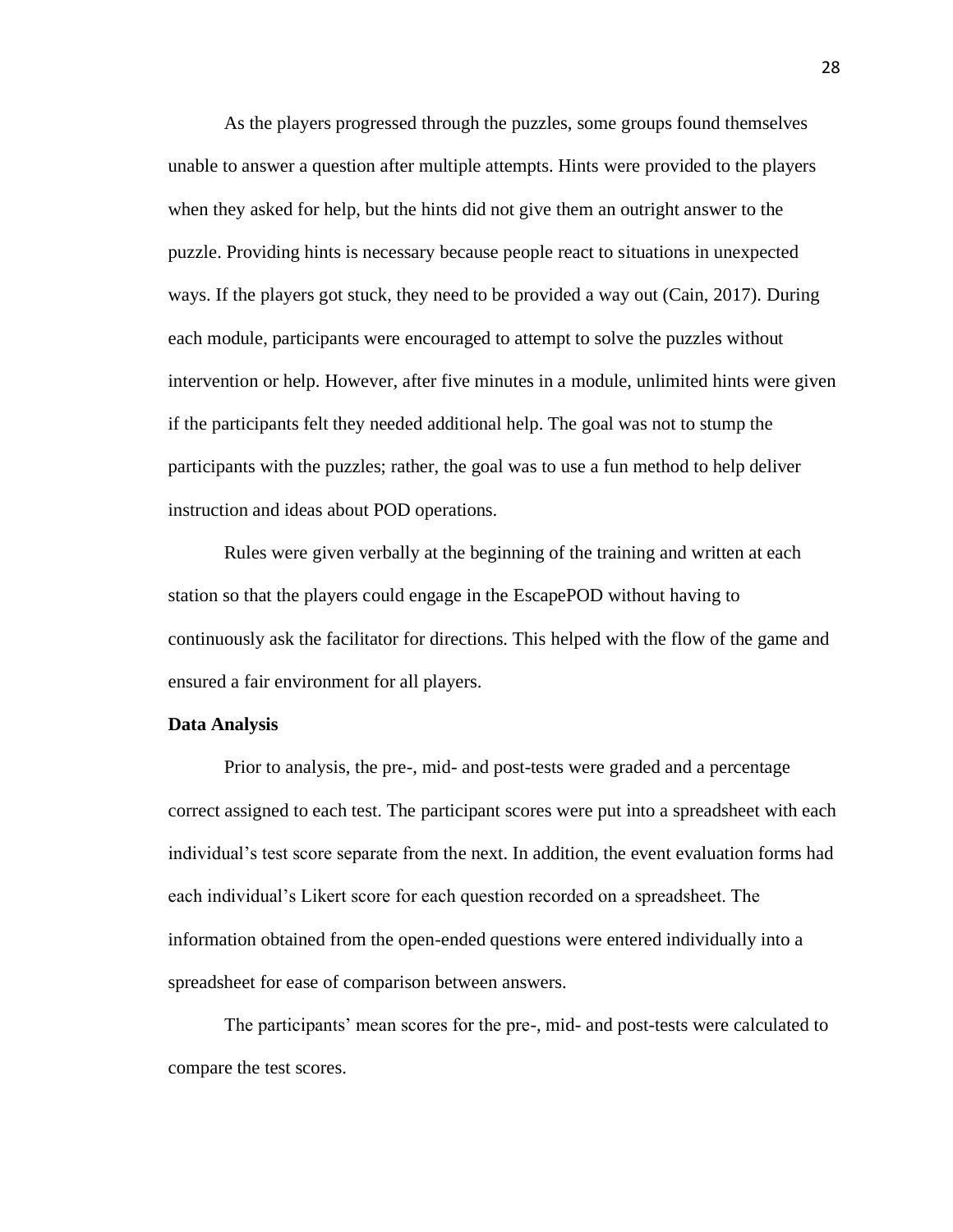As the players progressed through the puzzles, some groups found themselves unable to answer a question after multiple attempts. Hints were provided to the players when they asked for help, but the hints did not give them an outright answer to the puzzle. Providing hints is necessary because people react to situations in unexpected ways. If the players got stuck, they need to be provided a way out (Cain, 2017). During each module, participants were encouraged to attempt to solve the puzzles without intervention or help. However, after five minutes in a module, unlimited hints were given if the participants felt they needed additional help. The goal was not to stump the participants with the puzzles; rather, the goal was to use a fun method to help deliver instruction and ideas about POD operations.

Rules were given verbally at the beginning of the training and written at each station so that the players could engage in the EscapePOD without having to continuously ask the facilitator for directions. This helped with the flow of the game and ensured a fair environment for all players.

**Data Analysis**

Prior to analysis, the pre-, mid- and post-tests were graded and a percentage correct assigned to each test. The participant scores were put into a spreadsheet with each individual's test score separate from the next. In addition, the event evaluation forms had each individual's Likert score for each question recorded on a spreadsheet. The information obtained from the open-ended questions were entered individually into a spreadsheet for ease of comparison between answers.

The participants' mean scores for the pre-, mid- and post-tests were calculated to compare the test scores.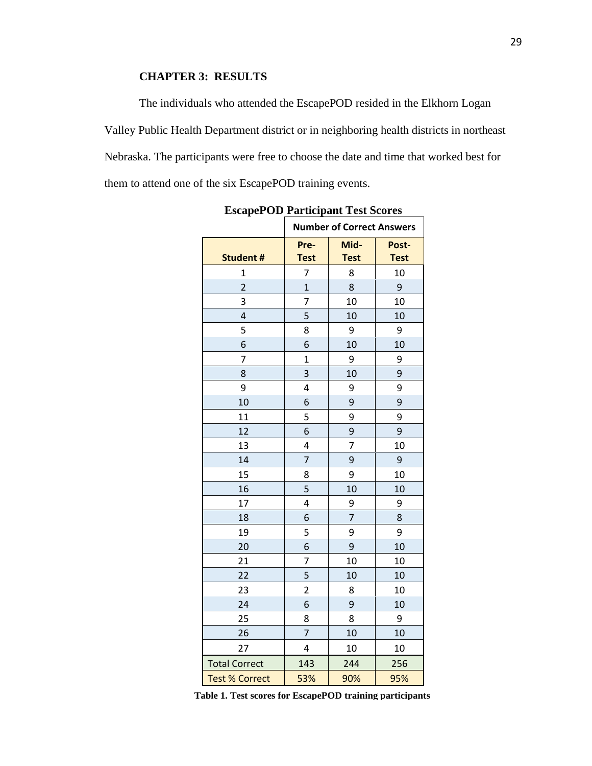## CHAPTER 3: RESULTS

The individuals who attended the EscapePOD resided in the Elkhorn Logan Valley Public Health Department district or in neighboring health districts in northeast Nebraska. The participants were free to choose the date and time that worked best for them to attend one of the six EscapePOD training events.

**EscapePOD Participant Test Scores**

| | Number of Correct Answers | | |
|---|---|---|---|
| **Student #** | **Pre-Test** | **Mid-Test** | **Post-Test** |
| 1 | 7 | 8 | 10 |
| 2 | 1 | 8 | 9 |
| 3 | 7 | 10 | 10 |
| 4 | 5 | 10 | 10 |
| 5 | 8 | 9 | 9 |
| 6 | 6 | 10 | 10 |
| 7 | 1 | 9 | 9 |
| 8 | 3 | 10 | 9 |
| 9 | 4 | 9 | 9 |
| 10 | 6 | 9 | 9 |
| 11 | 5 | 9 | 9 |
| 12 | 6 | 9 | 9 |
| 13 | 4 | 7 | 10 |
| 14 | 7 | 9 | 9 |
| 15 | 8 | 9 | 10 |
| 16 | 5 | 10 | 10 |
| 17 | 4 | 9 | 9 |
| 18 | 6 | 7 | 8 |
| 19 | 5 | 9 | 9 |
| 20 | 6 | 9 | 10 |
| 21 | 7 | 10 | 10 |
| 22 | 5 | 10 | 10 |
| 23 | 2 | 8 | 10 |
| 24 | 6 | 9 | 10 |
| 25 | 8 | 8 | 9 |
| 26 | 7 | 10 | 10 |
| 27 | 4 | 10 | 10 |
| Total Correct | 143 | 244 | 256 |
| Test % Correct | 53% | 90% | 95% |

**Table 1. Test scores for EscapePOD training participants**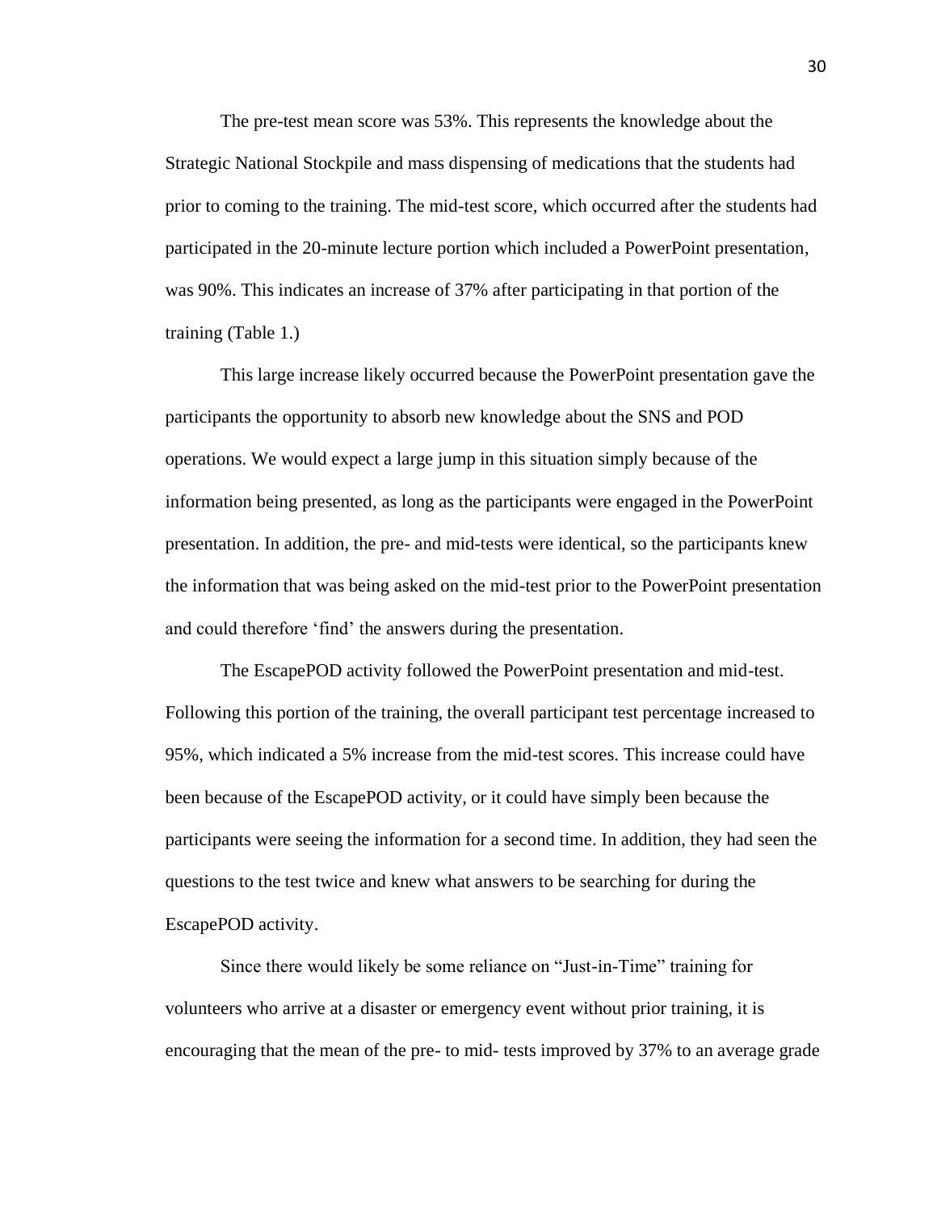The pre-test mean score was 53%. This represents the knowledge about the Strategic National Stockpile and mass dispensing of medications that the students had prior to coming to the training. The mid-test score, which occurred after the students had participated in the 20-minute lecture portion which included a PowerPoint presentation, was 90%. This indicates an increase of 37% after participating in that portion of the training (Table 1.)

This large increase likely occurred because the PowerPoint presentation gave the participants the opportunity to absorb new knowledge about the SNS and POD operations. We would expect a large jump in this situation simply because of the information being presented, as long as the participants were engaged in the PowerPoint presentation. In addition, the pre- and mid-tests were identical, so the participants knew the information that was being asked on the mid-test prior to the PowerPoint presentation and could therefore 'find' the answers during the presentation.

The EscapePOD activity followed the PowerPoint presentation and mid-test. Following this portion of the training, the overall participant test percentage increased to 95%, which indicated a 5% increase from the mid-test scores. This increase could have been because of the EscapePOD activity, or it could have simply been because the participants were seeing the information for a second time. In addition, they had seen the questions to the test twice and knew what answers to be searching for during the EscapePOD activity.

Since there would likely be some reliance on "Just-in-Time" training for volunteers who arrive at a disaster or emergency event without prior training, it is encouraging that the mean of the pre- to mid- tests improved by 37% to an average grade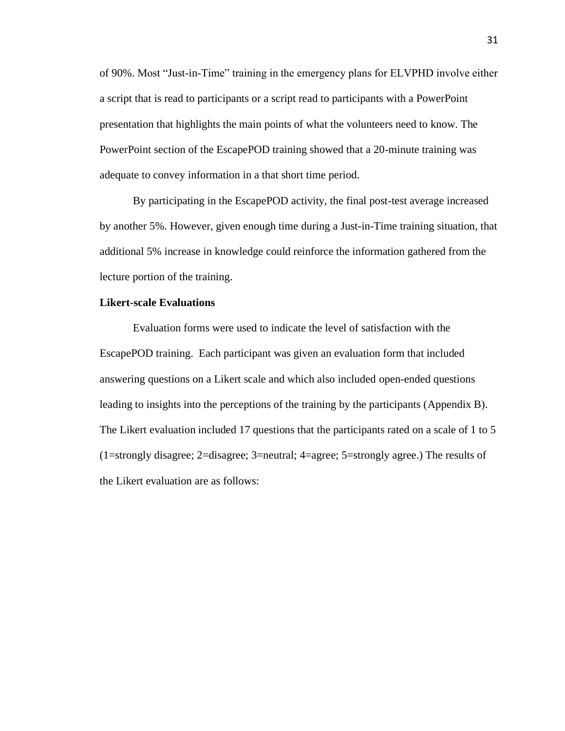of 90%. Most "Just-in-Time" training in the emergency plans for ELVPHD involve either a script that is read to participants or a script read to participants with a PowerPoint presentation that highlights the main points of what the volunteers need to know. The PowerPoint section of the EscapePOD training showed that a 20-minute training was adequate to convey information in a that short time period.

By participating in the EscapePOD activity, the final post-test average increased by another 5%. However, given enough time during a Just-in-Time training situation, that additional 5% increase in knowledge could reinforce the information gathered from the lecture portion of the training.

**Likert-scale Evaluations**

Evaluation forms were used to indicate the level of satisfaction with the EscapePOD training. Each participant was given an evaluation form that included answering questions on a Likert scale and which also included open-ended questions leading to insights into the perceptions of the training by the participants (Appendix B). The Likert evaluation included 17 questions that the participants rated on a scale of 1 to 5 (1=strongly disagree; 2=disagree; 3=neutral; 4=agree; 5=strongly agree.) The results of the Likert evaluation are as follows: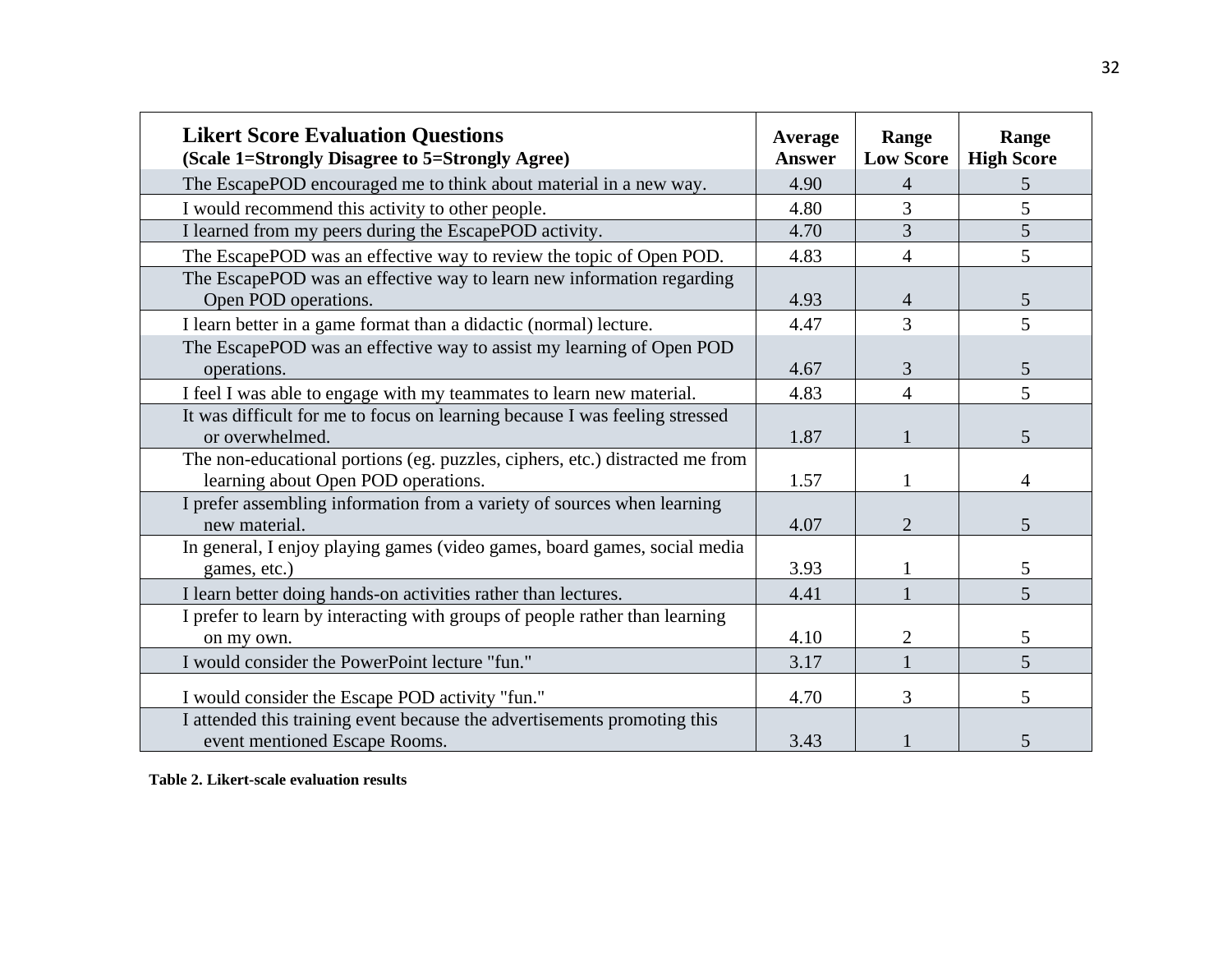| **Likert Score Evaluation Questions** **(Scale 1=Strongly Disagree to 5=Strongly Agree)** | **Average Answer** | **Range Low Score** | **Range High Score** |
|---|---|---|---|
| The EscapePOD encouraged me to think about material in a new way. | 4.90 | 4 | 5 |
| I would recommend this activity to other people. | 4.80 | 3 | 5 |
| I learned from my peers during the EscapePOD activity. | 4.70 | 3 | 5 |
| The EscapePOD was an effective way to review the topic of Open POD. | 4.83 | 4 | 5 |
| The EscapePOD was an effective way to learn new information regarding Open POD operations. | 4.93 | 4 | 5 |
| I learn better in a game format than a didactic (normal) lecture. | 4.47 | 3 | 5 |
| The EscapePOD was an effective way to assist my learning of Open POD operations. | 4.67 | 3 | 5 |
| I feel I was able to engage with my teammates to learn new material. | 4.83 | 4 | 5 |
| It was difficult for me to focus on learning because I was feeling stressed or overwhelmed. | 1.87 | 1 | 5 |
| The non-educational portions (eg. puzzles, ciphers, etc.) distracted me from learning about Open POD operations. | 1.57 | 1 | 4 |
| I prefer assembling information from a variety of sources when learning new material. | 4.07 | 2 | 5 |
| In general, I enjoy playing games (video games, board games, social media games, etc.) | 3.93 | 1 | 5 |
| I learn better doing hands-on activities rather than lectures. | 4.41 | 1 | 5 |
| I prefer to learn by interacting with groups of people rather than learning on my own. | 4.10 | 2 | 5 |
| I would consider the PowerPoint lecture "fun." | 3.17 | 1 | 5 |
| I would consider the Escape POD activity "fun." | 4.70 | 3 | 5 |
| I attended this training event because the advertisements promoting this event mentioned Escape Rooms. | 3.43 | 1 | 5 |

**Table 2. Likert-scale evaluation results**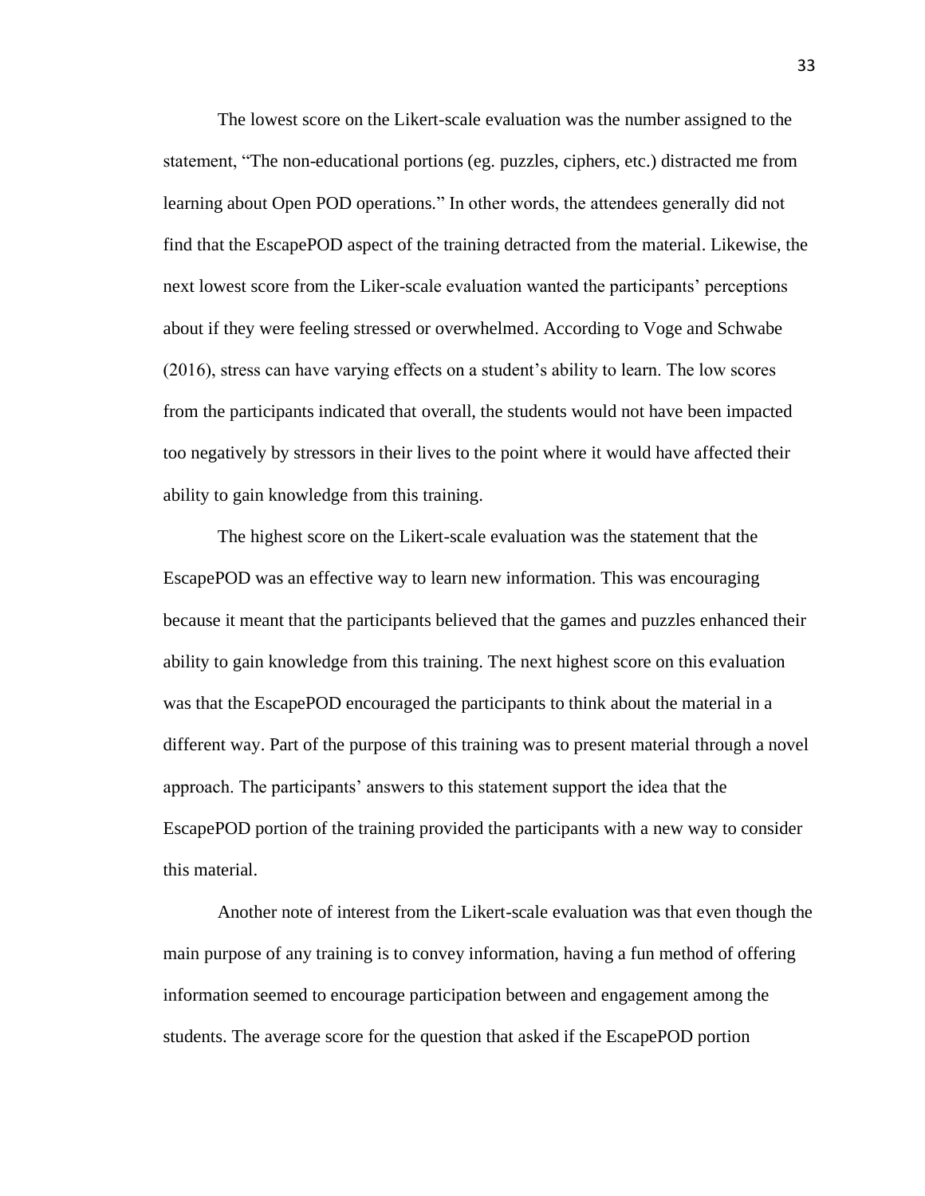The lowest score on the Likert-scale evaluation was the number assigned to the statement, "The non-educational portions (eg. puzzles, ciphers, etc.) distracted me from learning about Open POD operations." In other words, the attendees generally did not find that the EscapePOD aspect of the training detracted from the material. Likewise, the next lowest score from the Liker-scale evaluation wanted the participants' perceptions about if they were feeling stressed or overwhelmed. According to Voge and Schwabe (2016), stress can have varying effects on a student's ability to learn. The low scores from the participants indicated that overall, the students would not have been impacted too negatively by stressors in their lives to the point where it would have affected their ability to gain knowledge from this training.

The highest score on the Likert-scale evaluation was the statement that the EscapePOD was an effective way to learn new information. This was encouraging because it meant that the participants believed that the games and puzzles enhanced their ability to gain knowledge from this training. The next highest score on this evaluation was that the EscapePOD encouraged the participants to think about the material in a different way. Part of the purpose of this training was to present material through a novel approach. The participants' answers to this statement support the idea that the EscapePOD portion of the training provided the participants with a new way to consider this material.

Another note of interest from the Likert-scale evaluation was that even though the main purpose of any training is to convey information, having a fun method of offering information seemed to encourage participation between and engagement among the students. The average score for the question that asked if the EscapePOD portion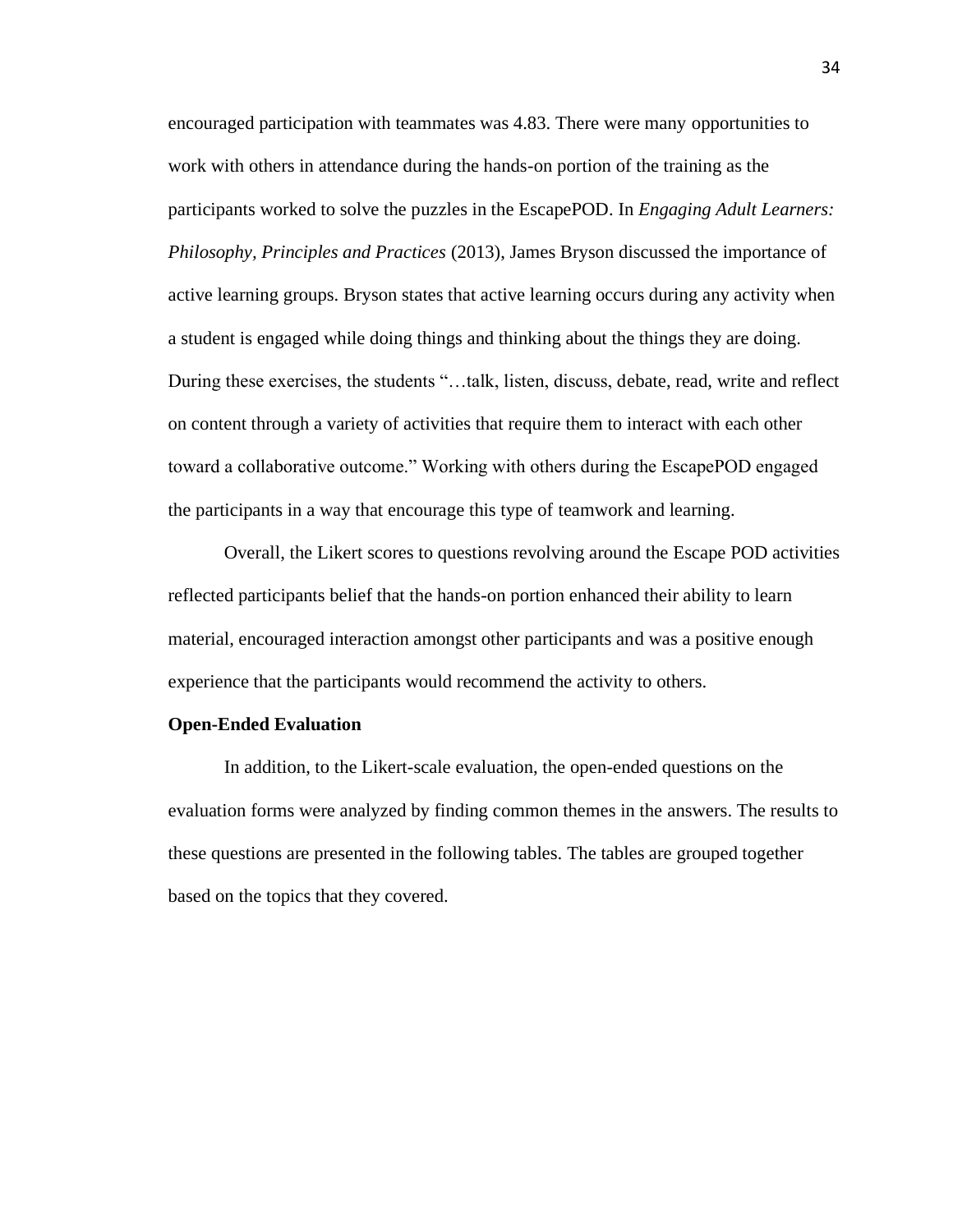encouraged participation with teammates was 4.83. There were many opportunities to work with others in attendance during the hands-on portion of the training as the participants worked to solve the puzzles in the EscapePOD. In *Engaging Adult Learners: Philosophy, Principles and Practices* (2013), James Bryson discussed the importance of active learning groups. Bryson states that active learning occurs during any activity when a student is engaged while doing things and thinking about the things they are doing. During these exercises, the students "…talk, listen, discuss, debate, read, write and reflect on content through a variety of activities that require them to interact with each other toward a collaborative outcome." Working with others during the EscapePOD engaged the participants in a way that encourage this type of teamwork and learning.

Overall, the Likert scores to questions revolving around the Escape POD activities reflected participants belief that the hands-on portion enhanced their ability to learn material, encouraged interaction amongst other participants and was a positive enough experience that the participants would recommend the activity to others.

**Open-Ended Evaluation**

In addition, to the Likert-scale evaluation, the open-ended questions on the evaluation forms were analyzed by finding common themes in the answers. The results to these questions are presented in the following tables. The tables are grouped together based on the topics that they covered.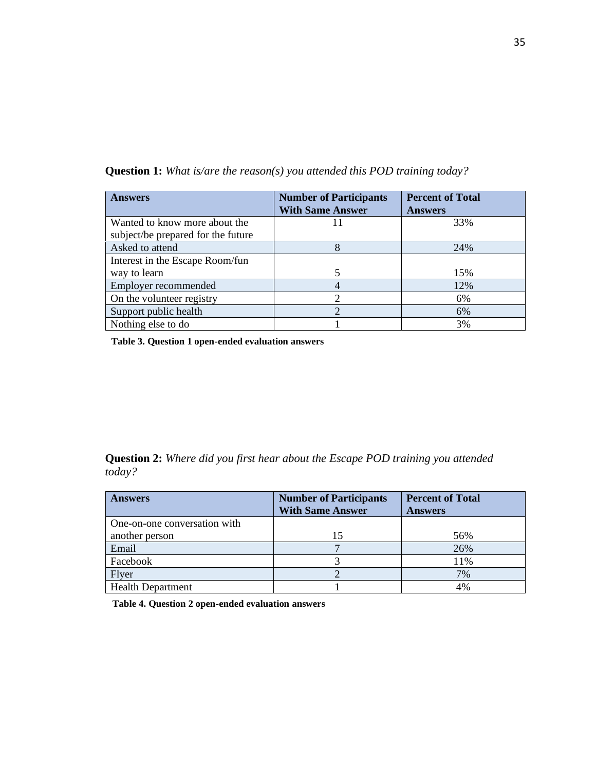**Question 1:** *What is/are the reason(s) you attended this POD training today?*

| Answers | Number of Participants With Same Answer | Percent of Total Answers |
|---|---|---|
| Wanted to know more about the subject/be prepared for the future | 11 | 33% |
| Asked to attend | 8 | 24% |
| Interest in the Escape Room/fun way to learn | 5 | 15% |
| Employer recommended | 4 | 12% |
| On the volunteer registry | 2 | 6% |
| Support public health | 2 | 6% |
| Nothing else to do | 1 | 3% |

**Table 3. Question 1 open-ended evaluation answers**

**Question 2:** *Where did you first hear about the Escape POD training you attended today?*

| Answers | Number of Participants With Same Answer | Percent of Total Answers |
|---|---|---|
| One-on-one conversation with another person | 15 | 56% |
| Email | 7 | 26% |
| Facebook | 3 | 11% |
| Flyer | 2 | 7% |
| Health Department | 1 | 4% |

**Table 4. Question 2 open-ended evaluation answers**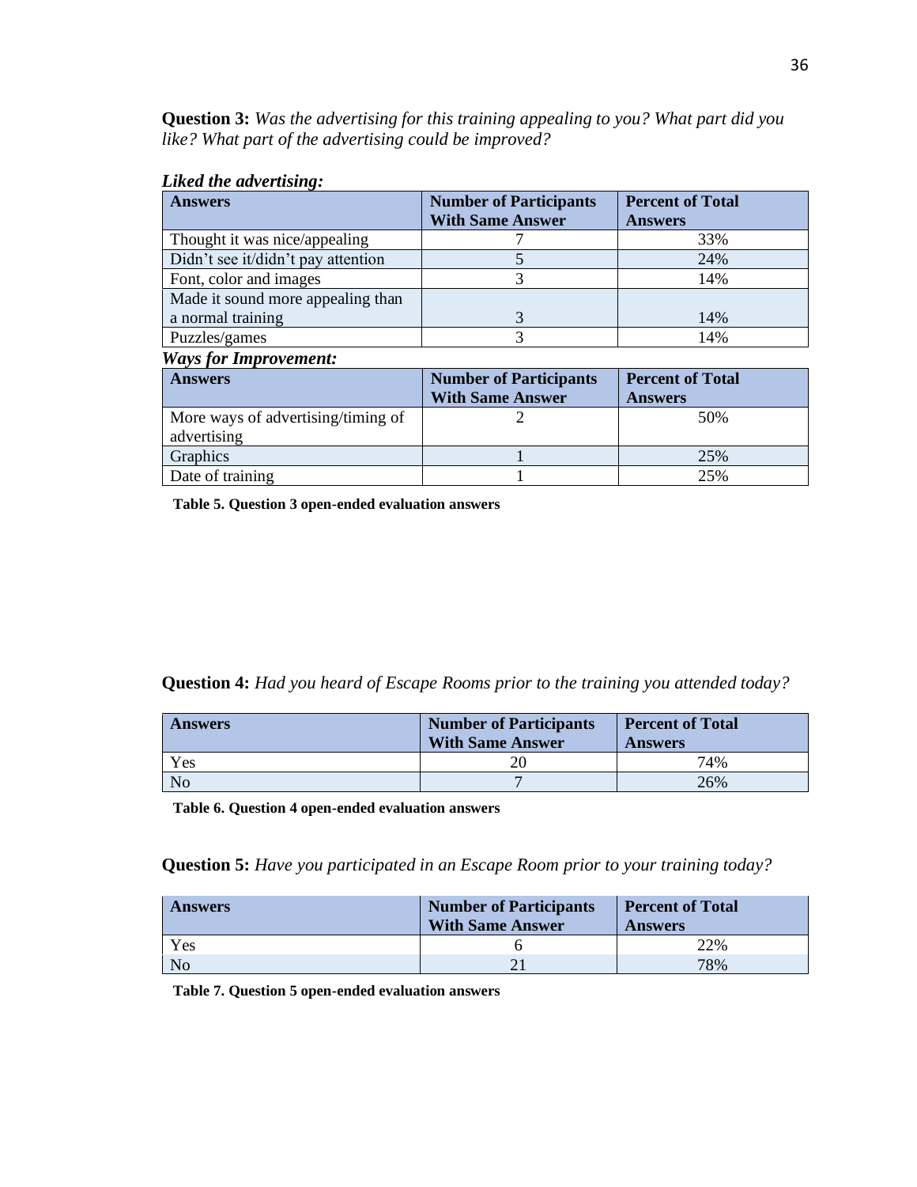**Question 3:** *Was the advertising for this training appealing to you? What part did you like? What part of the advertising could be improved?*

***Liked the advertising:***

| Answers | Number of Participants With Same Answer | Percent of Total Answers |
|---|---|---|
| Thought it was nice/appealing | 7 | 33% |
| Didn't see it/didn't pay attention | 5 | 24% |
| Font, color and images | 3 | 14% |
| Made it sound more appealing than a normal training | 3 | 14% |
| Puzzles/games | 3 | 14% |

***Ways for Improvement:***

| Answers | Number of Participants With Same Answer | Percent of Total Answers |
|---|---|---|
| More ways of advertising/timing of advertising | 2 | 50% |
| Graphics | 1 | 25% |
| Date of training | 1 | 25% |

**Table 5. Question 3 open-ended evaluation answers**

**Question 4:** *Had you heard of Escape Rooms prior to the training you attended today?*

| Answers | Number of Participants With Same Answer | Percent of Total Answers |
|---|---|---|
| Yes | 20 | 74% |
| No | 7 | 26% |

**Table 6. Question 4 open-ended evaluation answers**

**Question 5:** *Have you participated in an Escape Room prior to your training today?*

| Answers | Number of Participants With Same Answer | Percent of Total Answers |
|---|---|---|
| Yes | 6 | 22% |
| No | 21 | 78% |

**Table 7. Question 5 open-ended evaluation answers**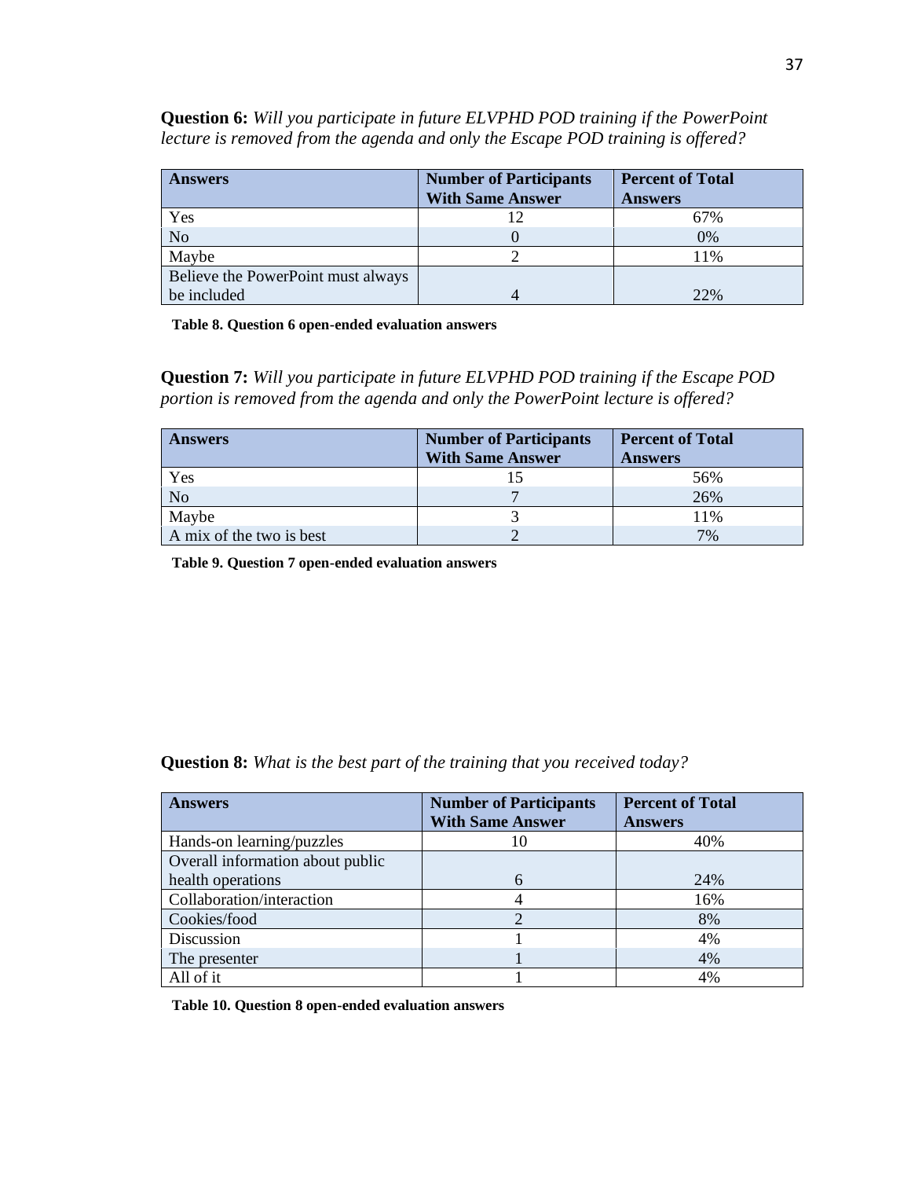**Question 6:** *Will you participate in future ELVPHD POD training if the PowerPoint lecture is removed from the agenda and only the Escape POD training is offered?*

| Answers | Number of Participants With Same Answer | Percent of Total Answers |
|---|---|---|
| Yes | 12 | 67% |
| No | 0 | 0% |
| Maybe | 2 | 11% |
| Believe the PowerPoint must always be included | 4 | 22% |

**Table 8. Question 6 open-ended evaluation answers**

**Question 7:** *Will you participate in future ELVPHD POD training if the Escape POD portion is removed from the agenda and only the PowerPoint lecture is offered?*

| Answers | Number of Participants With Same Answer | Percent of Total Answers |
|---|---|---|
| Yes | 15 | 56% |
| No | 7 | 26% |
| Maybe | 3 | 11% |
| A mix of the two is best | 2 | 7% |

**Table 9. Question 7 open-ended evaluation answers**

**Question 8:** *What is the best part of the training that you received today?*

| Answers | Number of Participants With Same Answer | Percent of Total Answers |
|---|---|---|
| Hands-on learning/puzzles | 10 | 40% |
| Overall information about public health operations | 6 | 24% |
| Collaboration/interaction | 4 | 16% |
| Cookies/food | 2 | 8% |
| Discussion | 1 | 4% |
| The presenter | 1 | 4% |
| All of it | 1 | 4% |

**Table 10. Question 8 open-ended evaluation answers**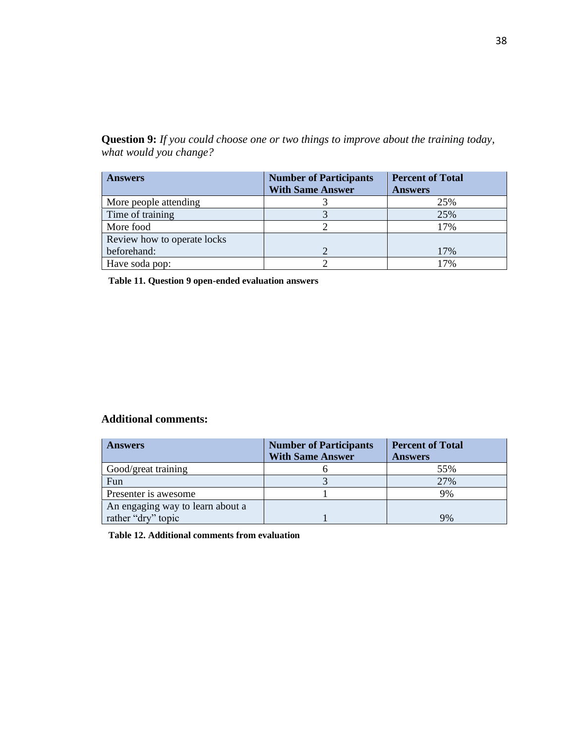**Question 9:** *If you could choose one or two things to improve about the training today, what would you change?*

| Answers | Number of Participants With Same Answer | Percent of Total Answers |
|---|---|---|
| More people attending | 3 | 25% |
| Time of training | 3 | 25% |
| More food | 2 | 17% |
| Review how to operate locks beforehand: | 2 | 17% |
| Have soda pop: | 2 | 17% |

**Table 11. Question 9 open-ended evaluation answers**

**Additional comments:**

| Answers | Number of Participants With Same Answer | Percent of Total Answers |
|---|---|---|
| Good/great training | 6 | 55% |
| Fun | 3 | 27% |
| Presenter is awesome | 1 | 9% |
| An engaging way to learn about a rather "dry" topic | 1 | 9% |

**Table 12. Additional comments from evaluation**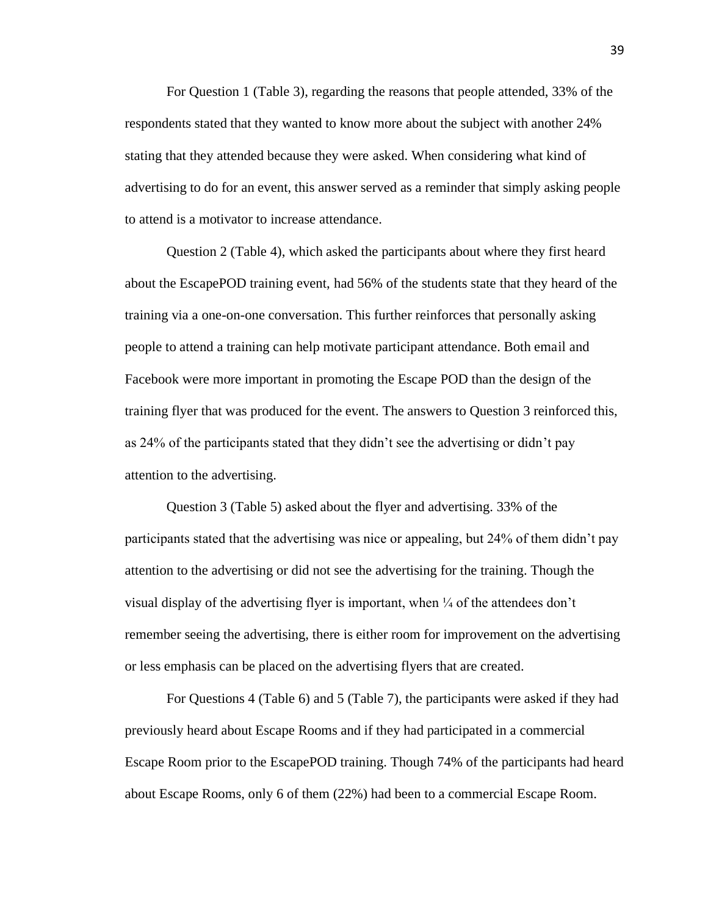For Question 1 (Table 3), regarding the reasons that people attended, 33% of the respondents stated that they wanted to know more about the subject with another 24% stating that they attended because they were asked. When considering what kind of advertising to do for an event, this answer served as a reminder that simply asking people to attend is a motivator to increase attendance.

Question 2 (Table 4), which asked the participants about where they first heard about the EscapePOD training event, had 56% of the students state that they heard of the training via a one-on-one conversation. This further reinforces that personally asking people to attend a training can help motivate participant attendance. Both email and Facebook were more important in promoting the Escape POD than the design of the training flyer that was produced for the event. The answers to Question 3 reinforced this, as 24% of the participants stated that they didn't see the advertising or didn't pay attention to the advertising.

Question 3 (Table 5) asked about the flyer and advertising. 33% of the participants stated that the advertising was nice or appealing, but 24% of them didn't pay attention to the advertising or did not see the advertising for the training. Though the visual display of the advertising flyer is important, when ¼ of the attendees don't remember seeing the advertising, there is either room for improvement on the advertising or less emphasis can be placed on the advertising flyers that are created.

For Questions 4 (Table 6) and 5 (Table 7), the participants were asked if they had previously heard about Escape Rooms and if they had participated in a commercial Escape Room prior to the EscapePOD training. Though 74% of the participants had heard about Escape Rooms, only 6 of them (22%) had been to a commercial Escape Room.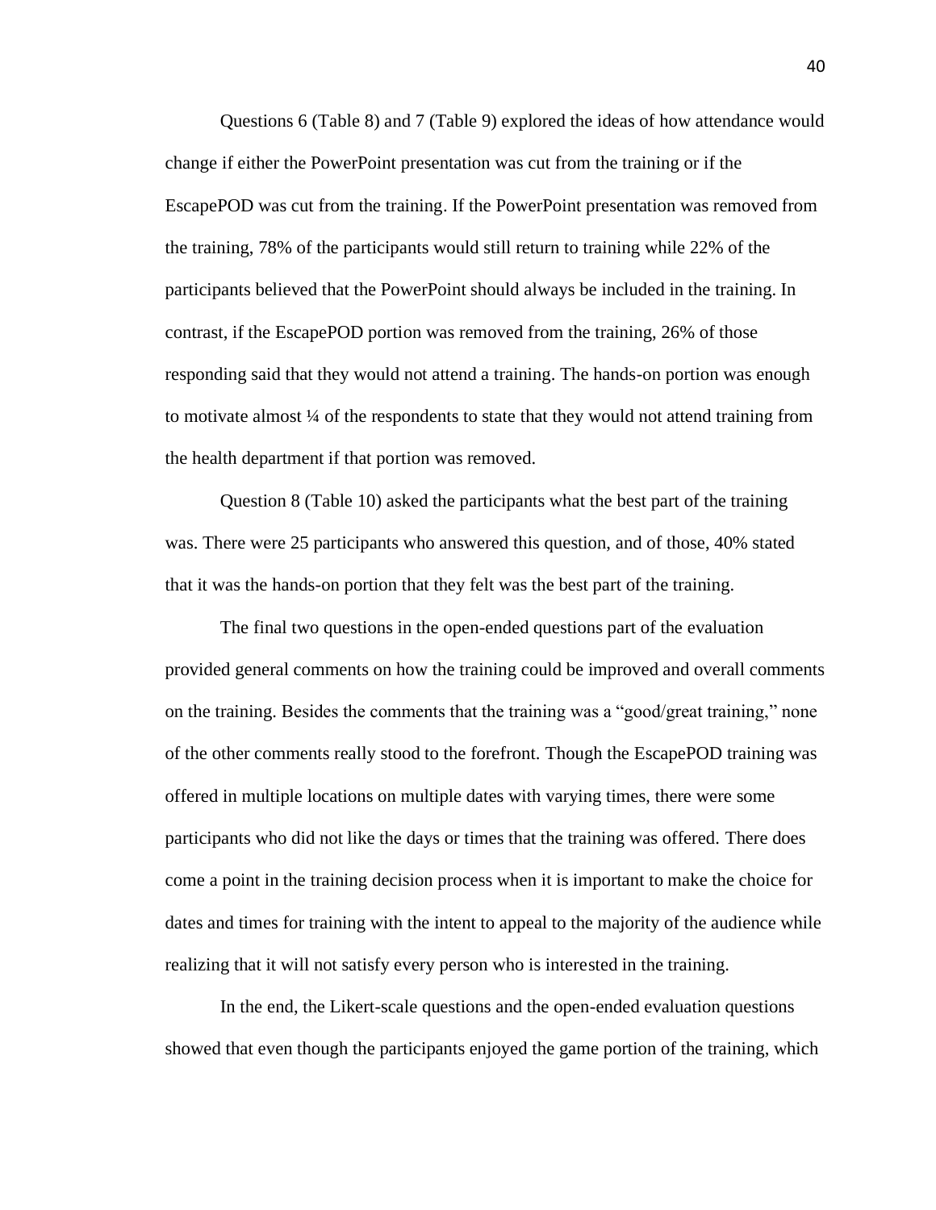Questions 6 (Table 8) and 7 (Table 9) explored the ideas of how attendance would change if either the PowerPoint presentation was cut from the training or if the EscapePOD was cut from the training. If the PowerPoint presentation was removed from the training, 78% of the participants would still return to training while 22% of the participants believed that the PowerPoint should always be included in the training. In contrast, if the EscapePOD portion was removed from the training, 26% of those responding said that they would not attend a training. The hands-on portion was enough to motivate almost ¼ of the respondents to state that they would not attend training from the health department if that portion was removed.

Question 8 (Table 10) asked the participants what the best part of the training was. There were 25 participants who answered this question, and of those, 40% stated that it was the hands-on portion that they felt was the best part of the training.

The final two questions in the open-ended questions part of the evaluation provided general comments on how the training could be improved and overall comments on the training. Besides the comments that the training was a "good/great training," none of the other comments really stood to the forefront. Though the EscapePOD training was offered in multiple locations on multiple dates with varying times, there were some participants who did not like the days or times that the training was offered. There does come a point in the training decision process when it is important to make the choice for dates and times for training with the intent to appeal to the majority of the audience while realizing that it will not satisfy every person who is interested in the training.

In the end, the Likert-scale questions and the open-ended evaluation questions showed that even though the participants enjoyed the game portion of the training, which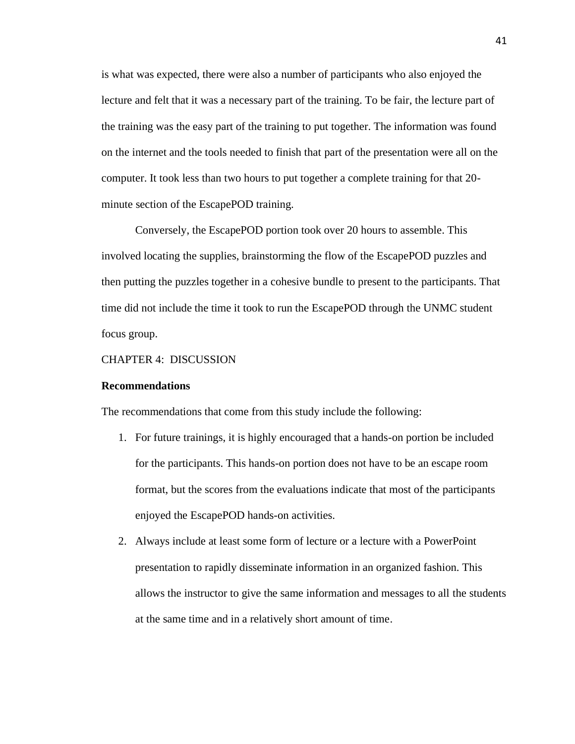is what was expected, there were also a number of participants who also enjoyed the lecture and felt that it was a necessary part of the training. To be fair, the lecture part of the training was the easy part of the training to put together. The information was found on the internet and the tools needed to finish that part of the presentation were all on the computer. It took less than two hours to put together a complete training for that 20-minute section of the EscapePOD training.

Conversely, the EscapePOD portion took over 20 hours to assemble. This involved locating the supplies, brainstorming the flow of the EscapePOD puzzles and then putting the puzzles together in a cohesive bundle to present to the participants. That time did not include the time it took to run the EscapePOD through the UNMC student focus group.

# CHAPTER 4: DISCUSSION

## Recommendations

The recommendations that come from this study include the following:

1. For future trainings, it is highly encouraged that a hands-on portion be included for the participants. This hands-on portion does not have to be an escape room format, but the scores from the evaluations indicate that most of the participants enjoyed the EscapePOD hands-on activities.
2. Always include at least some form of lecture or a lecture with a PowerPoint presentation to rapidly disseminate information in an organized fashion. This allows the instructor to give the same information and messages to all the students at the same time and in a relatively short amount of time.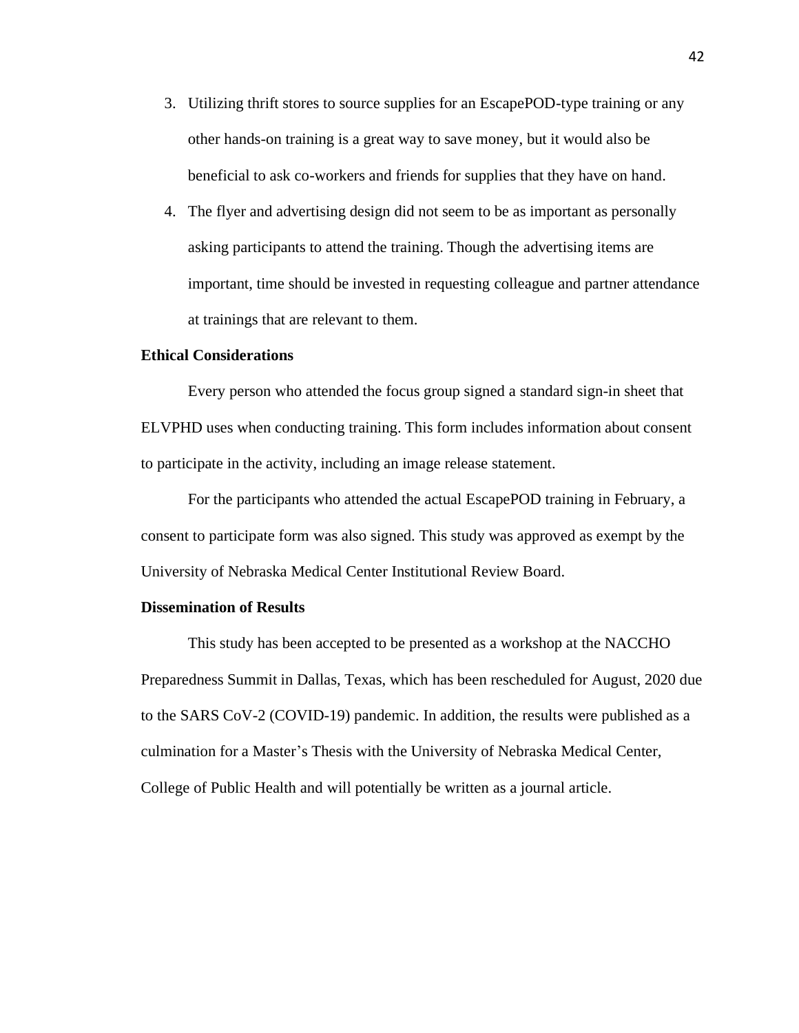3. Utilizing thrift stores to source supplies for an EscapePOD-type training or any other hands-on training is a great way to save money, but it would also be beneficial to ask co-workers and friends for supplies that they have on hand.
4. The flyer and advertising design did not seem to be as important as personally asking participants to attend the training. Though the advertising items are important, time should be invested in requesting colleague and partner attendance at trainings that are relevant to them.

**Ethical Considerations**

Every person who attended the focus group signed a standard sign-in sheet that ELVPHD uses when conducting training. This form includes information about consent to participate in the activity, including an image release statement.

For the participants who attended the actual EscapePOD training in February, a consent to participate form was also signed. This study was approved as exempt by the University of Nebraska Medical Center Institutional Review Board.

**Dissemination of Results**

This study has been accepted to be presented as a workshop at the NACCHO Preparedness Summit in Dallas, Texas, which has been rescheduled for August, 2020 due to the SARS CoV-2 (COVID-19) pandemic. In addition, the results were published as a culmination for a Master's Thesis with the University of Nebraska Medical Center, College of Public Health and will potentially be written as a journal article.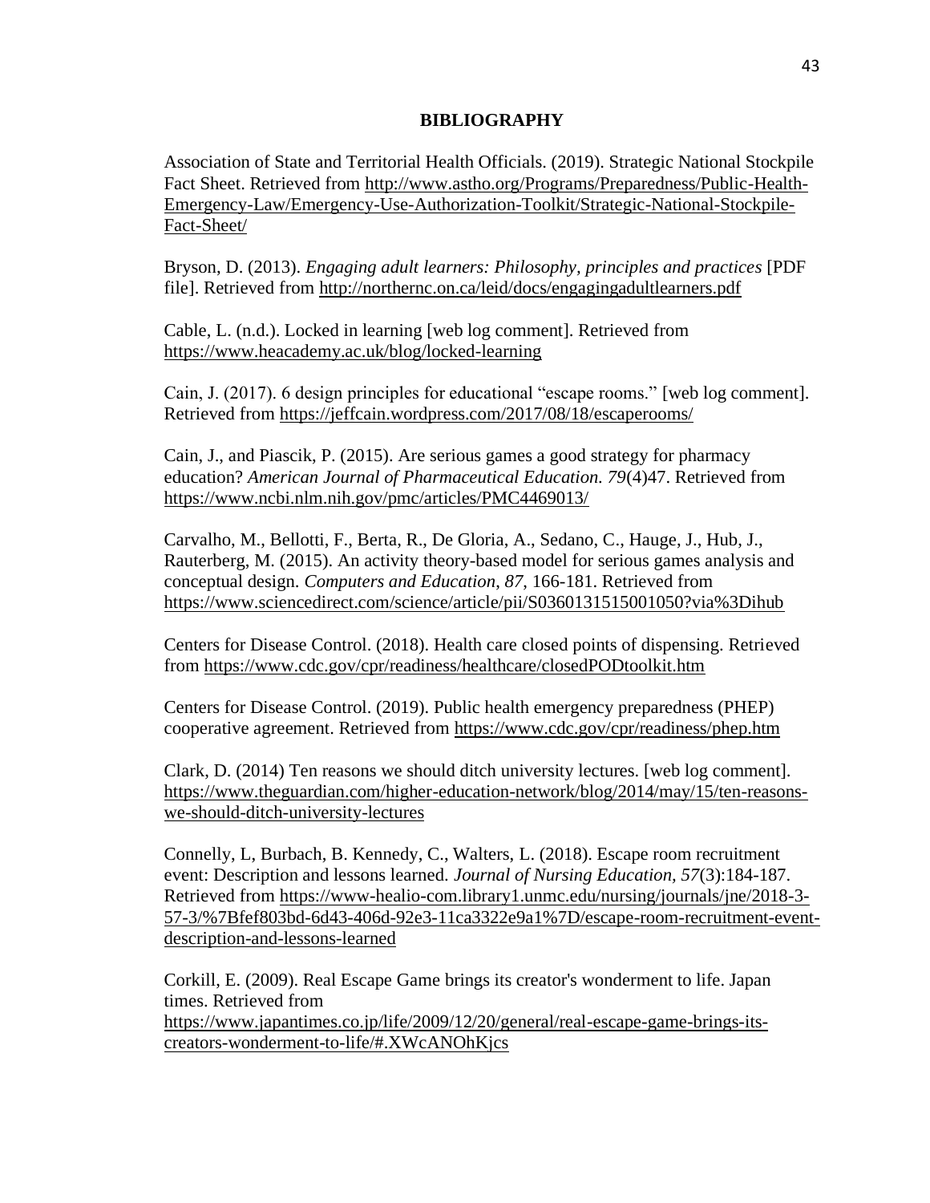# BIBLIOGRAPHY

Association of State and Territorial Health Officials. (2019). Strategic National Stockpile Fact Sheet. Retrieved from http://www.astho.org/Programs/Preparedness/Public-Health-Emergency-Law/Emergency-Use-Authorization-Toolkit/Strategic-National-Stockpile-Fact-Sheet/

Bryson, D. (2013). *Engaging adult learners: Philosophy, principles and practices* [PDF file]. Retrieved from http://northernc.on.ca/leid/docs/engagingadultlearners.pdf

Cable, L. (n.d.). Locked in learning [web log comment]. Retrieved from https://www.heacademy.ac.uk/blog/locked-learning

Cain, J. (2017). 6 design principles for educational "escape rooms." [web log comment]. Retrieved from https://jeffcain.wordpress.com/2017/08/18/escaperooms/

Cain, J., and Piascik, P. (2015). Are serious games a good strategy for pharmacy education? *American Journal of Pharmaceutical Education. 79*(4)47. Retrieved from https://www.ncbi.nlm.nih.gov/pmc/articles/PMC4469013/

Carvalho, M., Bellotti, F., Berta, R., De Gloria, A., Sedano, C., Hauge, J., Hub, J., Rauterberg, M. (2015). An activity theory-based model for serious games analysis and conceptual design. *Computers and Education*, *87*, 166-181. Retrieved from https://www.sciencedirect.com/science/article/pii/S0360131515001050?via%3Dihub

Centers for Disease Control. (2018). Health care closed points of dispensing. Retrieved from https://www.cdc.gov/cpr/readiness/healthcare/closedPODtoolkit.htm

Centers for Disease Control. (2019). Public health emergency preparedness (PHEP) cooperative agreement. Retrieved from https://www.cdc.gov/cpr/readiness/phep.htm

Clark, D. (2014) Ten reasons we should ditch university lectures. [web log comment]. https://www.theguardian.com/higher-education-network/blog/2014/may/15/ten-reasons-we-should-ditch-university-lectures

Connelly, L, Burbach, B. Kennedy, C., Walters, L. (2018). Escape room recruitment event: Description and lessons learned. *Journal of Nursing Education, 57*(3):184-187. Retrieved from https://www-healio-com.library1.unmc.edu/nursing/journals/jne/2018-3-57-3/%7Bfef803bd-6d43-406d-92e3-11ca3322e9a1%7D/escape-room-recruitment-event-description-and-lessons-learned

Corkill, E. (2009). Real Escape Game brings its creator's wonderment to life. Japan times. Retrieved from https://www.japantimes.co.jp/life/2009/12/20/general/real-escape-game-brings-its-creators-wonderment-to-life/#.XWcANOhKjcs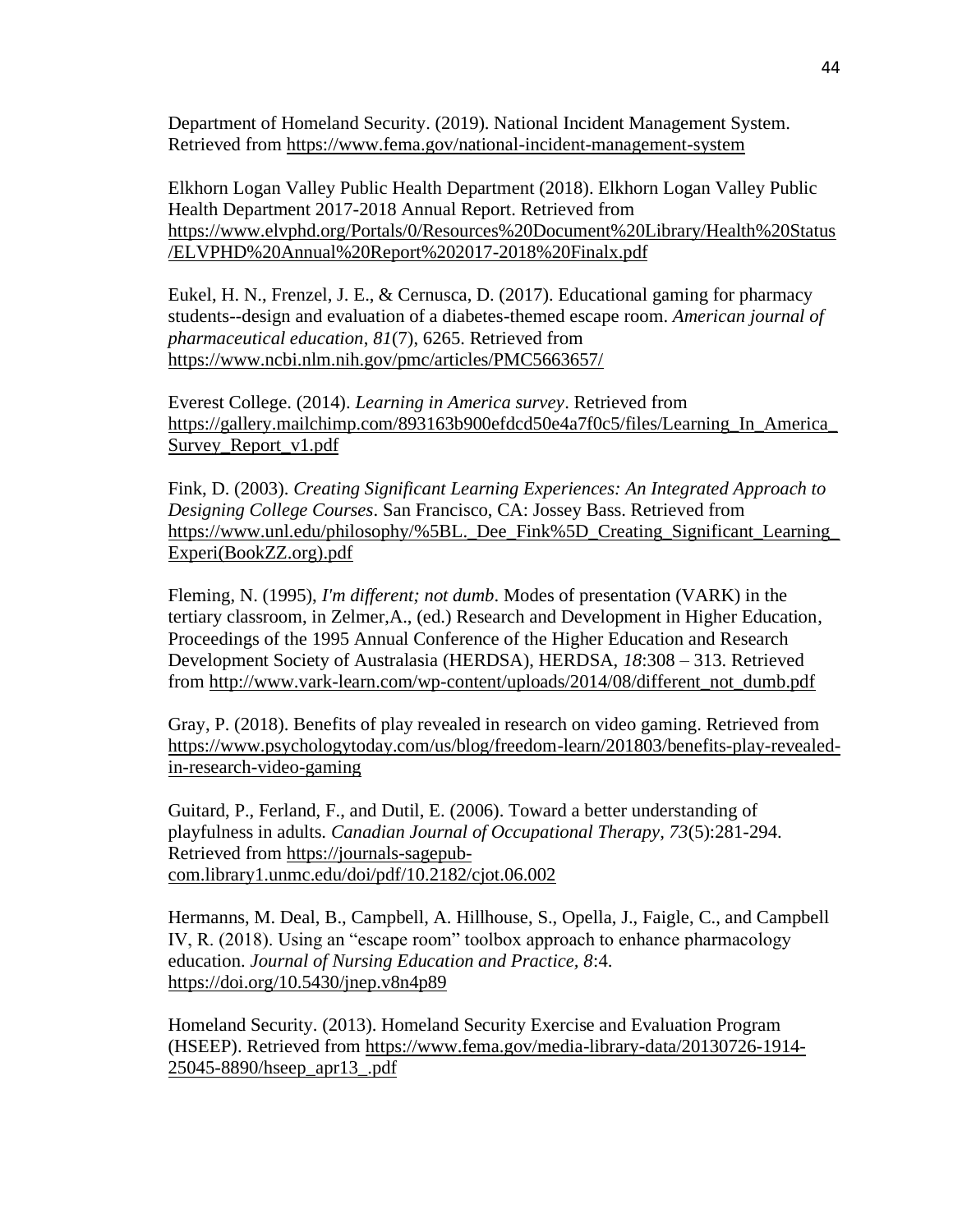Department of Homeland Security. (2019). National Incident Management System. Retrieved from https://www.fema.gov/national-incident-management-system

Elkhorn Logan Valley Public Health Department (2018). Elkhorn Logan Valley Public Health Department 2017-2018 Annual Report. Retrieved from https://www.elvphd.org/Portals/0/Resources%20Document%20Library/Health%20Status/ELVPHD%20Annual%20Report%202017-2018%20Finalx.pdf

Eukel, H. N., Frenzel, J. E., & Cernusca, D. (2017). Educational gaming for pharmacy students--design and evaluation of a diabetes-themed escape room. *American journal of pharmaceutical education*, *81*(7), 6265. Retrieved from https://www.ncbi.nlm.nih.gov/pmc/articles/PMC5663657/

Everest College. (2014). *Learning in America survey*. Retrieved from https://gallery.mailchimp.com/893163b900efdcd50e4a7f0c5/files/Learning_In_America_Survey_Report_v1.pdf

Fink, D. (2003). *Creating Significant Learning Experiences: An Integrated Approach to Designing College Courses*. San Francisco, CA: Jossey Bass. Retrieved from https://www.unl.edu/philosophy/%5BL._Dee_Fink%5D_Creating_Significant_Learning_Experi(BookZZ.org).pdf

Fleming, N. (1995), *I'm different; not dumb*. Modes of presentation (VARK) in the tertiary classroom, in Zelmer,A., (ed.) Research and Development in Higher Education, Proceedings of the 1995 Annual Conference of the Higher Education and Research Development Society of Australasia (HERDSA), HERDSA, *18*:308 – 313. Retrieved from http://www.vark-learn.com/wp-content/uploads/2014/08/different_not_dumb.pdf

Gray, P. (2018). Benefits of play revealed in research on video gaming. Retrieved from https://www.psychologytoday.com/us/blog/freedom-learn/201803/benefits-play-revealed-in-research-video-gaming

Guitard, P., Ferland, F., and Dutil, E. (2006). Toward a better understanding of playfulness in adults. *Canadian Journal of Occupational Therapy*, *73*(5):281-294. Retrieved from https://journals-sagepub-com.library1.unmc.edu/doi/pdf/10.2182/cjot.06.002

Hermanns, M. Deal, B., Campbell, A. Hillhouse, S., Opella, J., Faigle, C., and Campbell IV, R. (2018). Using an "escape room" toolbox approach to enhance pharmacology education. *Journal of Nursing Education and Practice, 8*:4. https://doi.org/10.5430/jnep.v8n4p89

Homeland Security. (2013). Homeland Security Exercise and Evaluation Program (HSEEP). Retrieved from https://www.fema.gov/media-library-data/20130726-1914-25045-8890/hseep_apr13_.pdf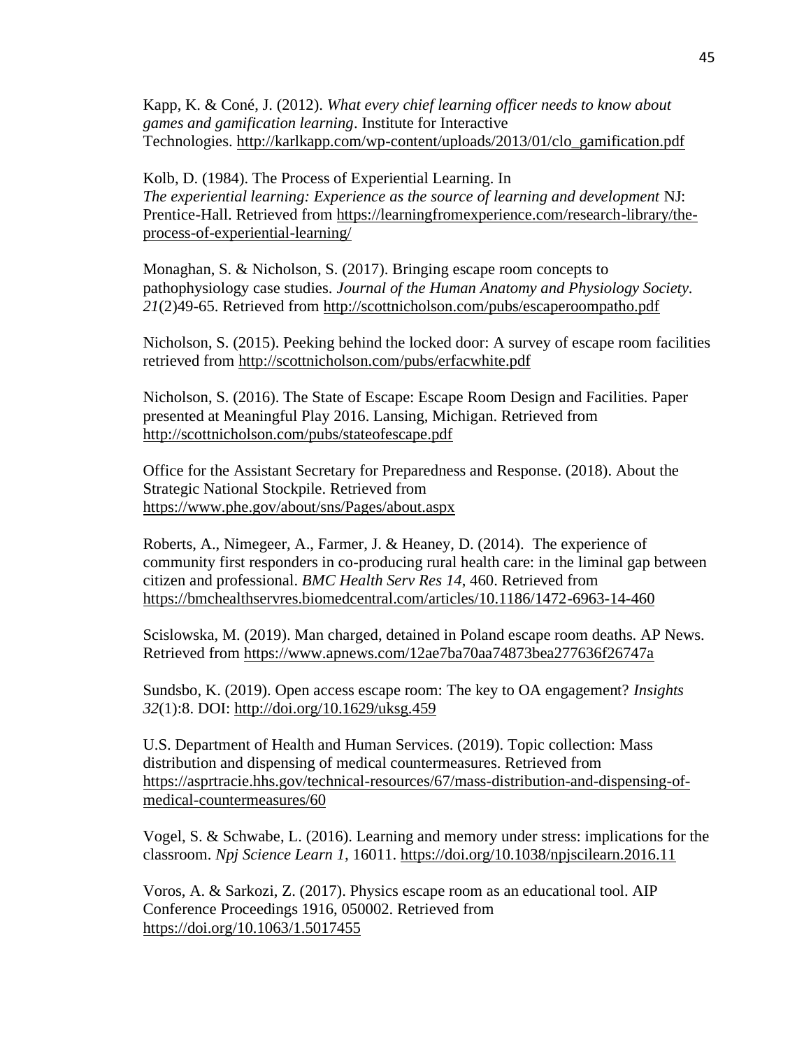Kapp, K. & Coné, J. (2012). *What every chief learning officer needs to know about games and gamification learning*. Institute for Interactive Technologies. http://karlkapp.com/wp-content/uploads/2013/01/clo_gamification.pdf

Kolb, D. (1984). The Process of Experiential Learning. In *The experiential learning: Experience as the source of learning and development* NJ: Prentice-Hall. Retrieved from https://learningfromexperience.com/research-library/the-process-of-experiential-learning/

Monaghan, S. & Nicholson, S. (2017). Bringing escape room concepts to pathophysiology case studies. *Journal of the Human Anatomy and Physiology Society. 21*(2)49-65. Retrieved from http://scottnicholson.com/pubs/escaperoompatho.pdf

Nicholson, S. (2015). Peeking behind the locked door: A survey of escape room facilities retrieved from http://scottnicholson.com/pubs/erfacwhite.pdf

Nicholson, S. (2016). The State of Escape: Escape Room Design and Facilities. Paper presented at Meaningful Play 2016. Lansing, Michigan. Retrieved from http://scottnicholson.com/pubs/stateofescape.pdf

Office for the Assistant Secretary for Preparedness and Response. (2018). About the Strategic National Stockpile. Retrieved from https://www.phe.gov/about/sns/Pages/about.aspx

Roberts, A., Nimegeer, A., Farmer, J. & Heaney, D. (2014). The experience of community first responders in co-producing rural health care: in the liminal gap between citizen and professional. *BMC Health Serv Res 14*, 460. Retrieved from https://bmchealthservres.biomedcentral.com/articles/10.1186/1472-6963-14-460

Scislowska, M. (2019). Man charged, detained in Poland escape room deaths. AP News. Retrieved from https://www.apnews.com/12ae7ba70aa74873bea277636f26747a

Sundsbo, K. (2019). Open access escape room: The key to OA engagement? *Insights 32*(1):8. DOI: http://doi.org/10.1629/uksg.459

U.S. Department of Health and Human Services. (2019). Topic collection: Mass distribution and dispensing of medical countermeasures. Retrieved from https://asprtracie.hhs.gov/technical-resources/67/mass-distribution-and-dispensing-of-medical-countermeasures/60

Vogel, S. & Schwabe, L. (2016). Learning and memory under stress: implications for the classroom. *Npj Science Learn 1,* 16011. https://doi.org/10.1038/npjscilearn.2016.11

Voros, A. & Sarkozi, Z. (2017). Physics escape room as an educational tool. AIP Conference Proceedings 1916, 050002. Retrieved from https://doi.org/10.1063/1.5017455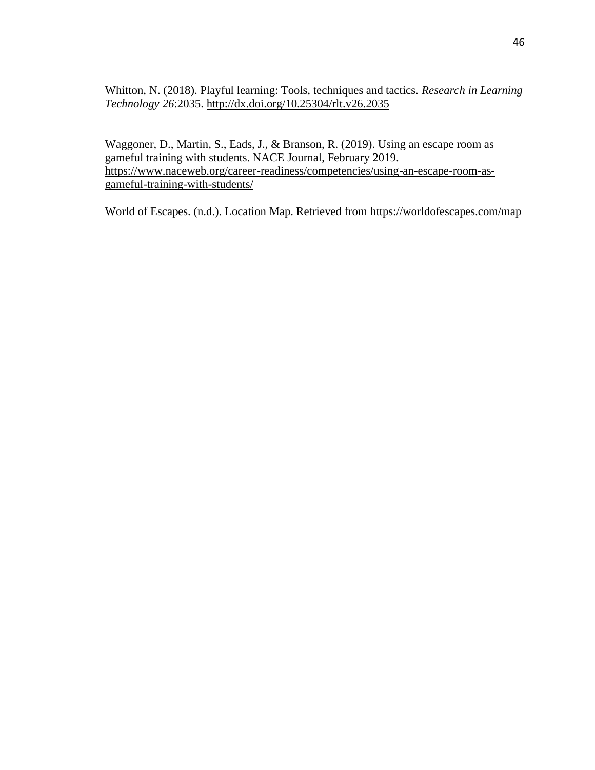Whitton, N. (2018). Playful learning: Tools, techniques and tactics. *Research in Learning Technology 26*:2035. http://dx.doi.org/10.25304/rlt.v26.2035

Waggoner, D., Martin, S., Eads, J., & Branson, R. (2019). Using an escape room as gameful training with students. NACE Journal, February 2019. https://www.naceweb.org/career-readiness/competencies/using-an-escape-room-as-gameful-training-with-students/

World of Escapes. (n.d.). Location Map. Retrieved from https://worldofescapes.com/map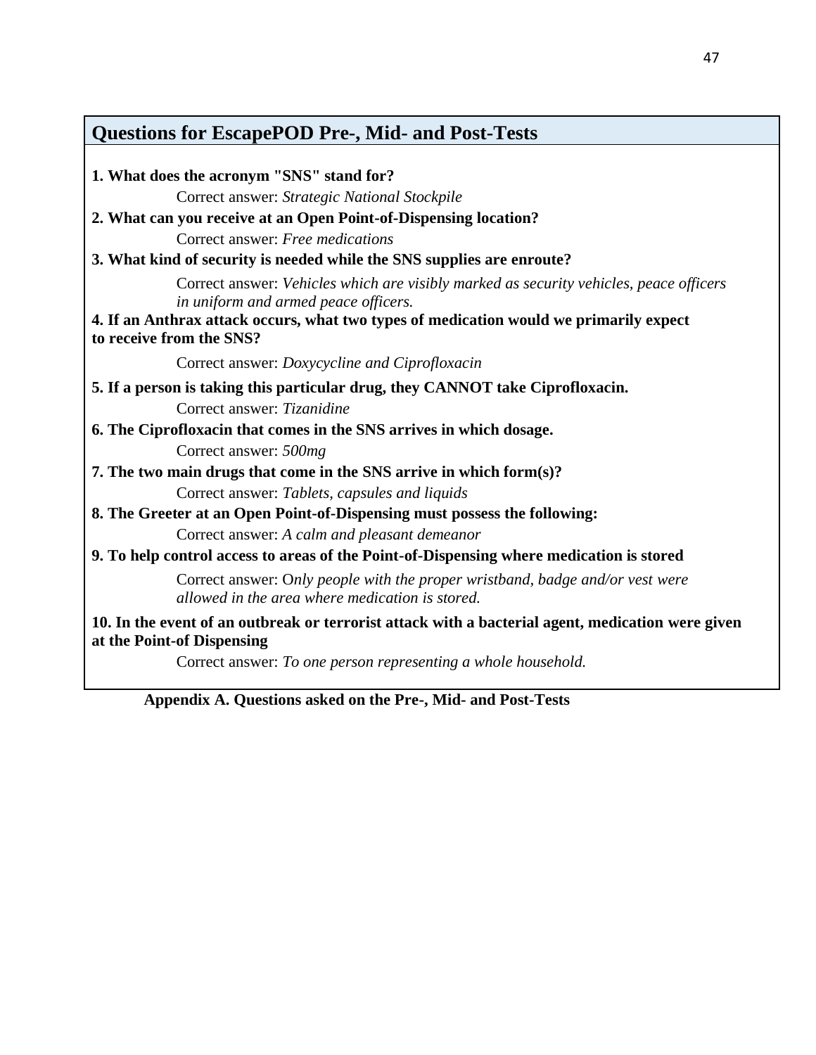## Questions for EscapePOD Pre-, Mid- and Post-Tests

**1. What does the acronym "SNS" stand for?**

Correct answer: *Strategic National Stockpile*

**2. What can you receive at an Open Point-of-Dispensing location?**

Correct answer: *Free medications*

**3. What kind of security is needed while the SNS supplies are enroute?**

Correct answer: *Vehicles which are visibly marked as security vehicles, peace officers in uniform and armed peace officers.*

**4. If an Anthrax attack occurs, what two types of medication would we primarily expect to receive from the SNS?**

Correct answer: *Doxycycline and Ciprofloxacin*

**5. If a person is taking this particular drug, they CANNOT take Ciprofloxacin.**

Correct answer: *Tizanidine*

**6. The Ciprofloxacin that comes in the SNS arrives in which dosage.**

Correct answer: *500mg*

**7. The two main drugs that come in the SNS arrive in which form(s)?**

Correct answer: *Tablets, capsules and liquids*

**8. The Greeter at an Open Point-of-Dispensing must possess the following:**

Correct answer: *A calm and pleasant demeanor*

**9. To help control access to areas of the Point-of-Dispensing where medication is stored**

Correct answer: O*nly people with the proper wristband, badge and/or vest were allowed in the area where medication is stored.*

**10. In the event of an outbreak or terrorist attack with a bacterial agent, medication were given at the Point-of Dispensing**

Correct answer: *To one person representing a whole household.*

**Appendix A. Questions asked on the Pre-, Mid- and Post-Tests**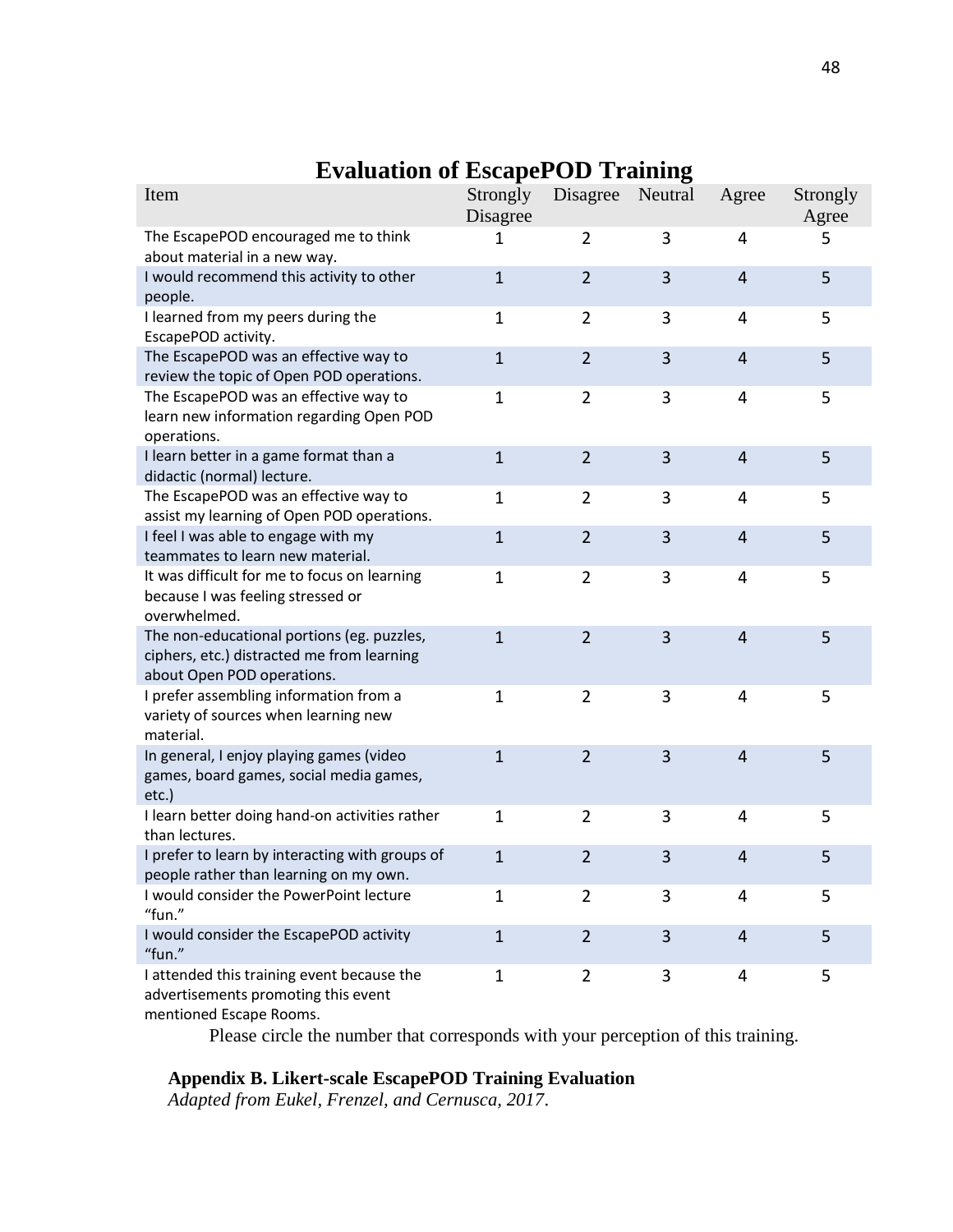# Evaluation of EscapePOD Training

| Item | Strongly Disagree | Disagree | Neutral | Agree | Strongly Agree |
|---|---|---|---|---|---|
| The EscapePOD encouraged me to think about material in a new way. | 1 | 2 | 3 | 4 | 5 |
| I would recommend this activity to other people. | 1 | 2 | 3 | 4 | 5 |
| I learned from my peers during the EscapePOD activity. | 1 | 2 | 3 | 4 | 5 |
| The EscapePOD was an effective way to review the topic of Open POD operations. | 1 | 2 | 3 | 4 | 5 |
| The EscapePOD was an effective way to learn new information regarding Open POD operations. | 1 | 2 | 3 | 4 | 5 |
| I learn better in a game format than a didactic (normal) lecture. | 1 | 2 | 3 | 4 | 5 |
| The EscapePOD was an effective way to assist my learning of Open POD operations. | 1 | 2 | 3 | 4 | 5 |
| I feel I was able to engage with my teammates to learn new material. | 1 | 2 | 3 | 4 | 5 |
| It was difficult for me to focus on learning because I was feeling stressed or overwhelmed. | 1 | 2 | 3 | 4 | 5 |
| The non-educational portions (eg. puzzles, ciphers, etc.) distracted me from learning about Open POD operations. | 1 | 2 | 3 | 4 | 5 |
| I prefer assembling information from a variety of sources when learning new material. | 1 | 2 | 3 | 4 | 5 |
| In general, I enjoy playing games (video games, board games, social media games, etc.) | 1 | 2 | 3 | 4 | 5 |
| I learn better doing hand-on activities rather than lectures. | 1 | 2 | 3 | 4 | 5 |
| I prefer to learn by interacting with groups of people rather than learning on my own. | 1 | 2 | 3 | 4 | 5 |
| I would consider the PowerPoint lecture "fun." | 1 | 2 | 3 | 4 | 5 |
| I would consider the EscapePOD activity "fun." | 1 | 2 | 3 | 4 | 5 |
| I attended this training event because the advertisements promoting this event mentioned Escape Rooms. | 1 | 2 | 3 | 4 | 5 |

Please circle the number that corresponds with your perception of this training.

**Appendix B. Likert-scale EscapePOD Training Evaluation**

*Adapted from Eukel, Frenzel, and Cernusca, 2017*.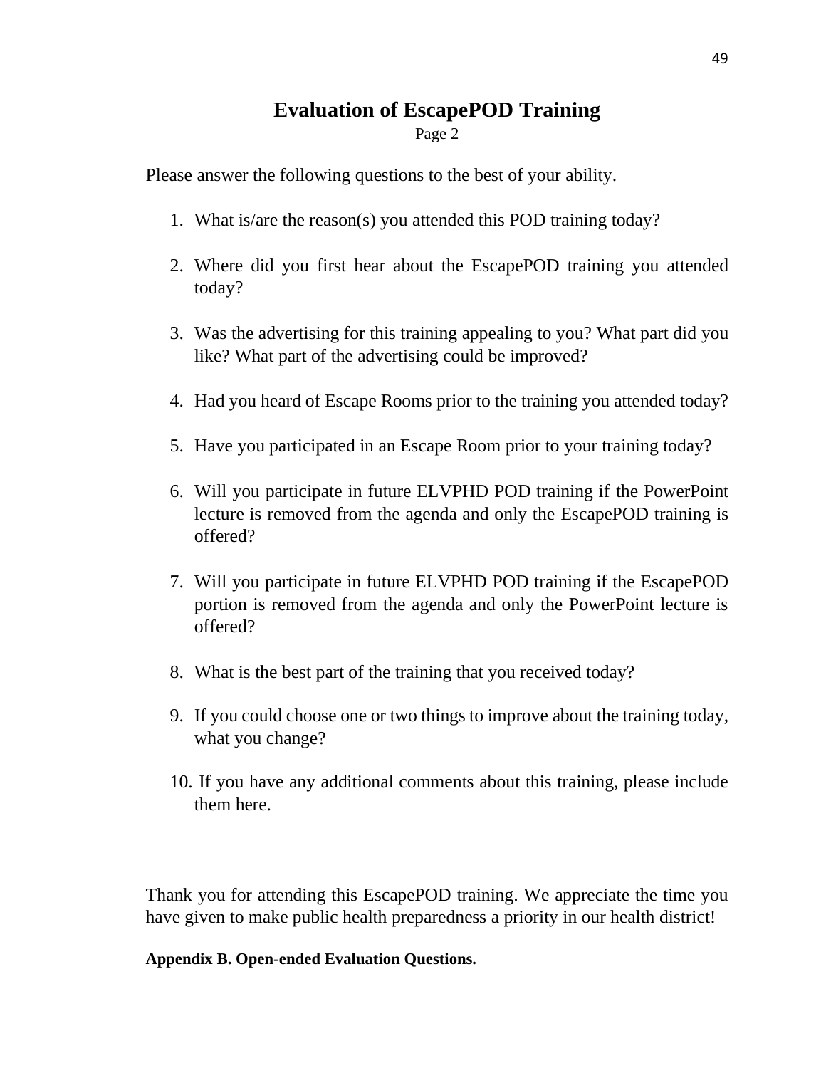# Evaluation of EscapePOD Training

Page 2

Please answer the following questions to the best of your ability.

1. What is/are the reason(s) you attended this POD training today?

2. Where did you first hear about the EscapePOD training you attended today?

3. Was the advertising for this training appealing to you? What part did you like? What part of the advertising could be improved?

4. Had you heard of Escape Rooms prior to the training you attended today?

5. Have you participated in an Escape Room prior to your training today?

6. Will you participate in future ELVPHD POD training if the PowerPoint lecture is removed from the agenda and only the EscapePOD training is offered?

7. Will you participate in future ELVPHD POD training if the EscapePOD portion is removed from the agenda and only the PowerPoint lecture is offered?

8. What is the best part of the training that you received today?

9. If you could choose one or two things to improve about the training today, what you change?

10. If you have any additional comments about this training, please include them here.

Thank you for attending this EscapePOD training. We appreciate the time you have given to make public health preparedness a priority in our health district!

**Appendix B. Open-ended Evaluation Questions.**